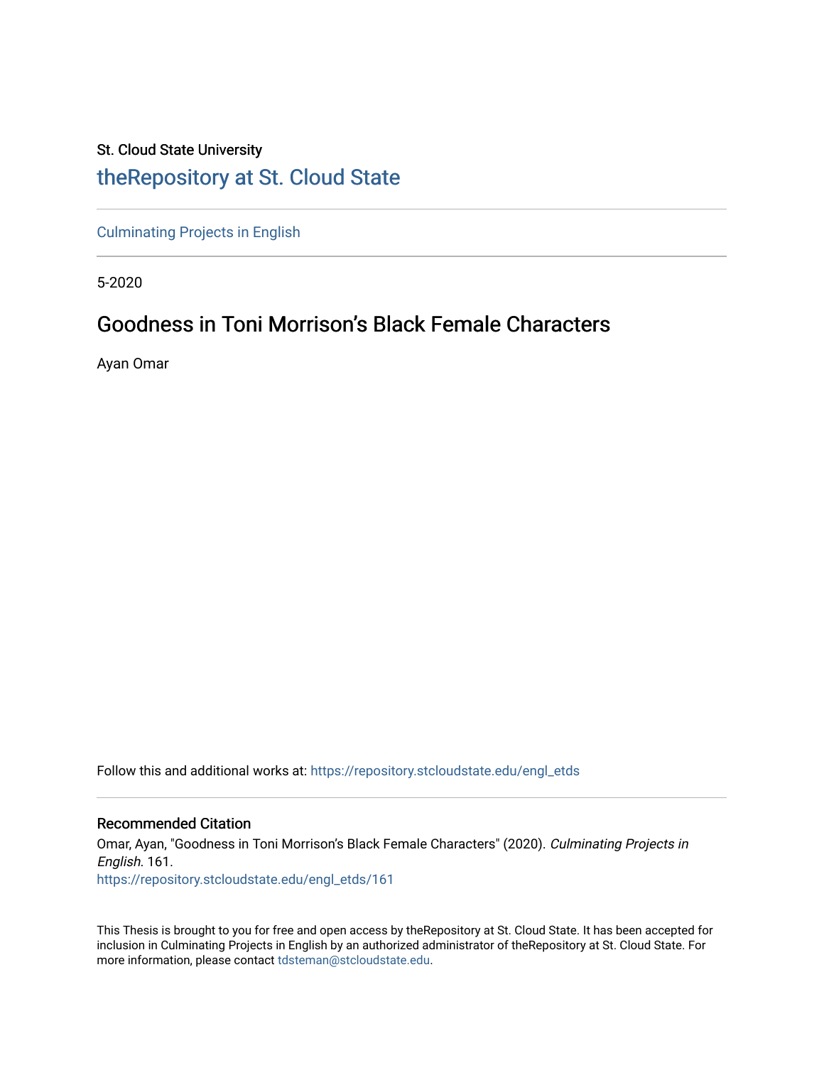St. Cloud State University

theRepository at St. Cloud State

Culminating Projects in English

5-2020

# Goodness in Toni Morrison's Black Female Characters

Ayan Omar

Follow this and additional works at: https://repository.stcloudstate.edu/engl_etds

## Recommended Citation

Omar, Ayan, "Goodness in Toni Morrison's Black Female Characters" (2020). *Culminating Projects in English*. 161.
https://repository.stcloudstate.edu/engl_etds/161

This Thesis is brought to you for free and open access by theRepository at St. Cloud State. It has been accepted for inclusion in Culminating Projects in English by an authorized administrator of theRepository at St. Cloud State. For more information, please contact tdsteman@stcloudstate.edu.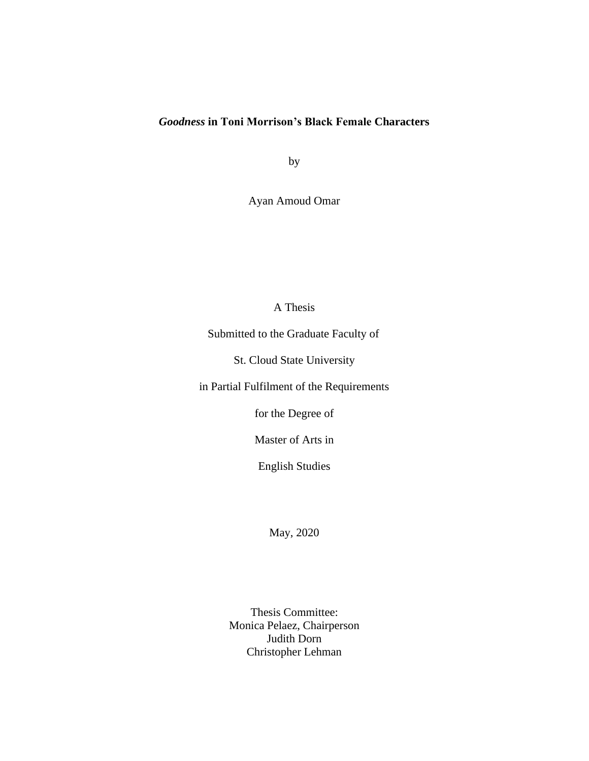# *Goodness* in Toni Morrison's Black Female Characters

by

Ayan Amoud Omar

A Thesis

Submitted to the Graduate Faculty of

St. Cloud State University

in Partial Fulfilment of the Requirements

for the Degree of

Master of Arts in

English Studies

May, 2020

Thesis Committee:
Monica Pelaez, Chairperson
Judith Dorn
Christopher Lehman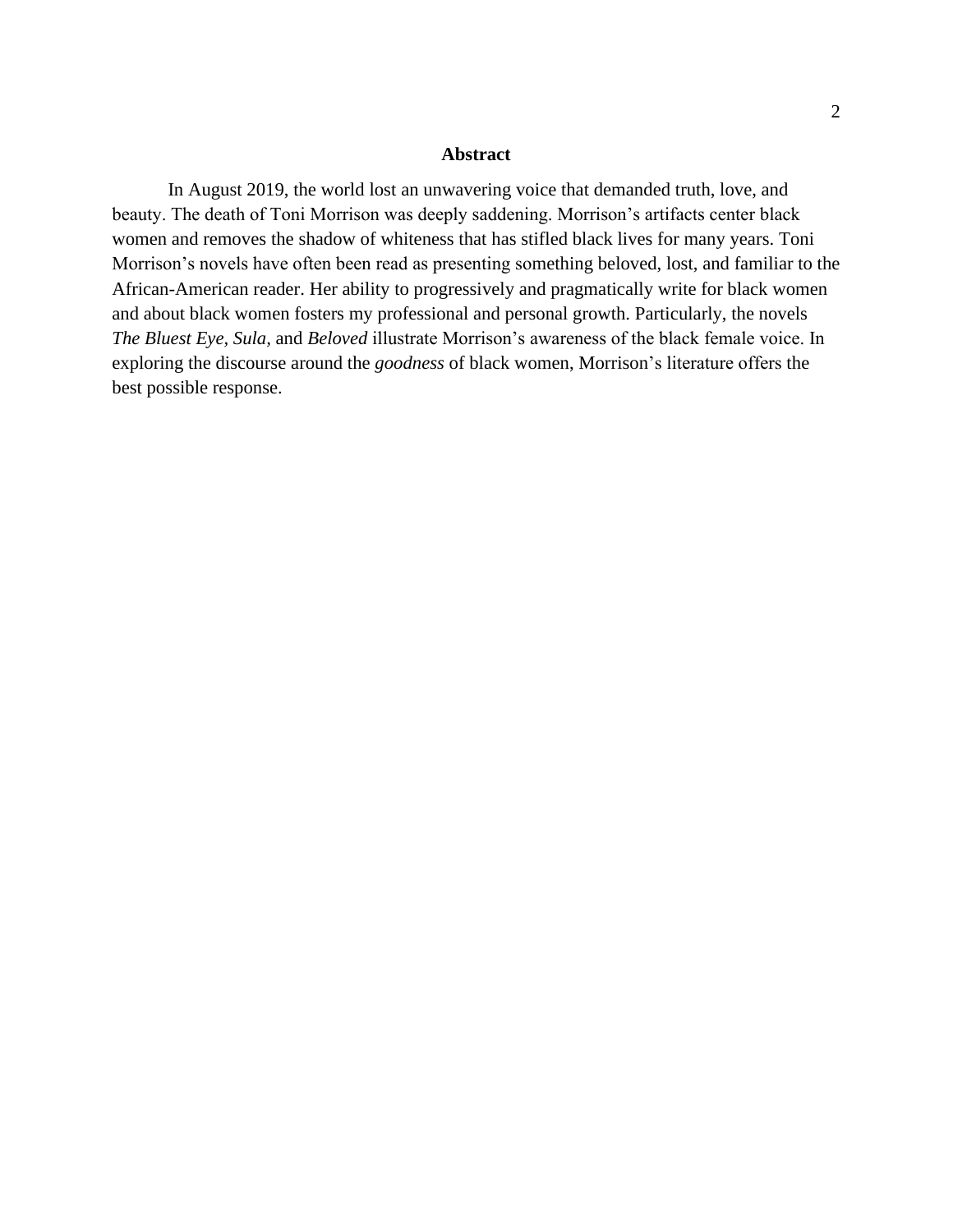## Abstract

In August 2019, the world lost an unwavering voice that demanded truth, love, and beauty. The death of Toni Morrison was deeply saddening. Morrison's artifacts center black women and removes the shadow of whiteness that has stifled black lives for many years. Toni Morrison's novels have often been read as presenting something beloved, lost, and familiar to the African-American reader. Her ability to progressively and pragmatically write for black women and about black women fosters my professional and personal growth. Particularly, the novels *The Bluest Eye*, *Sula*, and *Beloved* illustrate Morrison's awareness of the black female voice. In exploring the discourse around the *goodness* of black women, Morrison's literature offers the best possible response.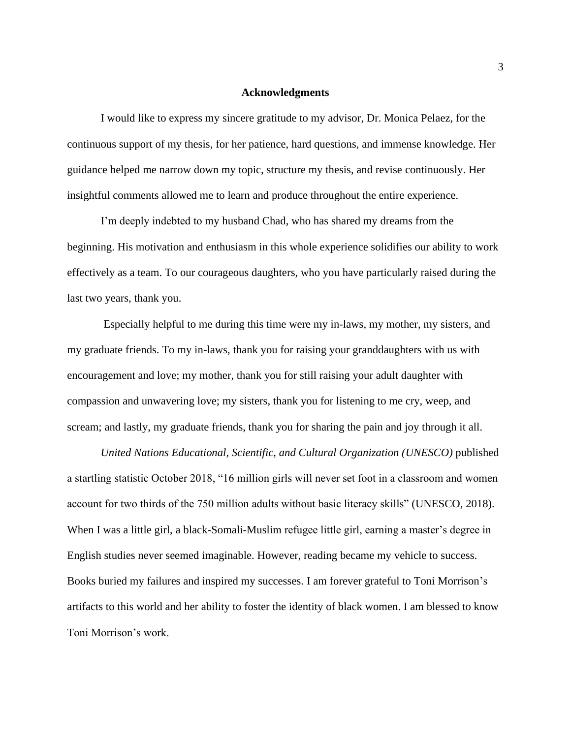## Acknowledgments

I would like to express my sincere gratitude to my advisor, Dr. Monica Pelaez, for the continuous support of my thesis, for her patience, hard questions, and immense knowledge. Her guidance helped me narrow down my topic, structure my thesis, and revise continuously. Her insightful comments allowed me to learn and produce throughout the entire experience.

I'm deeply indebted to my husband Chad, who has shared my dreams from the beginning. His motivation and enthusiasm in this whole experience solidifies our ability to work effectively as a team. To our courageous daughters, who you have particularly raised during the last two years, thank you.

Especially helpful to me during this time were my in-laws, my mother, my sisters, and my graduate friends. To my in-laws, thank you for raising your granddaughters with us with encouragement and love; my mother, thank you for still raising your adult daughter with compassion and unwavering love; my sisters, thank you for listening to me cry, weep, and scream; and lastly, my graduate friends, thank you for sharing the pain and joy through it all.

*United Nations Educational, Scientific, and Cultural Organization (UNESCO)* published a startling statistic October 2018, "16 million girls will never set foot in a classroom and women account for two thirds of the 750 million adults without basic literacy skills" (UNESCO, 2018). When I was a little girl, a black-Somali-Muslim refugee little girl, earning a master's degree in English studies never seemed imaginable. However, reading became my vehicle to success. Books buried my failures and inspired my successes. I am forever grateful to Toni Morrison's artifacts to this world and her ability to foster the identity of black women. I am blessed to know Toni Morrison's work.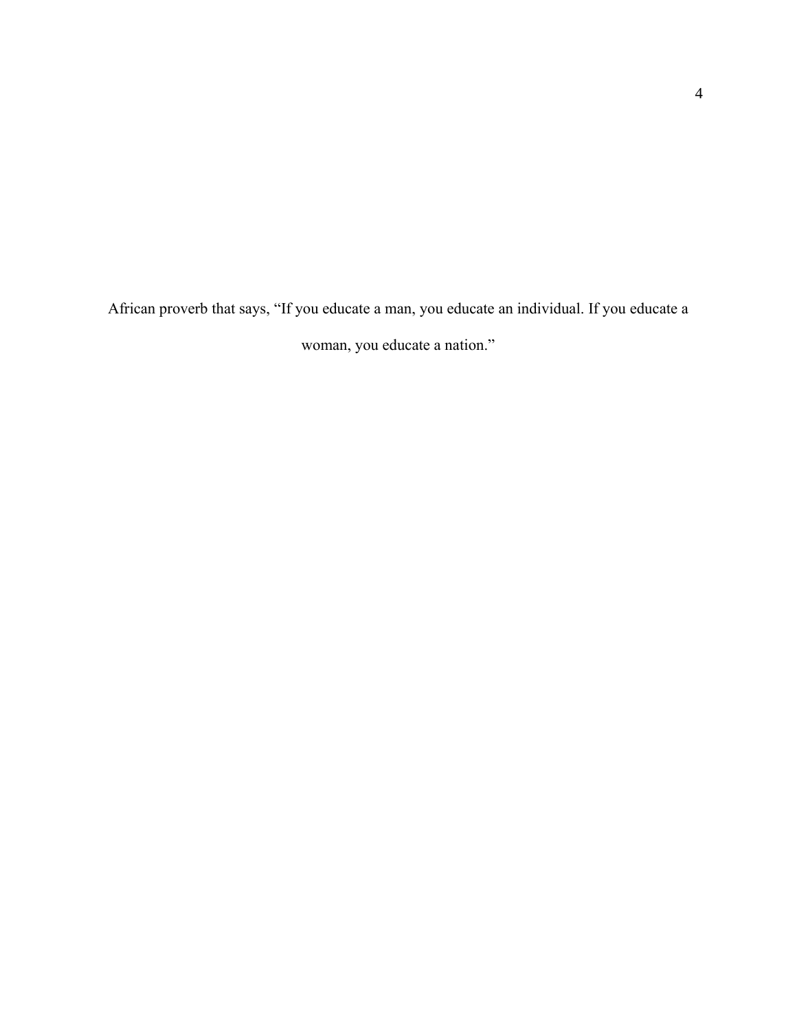African proverb that says, “If you educate a man, you educate an individual. If you educate a woman, you educate a nation.”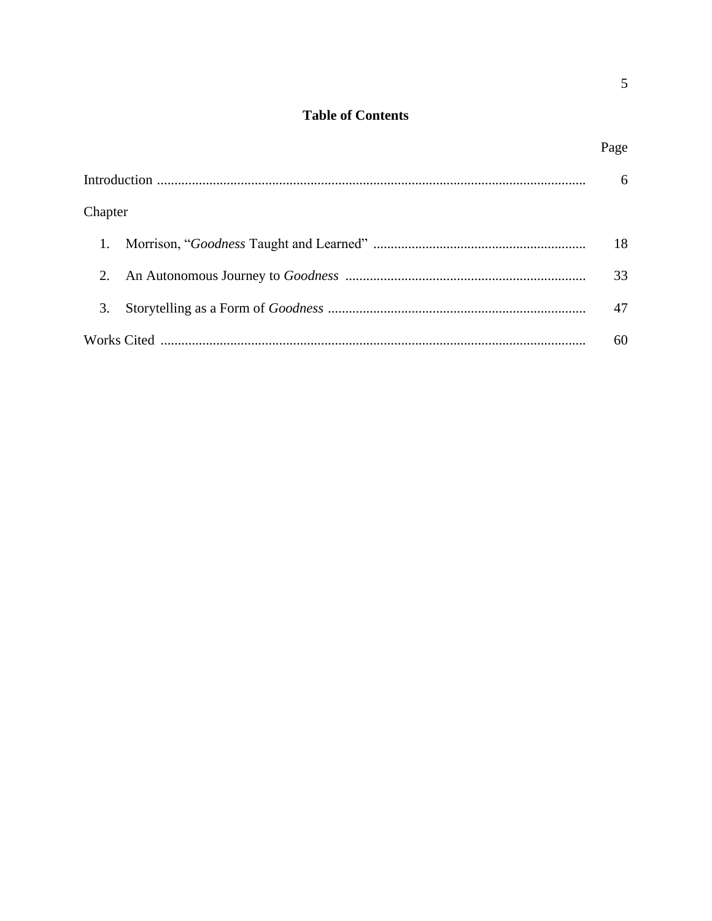# Table of Contents

| | Page |
|---|---|
| Introduction | 6 |
| Chapter | |
| 1. Morrison, "*Goodness* Taught and Learned" | 18 |
| 2. An Autonomous Journey to *Goodness* | 33 |
| 3. Storytelling as a Form of *Goodness* | 47 |
| Works Cited | 60 |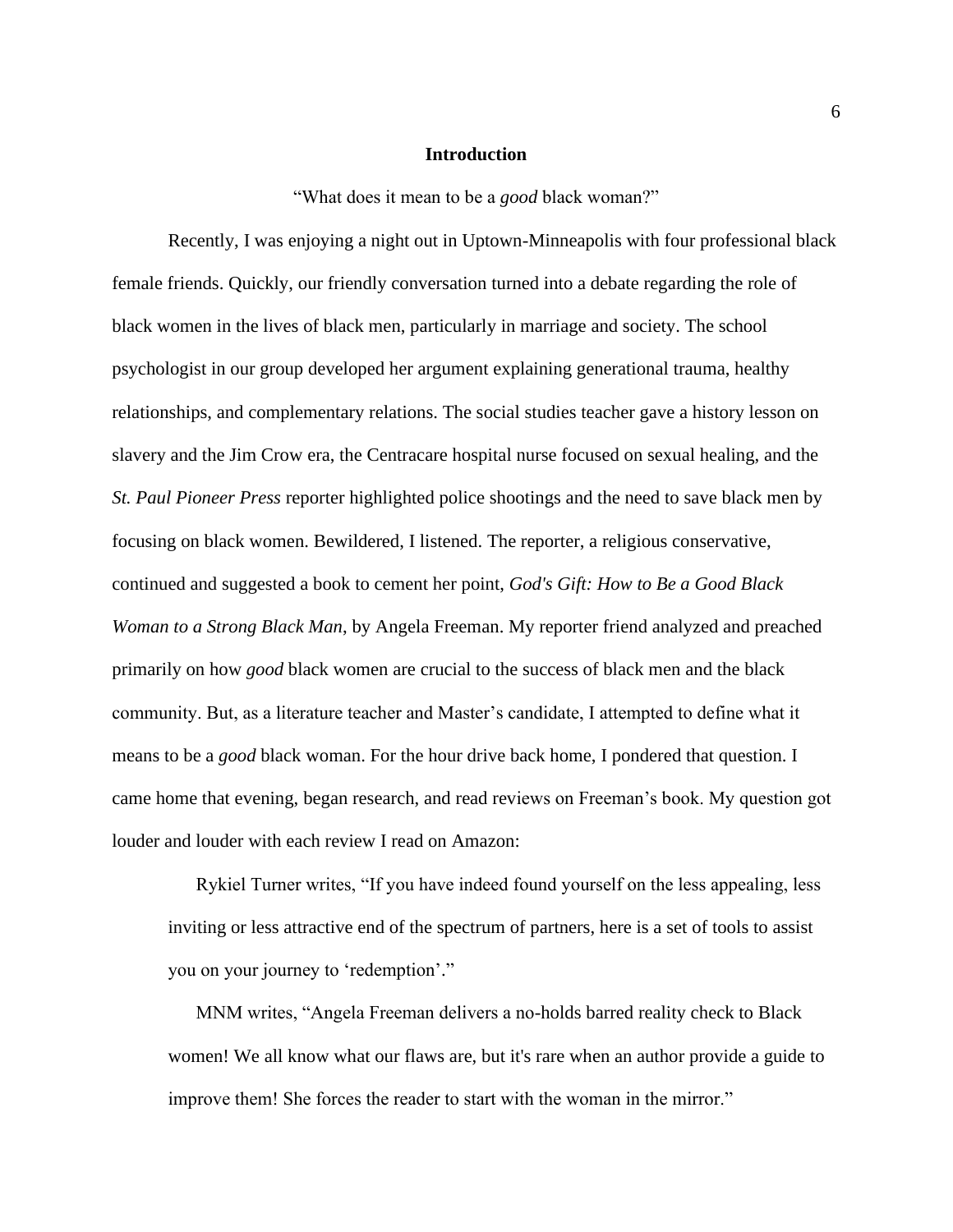## Introduction

"What does it mean to be a *good* black woman?"

Recently, I was enjoying a night out in Uptown-Minneapolis with four professional black female friends. Quickly, our friendly conversation turned into a debate regarding the role of black women in the lives of black men, particularly in marriage and society. The school psychologist in our group developed her argument explaining generational trauma, healthy relationships, and complementary relations. The social studies teacher gave a history lesson on slavery and the Jim Crow era, the Centracare hospital nurse focused on sexual healing, and the *St. Paul Pioneer Press* reporter highlighted police shootings and the need to save black men by focusing on black women. Bewildered, I listened. The reporter, a religious conservative, continued and suggested a book to cement her point, *God's Gift: How to Be a Good Black Woman to a Strong Black Man*, by Angela Freeman. My reporter friend analyzed and preached primarily on how *good* black women are crucial to the success of black men and the black community. But, as a literature teacher and Master's candidate, I attempted to define what it means to be a *good* black woman. For the hour drive back home, I pondered that question. I came home that evening, began research, and read reviews on Freeman's book. My question got louder and louder with each review I read on Amazon:

> Rykiel Turner writes, "If you have indeed found yourself on the less appealing, less inviting or less attractive end of the spectrum of partners, here is a set of tools to assist you on your journey to 'redemption'."
>
> MNM writes, "Angela Freeman delivers a no-holds barred reality check to Black women! We all know what our flaws are, but it's rare when an author provide a guide to improve them! She forces the reader to start with the woman in the mirror."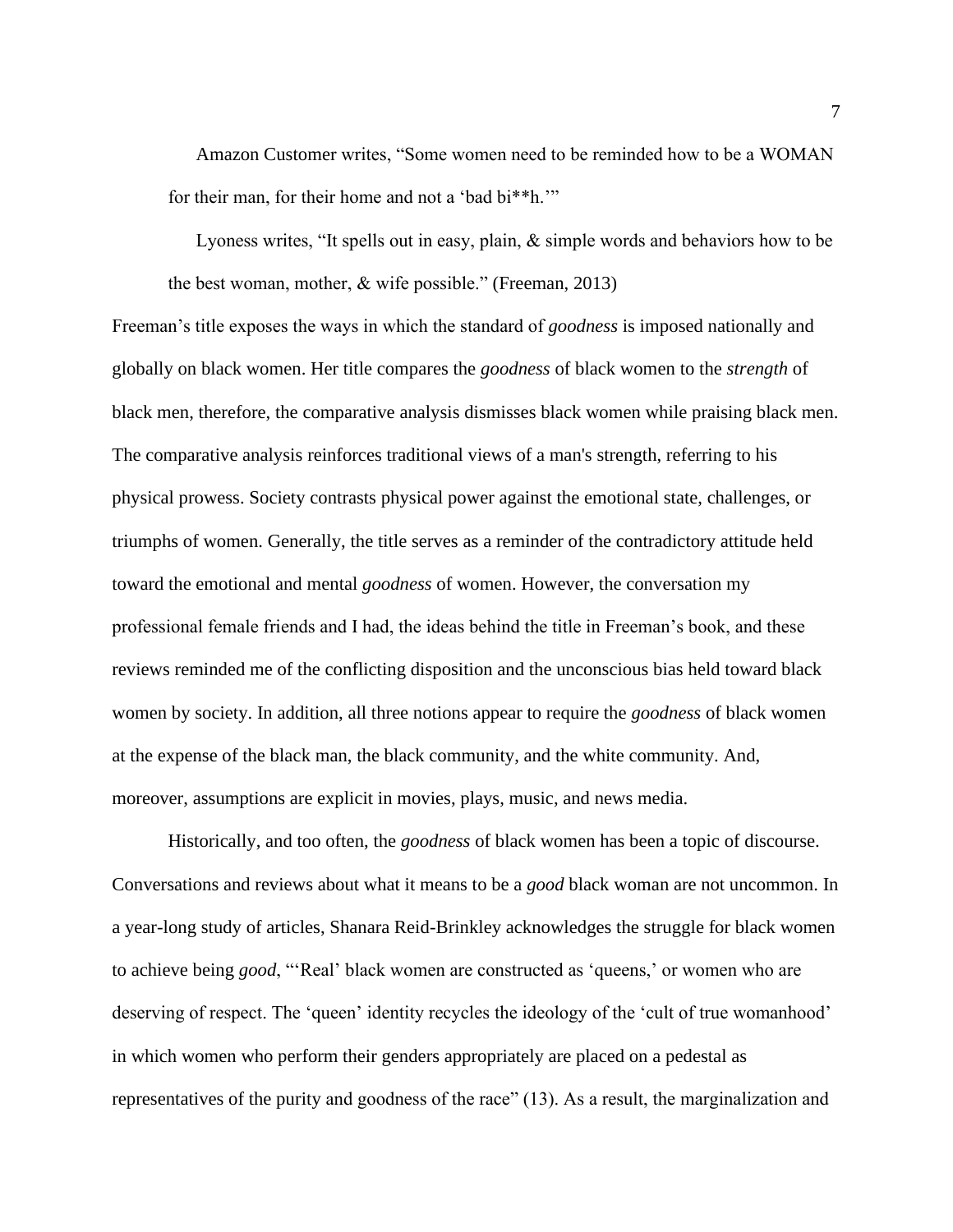> Amazon Customer writes, “Some women need to be reminded how to be a WOMAN for their man, for their home and not a ‘bad bi**h.’”
>
> Lyoness writes, “It spells out in easy, plain, & simple words and behaviors how to be the best woman, mother, & wife possible.” (Freeman, 2013)

Freeman’s title exposes the ways in which the standard of *goodness* is imposed nationally and globally on black women. Her title compares the *goodness* of black women to the *strength* of black men, therefore, the comparative analysis dismisses black women while praising black men. The comparative analysis reinforces traditional views of a man's strength, referring to his physical prowess. Society contrasts physical power against the emotional state, challenges, or triumphs of women. Generally, the title serves as a reminder of the contradictory attitude held toward the emotional and mental *goodness* of women. However, the conversation my professional female friends and I had, the ideas behind the title in Freeman’s book, and these reviews reminded me of the conflicting disposition and the unconscious bias held toward black women by society. In addition, all three notions appear to require the *goodness* of black women at the expense of the black man, the black community, and the white community. And, moreover, assumptions are explicit in movies, plays, music, and news media.

Historically, and too often, the *goodness* of black women has been a topic of discourse. Conversations and reviews about what it means to be a *good* black woman are not uncommon. In a year-long study of articles, Shanara Reid-Brinkley acknowledges the struggle for black women to achieve being *good*, “‘Real’ black women are constructed as ‘queens,’ or women who are deserving of respect. The ‘queen’ identity recycles the ideology of the ‘cult of true womanhood’ in which women who perform their genders appropriately are placed on a pedestal as representatives of the purity and goodness of the race” (13). As a result, the marginalization and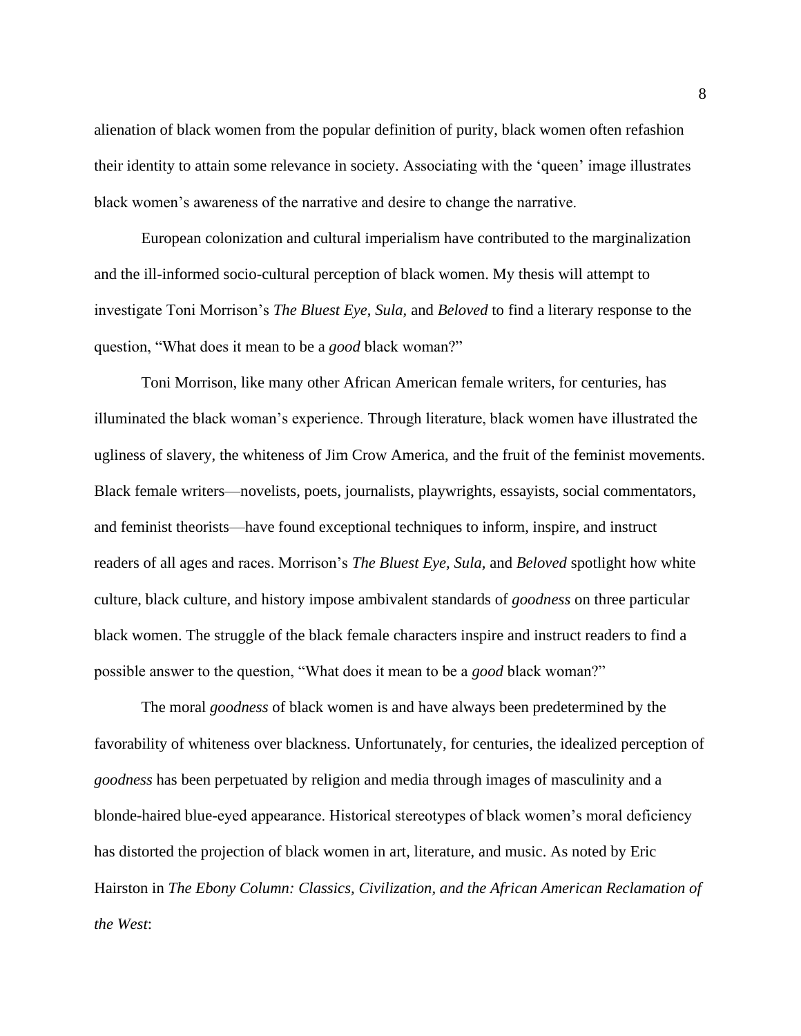alienation of black women from the popular definition of purity, black women often refashion their identity to attain some relevance in society. Associating with the 'queen' image illustrates black women's awareness of the narrative and desire to change the narrative.

European colonization and cultural imperialism have contributed to the marginalization and the ill-informed socio-cultural perception of black women. My thesis will attempt to investigate Toni Morrison's *The Bluest Eye*, *Sula,* and *Beloved* to find a literary response to the question, "What does it mean to be a *good* black woman?"

Toni Morrison, like many other African American female writers, for centuries, has illuminated the black woman's experience. Through literature, black women have illustrated the ugliness of slavery, the whiteness of Jim Crow America, and the fruit of the feminist movements. Black female writers—novelists, poets, journalists, playwrights, essayists, social commentators, and feminist theorists—have found exceptional techniques to inform, inspire, and instruct readers of all ages and races. Morrison's *The Bluest Eye, Sula,* and *Beloved* spotlight how white culture, black culture, and history impose ambivalent standards of *goodness* on three particular black women. The struggle of the black female characters inspire and instruct readers to find a possible answer to the question, "What does it mean to be a *good* black woman?"

The moral *goodness* of black women is and have always been predetermined by the favorability of whiteness over blackness. Unfortunately, for centuries, the idealized perception of *goodness* has been perpetuated by religion and media through images of masculinity and a blonde-haired blue-eyed appearance. Historical stereotypes of black women's moral deficiency has distorted the projection of black women in art, literature, and music. As noted by Eric Hairston in *The Ebony Column: Classics, Civilization, and the African American Reclamation of the West*: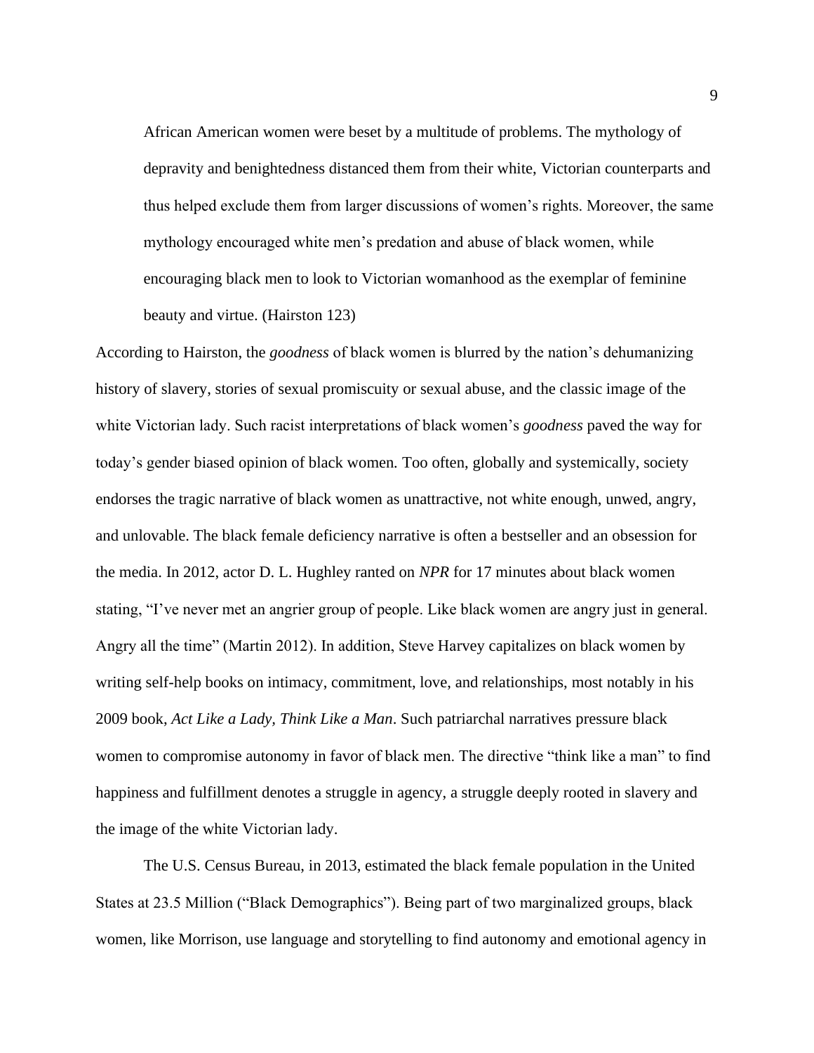> African American women were beset by a multitude of problems. The mythology of depravity and benightedness distanced them from their white, Victorian counterparts and thus helped exclude them from larger discussions of women's rights. Moreover, the same mythology encouraged white men's predation and abuse of black women, while encouraging black men to look to Victorian womanhood as the exemplar of feminine beauty and virtue. (Hairston 123)

According to Hairston, the *goodness* of black women is blurred by the nation's dehumanizing history of slavery, stories of sexual promiscuity or sexual abuse, and the classic image of the white Victorian lady. Such racist interpretations of black women's *goodness* paved the way for today's gender biased opinion of black women. Too often, globally and systemically, society endorses the tragic narrative of black women as unattractive, not white enough, unwed, angry, and unlovable. The black female deficiency narrative is often a bestseller and an obsession for the media. In 2012, actor D. L. Hughley ranted on *NPR* for 17 minutes about black women stating, "I've never met an angrier group of people. Like black women are angry just in general. Angry all the time" (Martin 2012). In addition, Steve Harvey capitalizes on black women by writing self-help books on intimacy, commitment, love, and relationships, most notably in his 2009 book, *Act Like a Lady, Think Like a Man*. Such patriarchal narratives pressure black women to compromise autonomy in favor of black men. The directive "think like a man" to find happiness and fulfillment denotes a struggle in agency, a struggle deeply rooted in slavery and the image of the white Victorian lady.

The U.S. Census Bureau, in 2013, estimated the black female population in the United States at 23.5 Million ("Black Demographics"). Being part of two marginalized groups, black women, like Morrison, use language and storytelling to find autonomy and emotional agency in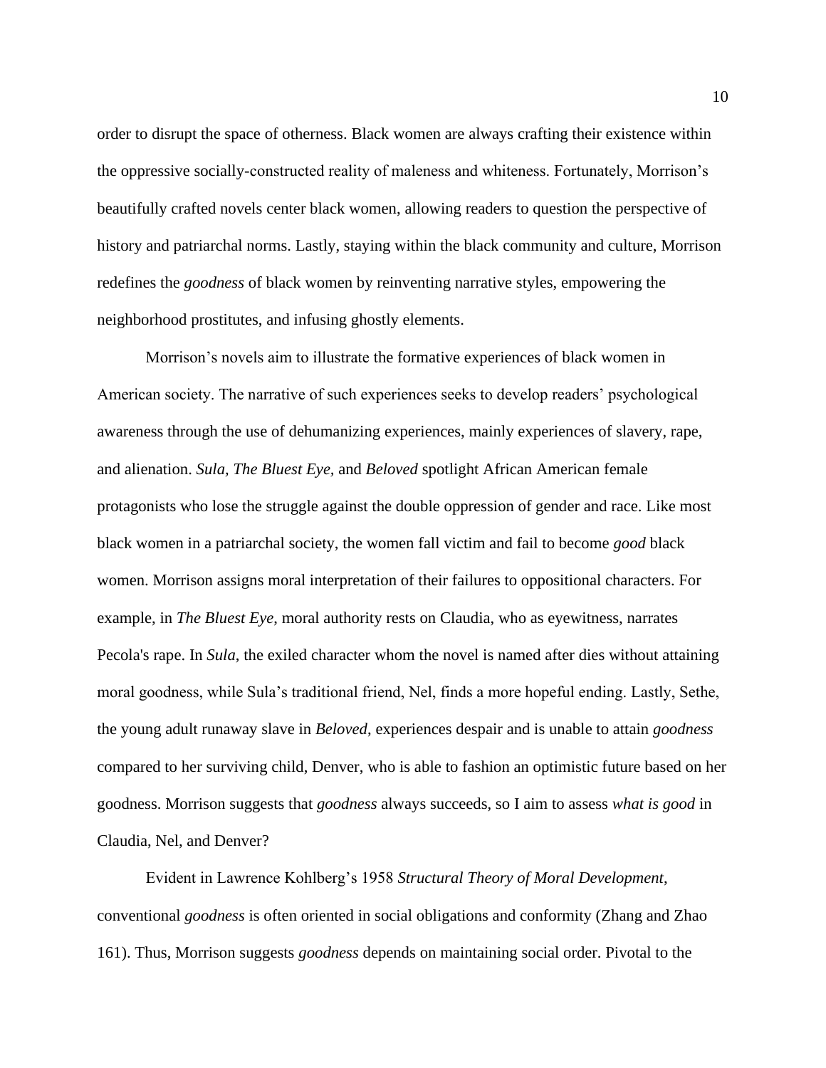order to disrupt the space of otherness. Black women are always crafting their existence within the oppressive socially-constructed reality of maleness and whiteness. Fortunately, Morrison's beautifully crafted novels center black women, allowing readers to question the perspective of history and patriarchal norms. Lastly, staying within the black community and culture, Morrison redefines the *goodness* of black women by reinventing narrative styles, empowering the neighborhood prostitutes, and infusing ghostly elements.

Morrison's novels aim to illustrate the formative experiences of black women in American society. The narrative of such experiences seeks to develop readers' psychological awareness through the use of dehumanizing experiences, mainly experiences of slavery, rape, and alienation. *Sula, The Bluest Eye,* and *Beloved* spotlight African American female protagonists who lose the struggle against the double oppression of gender and race. Like most black women in a patriarchal society, the women fall victim and fail to become *good* black women. Morrison assigns moral interpretation of their failures to oppositional characters. For example, in *The Bluest Eye*, moral authority rests on Claudia, who as eyewitness, narrates Pecola's rape. In *Sula*, the exiled character whom the novel is named after dies without attaining moral goodness, while Sula's traditional friend, Nel, finds a more hopeful ending. Lastly, Sethe, the young adult runaway slave in *Beloved*, experiences despair and is unable to attain *goodness* compared to her surviving child, Denver, who is able to fashion an optimistic future based on her goodness. Morrison suggests that *goodness* always succeeds, so I aim to assess *what is good* in Claudia, Nel, and Denver?

Evident in Lawrence Kohlberg's 1958 *Structural Theory of Moral Development*, conventional *goodness* is often oriented in social obligations and conformity (Zhang and Zhao 161). Thus, Morrison suggests *goodness* depends on maintaining social order. Pivotal to the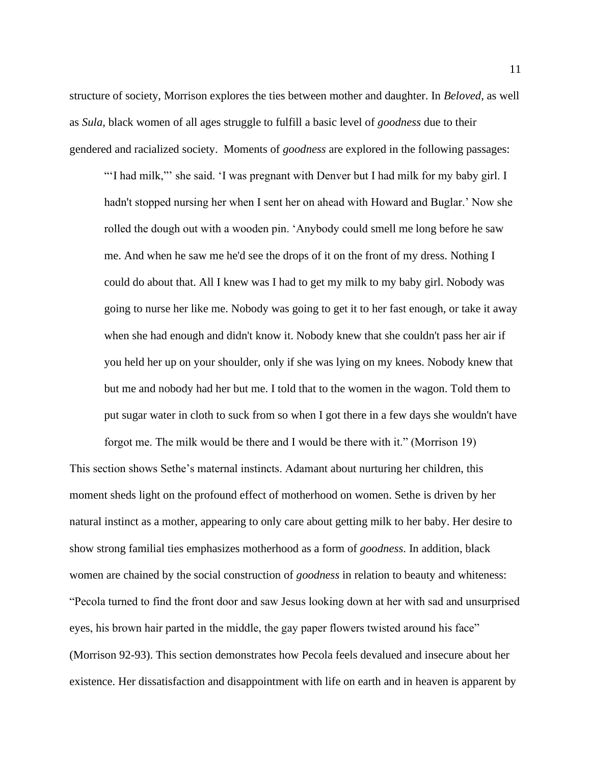structure of society, Morrison explores the ties between mother and daughter. In *Beloved*, as well as *Sula*, black women of all ages struggle to fulfill a basic level of *goodness* due to their gendered and racialized society. Moments of *goodness* are explored in the following passages:

> "'I had milk,"' she said. 'I was pregnant with Denver but I had milk for my baby girl. I hadn't stopped nursing her when I sent her on ahead with Howard and Buglar.' Now she rolled the dough out with a wooden pin. 'Anybody could smell me long before he saw me. And when he saw me he'd see the drops of it on the front of my dress. Nothing I could do about that. All I knew was I had to get my milk to my baby girl. Nobody was going to nurse her like me. Nobody was going to get it to her fast enough, or take it away when she had enough and didn't know it. Nobody knew that she couldn't pass her air if you held her up on your shoulder, only if she was lying on my knees. Nobody knew that but me and nobody had her but me. I told that to the women in the wagon. Told them to put sugar water in cloth to suck from so when I got there in a few days she wouldn't have forgot me. The milk would be there and I would be there with it." (Morrison 19)

This section shows Sethe's maternal instincts. Adamant about nurturing her children, this moment sheds light on the profound effect of motherhood on women. Sethe is driven by her natural instinct as a mother, appearing to only care about getting milk to her baby. Her desire to show strong familial ties emphasizes motherhood as a form of *goodness*. In addition, black women are chained by the social construction of *goodness* in relation to beauty and whiteness: "Pecola turned to find the front door and saw Jesus looking down at her with sad and unsurprised eyes, his brown hair parted in the middle, the gay paper flowers twisted around his face" (Morrison 92-93). This section demonstrates how Pecola feels devalued and insecure about her existence. Her dissatisfaction and disappointment with life on earth and in heaven is apparent by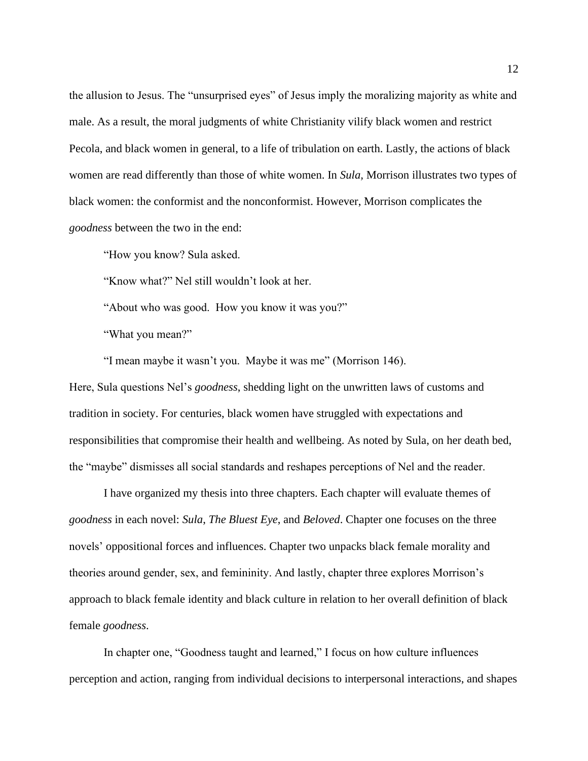the allusion to Jesus. The "unsurprised eyes" of Jesus imply the moralizing majority as white and male. As a result, the moral judgments of white Christianity vilify black women and restrict Pecola, and black women in general, to a life of tribulation on earth. Lastly, the actions of black women are read differently than those of white women. In *Sula*, Morrison illustrates two types of black women: the conformist and the nonconformist. However, Morrison complicates the *goodness* between the two in the end:

> "How you know? Sula asked.
>
> "Know what?" Nel still wouldn't look at her.
>
> "About who was good. How you know it was you?"
>
> "What you mean?"
>
> "I mean maybe it wasn't you. Maybe it was me" (Morrison 146).

Here, Sula questions Nel's *goodness*, shedding light on the unwritten laws of customs and tradition in society. For centuries, black women have struggled with expectations and responsibilities that compromise their health and wellbeing. As noted by Sula, on her death bed, the "maybe" dismisses all social standards and reshapes perceptions of Nel and the reader.

I have organized my thesis into three chapters. Each chapter will evaluate themes of *goodness* in each novel: *Sula*, *The Bluest Eye*, and *Beloved*. Chapter one focuses on the three novels' oppositional forces and influences. Chapter two unpacks black female morality and theories around gender, sex, and femininity. And lastly, chapter three explores Morrison's approach to black female identity and black culture in relation to her overall definition of black female *goodness*.

In chapter one, "Goodness taught and learned," I focus on how culture influences perception and action, ranging from individual decisions to interpersonal interactions, and shapes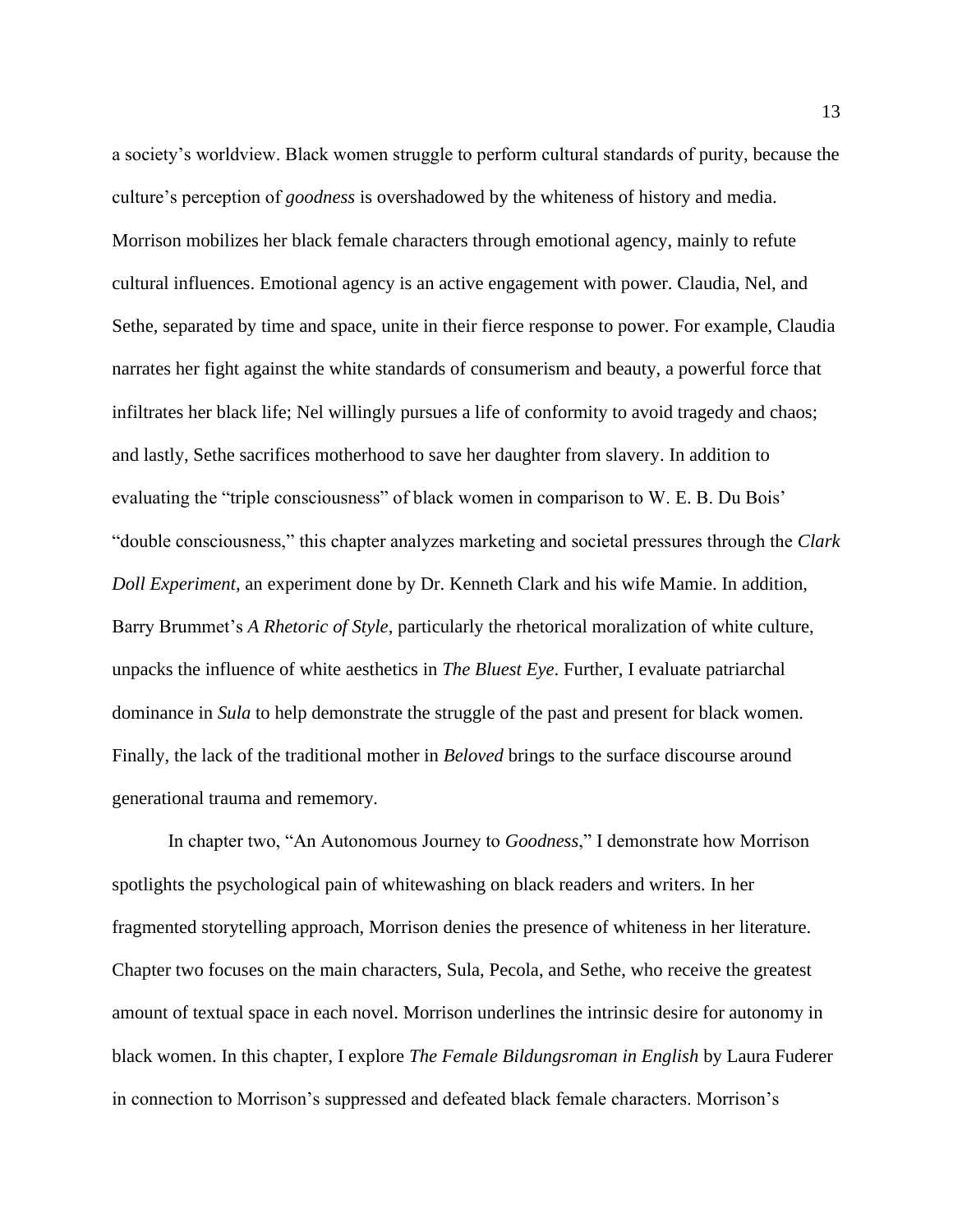a society's worldview. Black women struggle to perform cultural standards of purity, because the culture's perception of *goodness* is overshadowed by the whiteness of history and media. Morrison mobilizes her black female characters through emotional agency, mainly to refute cultural influences. Emotional agency is an active engagement with power. Claudia, Nel, and Sethe, separated by time and space, unite in their fierce response to power. For example, Claudia narrates her fight against the white standards of consumerism and beauty, a powerful force that infiltrates her black life; Nel willingly pursues a life of conformity to avoid tragedy and chaos; and lastly, Sethe sacrifices motherhood to save her daughter from slavery. In addition to evaluating the "triple consciousness" of black women in comparison to W. E. B. Du Bois' "double consciousness," this chapter analyzes marketing and societal pressures through the *Clark Doll Experiment*, an experiment done by Dr. Kenneth Clark and his wife Mamie. In addition, Barry Brummet's *A Rhetoric of Style*, particularly the rhetorical moralization of white culture, unpacks the influence of white aesthetics in *The Bluest Eye*. Further, I evaluate patriarchal dominance in *Sula* to help demonstrate the struggle of the past and present for black women. Finally, the lack of the traditional mother in *Beloved* brings to the surface discourse around generational trauma and rememory.

In chapter two, "An Autonomous Journey to *Goodness*," I demonstrate how Morrison spotlights the psychological pain of whitewashing on black readers and writers. In her fragmented storytelling approach, Morrison denies the presence of whiteness in her literature. Chapter two focuses on the main characters, Sula, Pecola, and Sethe, who receive the greatest amount of textual space in each novel. Morrison underlines the intrinsic desire for autonomy in black women. In this chapter, I explore *The Female Bildungsroman in English* by Laura Fuderer in connection to Morrison's suppressed and defeated black female characters. Morrison's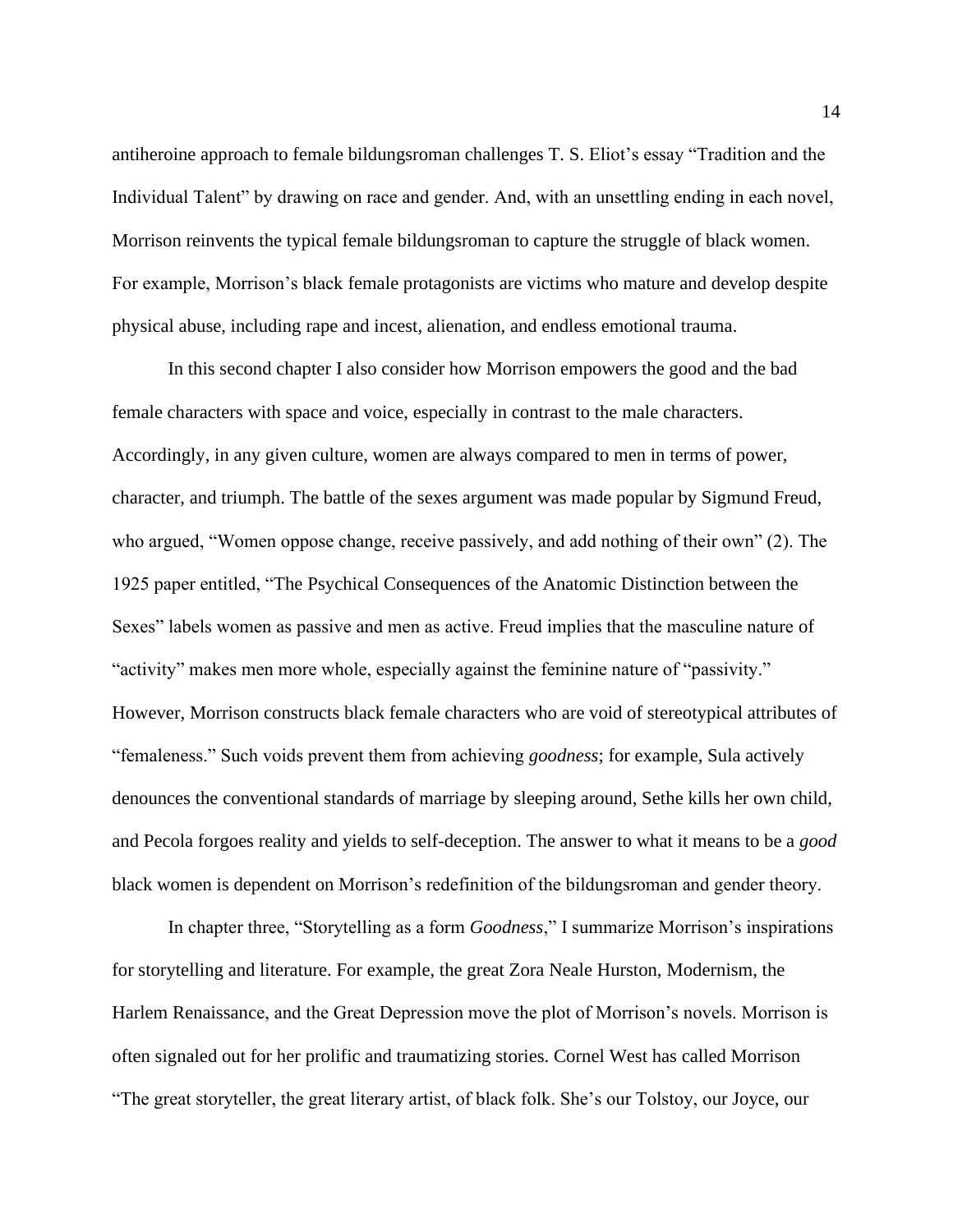antiheroine approach to female bildungsroman challenges T. S. Eliot's essay "Tradition and the Individual Talent" by drawing on race and gender. And, with an unsettling ending in each novel, Morrison reinvents the typical female bildungsroman to capture the struggle of black women. For example, Morrison's black female protagonists are victims who mature and develop despite physical abuse, including rape and incest, alienation, and endless emotional trauma.

In this second chapter I also consider how Morrison empowers the good and the bad female characters with space and voice, especially in contrast to the male characters. Accordingly, in any given culture, women are always compared to men in terms of power, character, and triumph. The battle of the sexes argument was made popular by Sigmund Freud, who argued, "Women oppose change, receive passively, and add nothing of their own" (2). The 1925 paper entitled, "The Psychical Consequences of the Anatomic Distinction between the Sexes" labels women as passive and men as active. Freud implies that the masculine nature of "activity" makes men more whole, especially against the feminine nature of "passivity." However, Morrison constructs black female characters who are void of stereotypical attributes of "femaleness." Such voids prevent them from achieving *goodness*; for example, Sula actively denounces the conventional standards of marriage by sleeping around, Sethe kills her own child, and Pecola forgoes reality and yields to self-deception. The answer to what it means to be a *good* black women is dependent on Morrison's redefinition of the bildungsroman and gender theory.

In chapter three, "Storytelling as a form *Goodness*," I summarize Morrison's inspirations for storytelling and literature. For example, the great Zora Neale Hurston, Modernism, the Harlem Renaissance, and the Great Depression move the plot of Morrison's novels. Morrison is often signaled out for her prolific and traumatizing stories. Cornel West has called Morrison "The great storyteller, the great literary artist, of black folk. She's our Tolstoy, our Joyce, our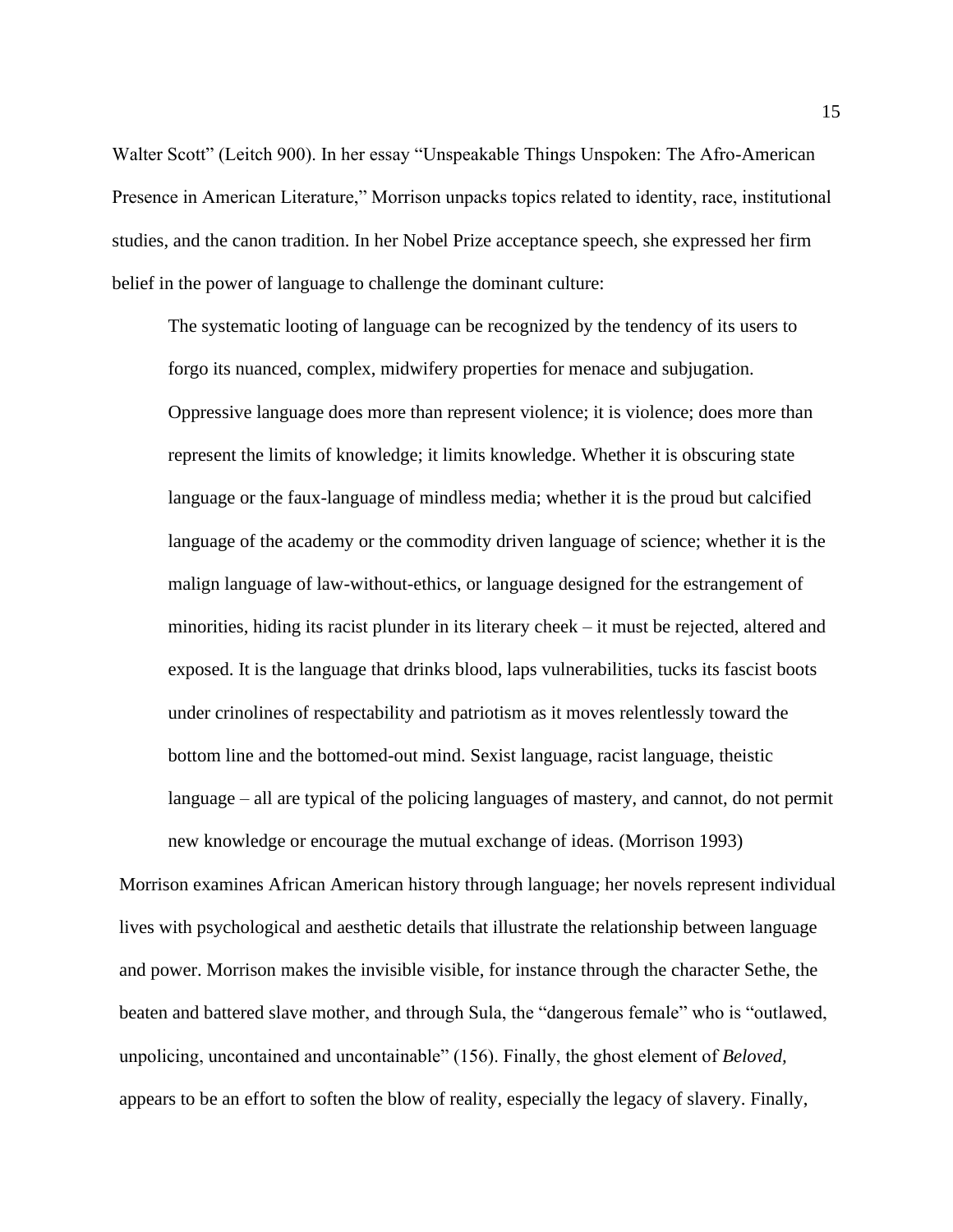Walter Scott" (Leitch 900). In her essay "Unspeakable Things Unspoken: The Afro-American Presence in American Literature," Morrison unpacks topics related to identity, race, institutional studies, and the canon tradition. In her Nobel Prize acceptance speech, she expressed her firm belief in the power of language to challenge the dominant culture:

> The systematic looting of language can be recognized by the tendency of its users to forgo its nuanced, complex, midwifery properties for menace and subjugation. Oppressive language does more than represent violence; it is violence; does more than represent the limits of knowledge; it limits knowledge. Whether it is obscuring state language or the faux-language of mindless media; whether it is the proud but calcified language of the academy or the commodity driven language of science; whether it is the malign language of law-without-ethics, or language designed for the estrangement of minorities, hiding its racist plunder in its literary cheek – it must be rejected, altered and exposed. It is the language that drinks blood, laps vulnerabilities, tucks its fascist boots under crinolines of respectability and patriotism as it moves relentlessly toward the bottom line and the bottomed-out mind. Sexist language, racist language, theistic language – all are typical of the policing languages of mastery, and cannot, do not permit new knowledge or encourage the mutual exchange of ideas. (Morrison 1993)

Morrison examines African American history through language; her novels represent individual lives with psychological and aesthetic details that illustrate the relationship between language and power. Morrison makes the invisible visible, for instance through the character Sethe, the beaten and battered slave mother, and through Sula, the "dangerous female" who is "outlawed, unpolicing, uncontained and uncontainable" (156). Finally, the ghost element of *Beloved,* appears to be an effort to soften the blow of reality, especially the legacy of slavery. Finally,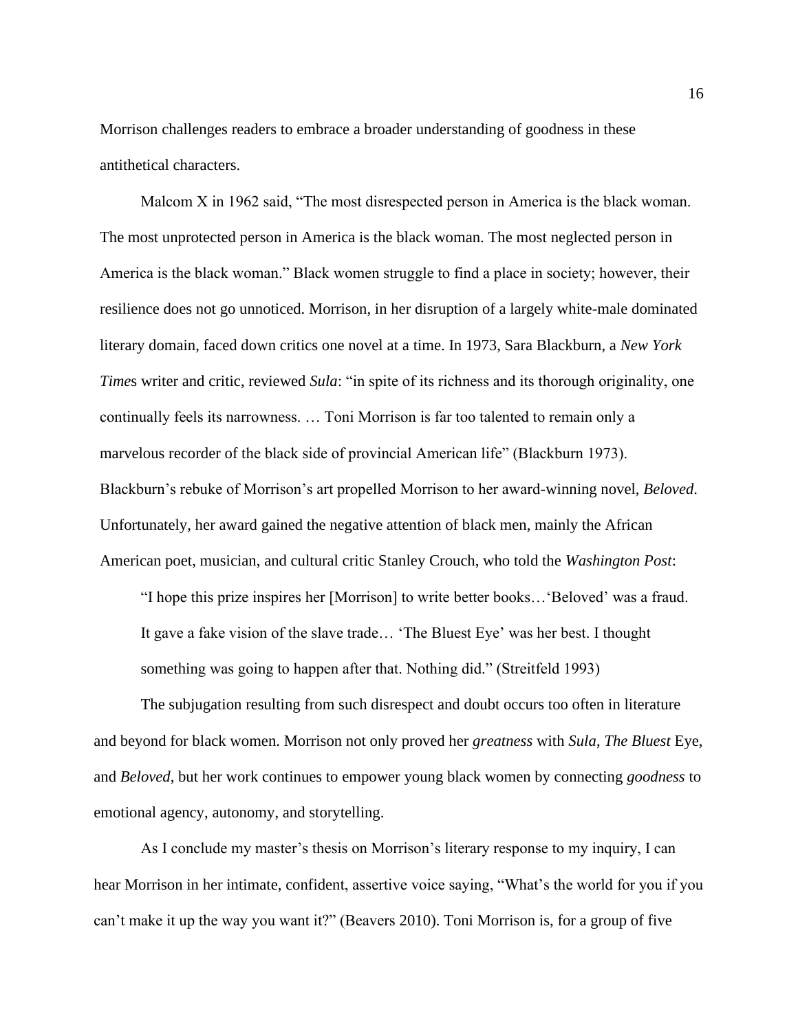Morrison challenges readers to embrace a broader understanding of goodness in these antithetical characters.

Malcom X in 1962 said, "The most disrespected person in America is the black woman. The most unprotected person in America is the black woman. The most neglected person in America is the black woman." Black women struggle to find a place in society; however, their resilience does not go unnoticed. Morrison, in her disruption of a largely white-male dominated literary domain, faced down critics one novel at a time. In 1973, Sara Blackburn, a *New York Time*s writer and critic, reviewed *Sula*: "in spite of its richness and its thorough originality, one continually feels its narrowness. … Toni Morrison is far too talented to remain only a marvelous recorder of the black side of provincial American life" (Blackburn 1973). Blackburn's rebuke of Morrison's art propelled Morrison to her award-winning novel, *Beloved*. Unfortunately, her award gained the negative attention of black men, mainly the African American poet, musician, and cultural critic Stanley Crouch, who told the *Washington Post*:

> "I hope this prize inspires her [Morrison] to write better books…'Beloved' was a fraud. It gave a fake vision of the slave trade… 'The Bluest Eye' was her best. I thought something was going to happen after that. Nothing did." (Streitfeld 1993)

The subjugation resulting from such disrespect and doubt occurs too often in literature and beyond for black women. Morrison not only proved her *greatness* with *Sula*, *The Bluest* Eye, and *Beloved*, but her work continues to empower young black women by connecting *goodness* to emotional agency, autonomy, and storytelling.

As I conclude my master's thesis on Morrison's literary response to my inquiry, I can hear Morrison in her intimate, confident, assertive voice saying, "What's the world for you if you can't make it up the way you want it?" (Beavers 2010). Toni Morrison is, for a group of five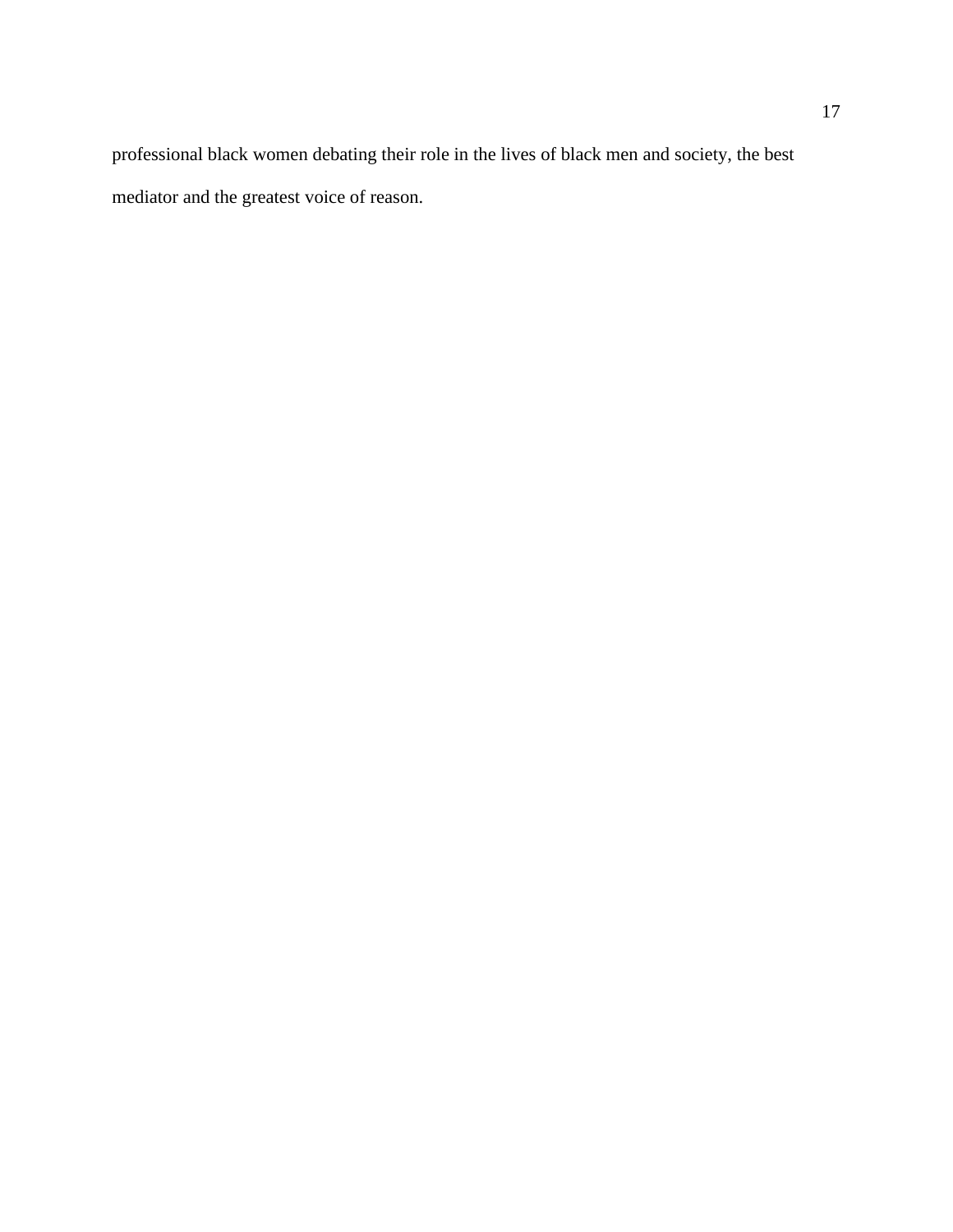professional black women debating their role in the lives of black men and society, the best mediator and the greatest voice of reason.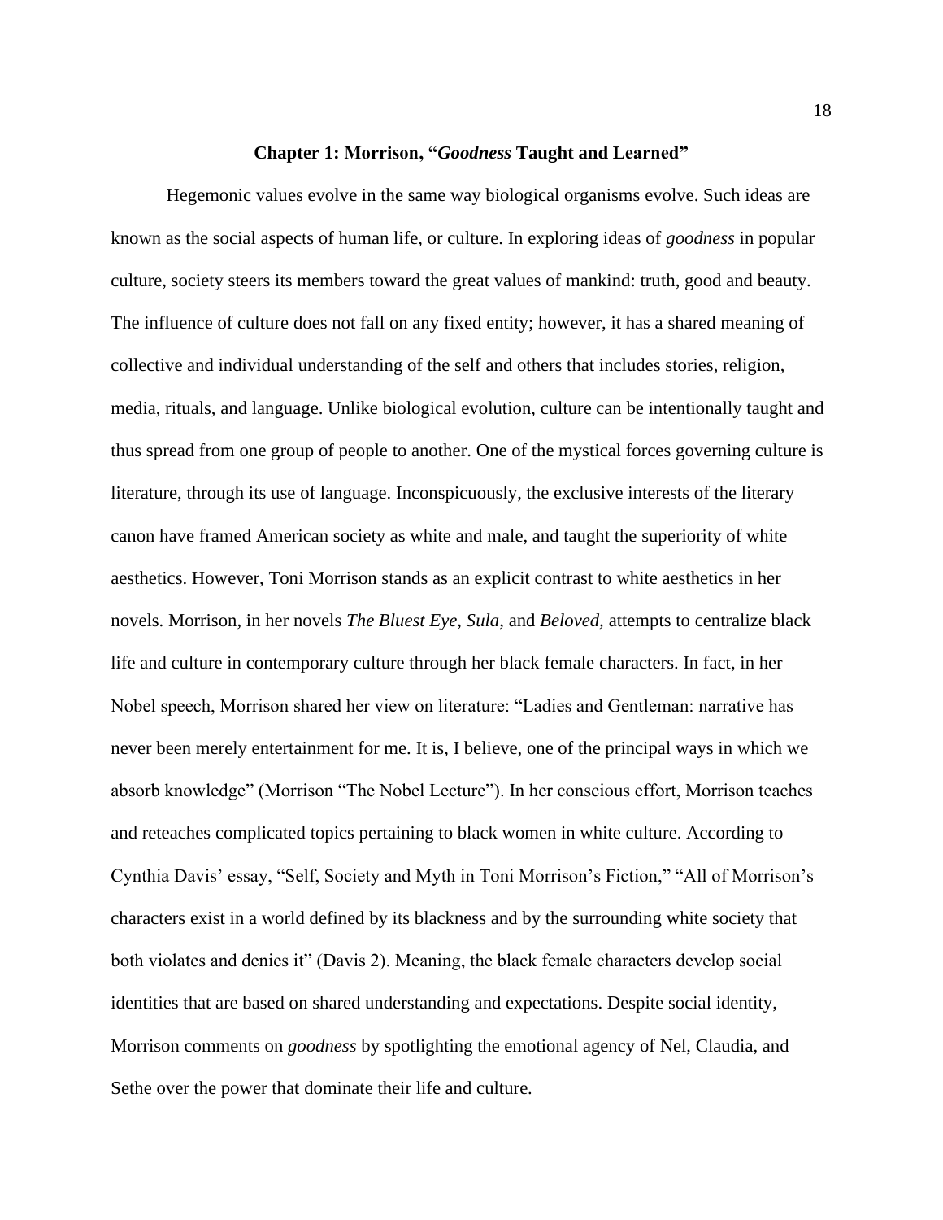## Chapter 1: Morrison, "*Goodness* Taught and Learned"

Hegemonic values evolve in the same way biological organisms evolve. Such ideas are known as the social aspects of human life, or culture. In exploring ideas of *goodness* in popular culture, society steers its members toward the great values of mankind: truth, good and beauty. The influence of culture does not fall on any fixed entity; however, it has a shared meaning of collective and individual understanding of the self and others that includes stories, religion, media, rituals, and language. Unlike biological evolution, culture can be intentionally taught and thus spread from one group of people to another. One of the mystical forces governing culture is literature, through its use of language. Inconspicuously, the exclusive interests of the literary canon have framed American society as white and male, and taught the superiority of white aesthetics. However, Toni Morrison stands as an explicit contrast to white aesthetics in her novels. Morrison, in her novels *The Bluest Eye*, *Sula*, and *Beloved,* attempts to centralize black life and culture in contemporary culture through her black female characters. In fact, in her Nobel speech, Morrison shared her view on literature: "Ladies and Gentleman: narrative has never been merely entertainment for me. It is, I believe, one of the principal ways in which we absorb knowledge" (Morrison "The Nobel Lecture"). In her conscious effort, Morrison teaches and reteaches complicated topics pertaining to black women in white culture. According to Cynthia Davis' essay, "Self, Society and Myth in Toni Morrison's Fiction," "All of Morrison's characters exist in a world defined by its blackness and by the surrounding white society that both violates and denies it" (Davis 2). Meaning, the black female characters develop social identities that are based on shared understanding and expectations. Despite social identity, Morrison comments on *goodness* by spotlighting the emotional agency of Nel, Claudia, and Sethe over the power that dominate their life and culture.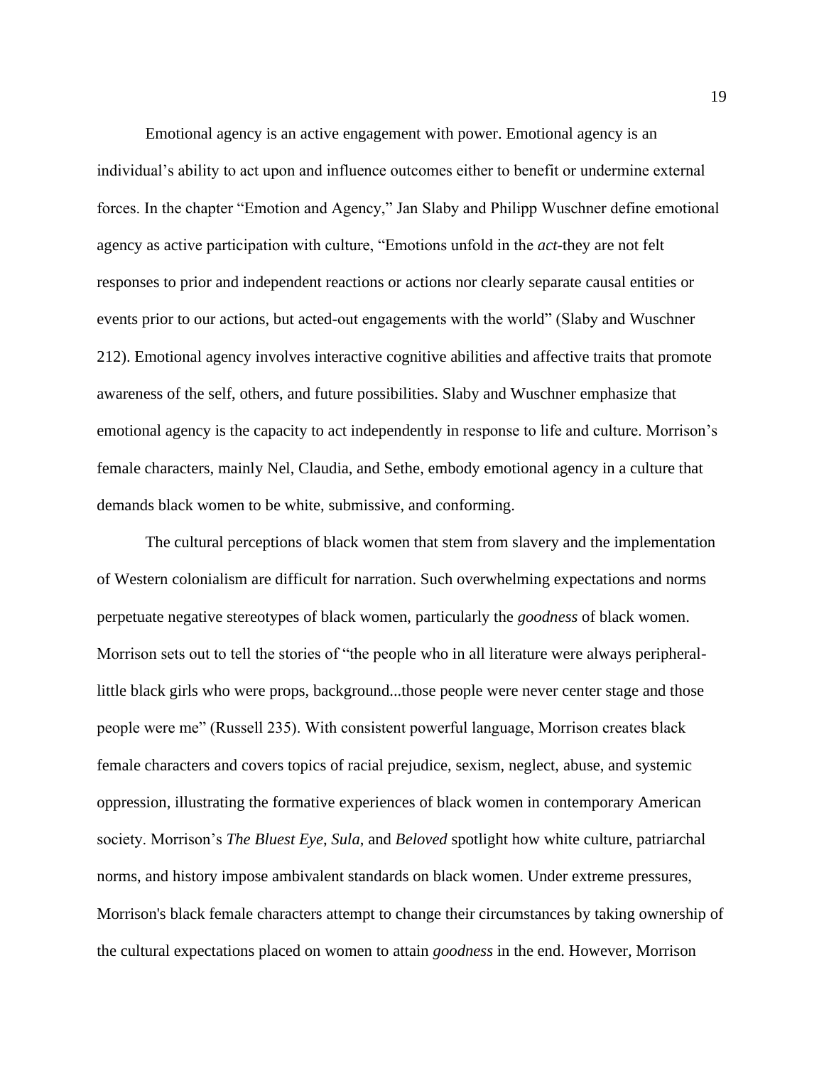Emotional agency is an active engagement with power. Emotional agency is an individual's ability to act upon and influence outcomes either to benefit or undermine external forces. In the chapter "Emotion and Agency," Jan Slaby and Philipp Wuschner define emotional agency as active participation with culture, "Emotions unfold in the *act*-they are not felt responses to prior and independent reactions or actions nor clearly separate causal entities or events prior to our actions, but acted-out engagements with the world" (Slaby and Wuschner 212). Emotional agency involves interactive cognitive abilities and affective traits that promote awareness of the self, others, and future possibilities. Slaby and Wuschner emphasize that emotional agency is the capacity to act independently in response to life and culture. Morrison's female characters, mainly Nel, Claudia, and Sethe, embody emotional agency in a culture that demands black women to be white, submissive, and conforming.

The cultural perceptions of black women that stem from slavery and the implementation of Western colonialism are difficult for narration. Such overwhelming expectations and norms perpetuate negative stereotypes of black women, particularly the *goodness* of black women. Morrison sets out to tell the stories of "the people who in all literature were always peripheral-little black girls who were props, background...those people were never center stage and those people were me" (Russell 235). With consistent powerful language, Morrison creates black female characters and covers topics of racial prejudice, sexism, neglect, abuse, and systemic oppression, illustrating the formative experiences of black women in contemporary American society. Morrison's *The Bluest Eye*, *Sula*, and *Beloved* spotlight how white culture, patriarchal norms, and history impose ambivalent standards on black women. Under extreme pressures, Morrison's black female characters attempt to change their circumstances by taking ownership of the cultural expectations placed on women to attain *goodness* in the end. However, Morrison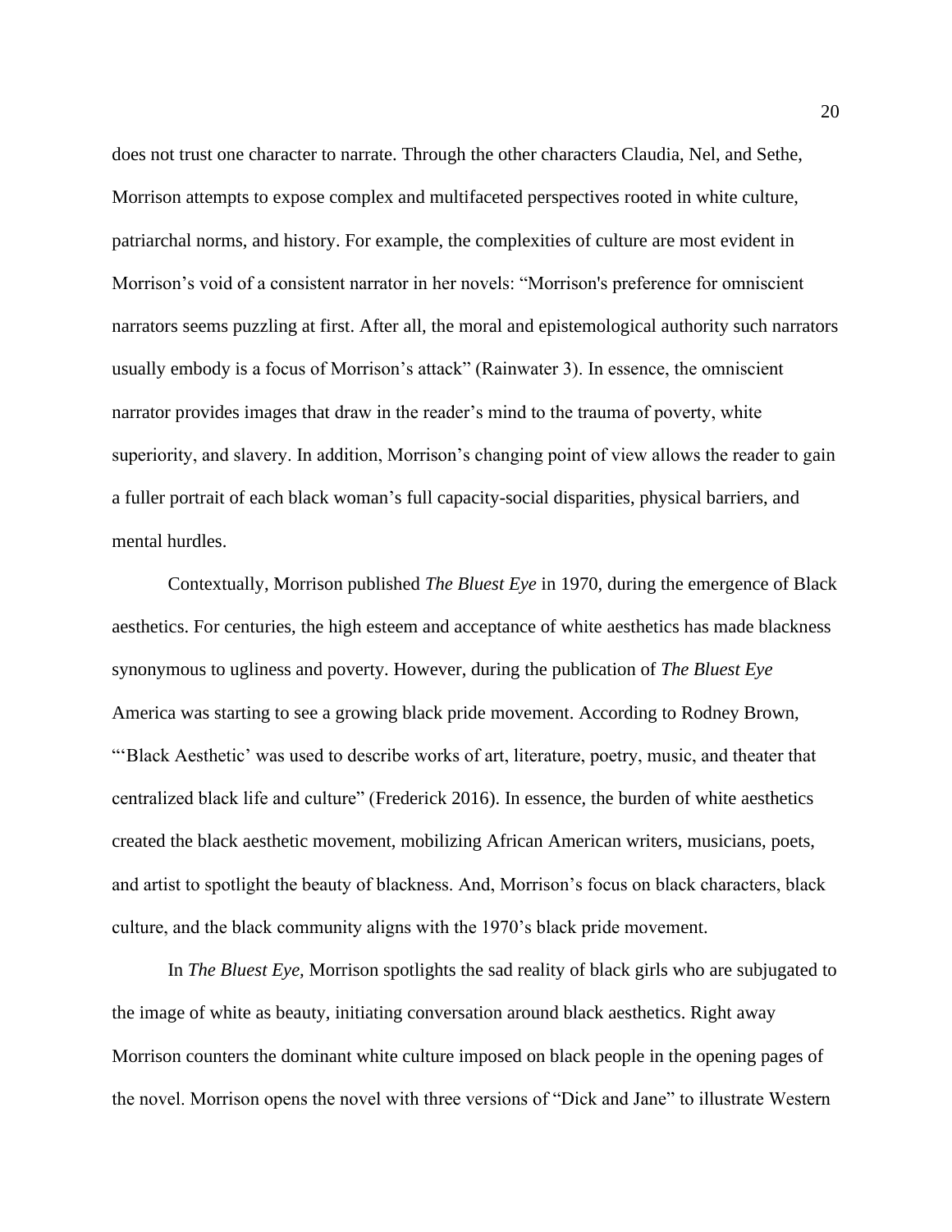does not trust one character to narrate. Through the other characters Claudia, Nel, and Sethe, Morrison attempts to expose complex and multifaceted perspectives rooted in white culture, patriarchal norms, and history. For example, the complexities of culture are most evident in Morrison's void of a consistent narrator in her novels: "Morrison's preference for omniscient narrators seems puzzling at first. After all, the moral and epistemological authority such narrators usually embody is a focus of Morrison's attack" (Rainwater 3). In essence, the omniscient narrator provides images that draw in the reader's mind to the trauma of poverty, white superiority, and slavery. In addition, Morrison's changing point of view allows the reader to gain a fuller portrait of each black woman's full capacity-social disparities, physical barriers, and mental hurdles.

Contextually, Morrison published *The Bluest Eye* in 1970, during the emergence of Black aesthetics. For centuries, the high esteem and acceptance of white aesthetics has made blackness synonymous to ugliness and poverty. However, during the publication of *The Bluest Eye* America was starting to see a growing black pride movement. According to Rodney Brown, "'Black Aesthetic' was used to describe works of art, literature, poetry, music, and theater that centralized black life and culture" (Frederick 2016). In essence, the burden of white aesthetics created the black aesthetic movement, mobilizing African American writers, musicians, poets, and artist to spotlight the beauty of blackness. And, Morrison's focus on black characters, black culture, and the black community aligns with the 1970's black pride movement.

In *The Bluest Eye,* Morrison spotlights the sad reality of black girls who are subjugated to the image of white as beauty, initiating conversation around black aesthetics. Right away Morrison counters the dominant white culture imposed on black people in the opening pages of the novel. Morrison opens the novel with three versions of "Dick and Jane" to illustrate Western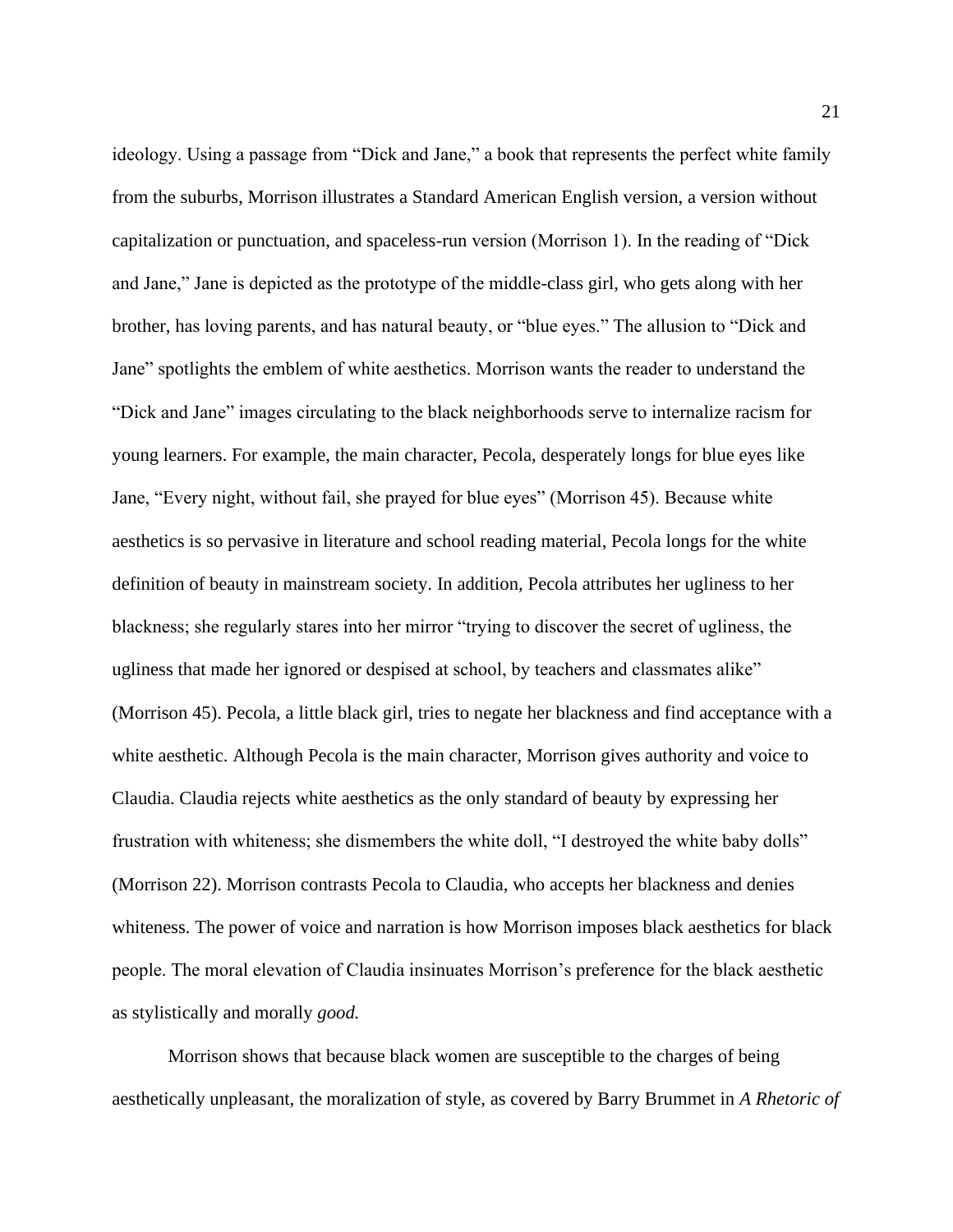ideology. Using a passage from “Dick and Jane,” a book that represents the perfect white family from the suburbs, Morrison illustrates a Standard American English version, a version without capitalization or punctuation, and spaceless-run version (Morrison 1). In the reading of “Dick and Jane,” Jane is depicted as the prototype of the middle-class girl, who gets along with her brother, has loving parents, and has natural beauty, or “blue eyes.” The allusion to “Dick and Jane” spotlights the emblem of white aesthetics. Morrison wants the reader to understand the “Dick and Jane” images circulating to the black neighborhoods serve to internalize racism for young learners. For example, the main character, Pecola, desperately longs for blue eyes like Jane, “Every night, without fail, she prayed for blue eyes” (Morrison 45). Because white aesthetics is so pervasive in literature and school reading material, Pecola longs for the white definition of beauty in mainstream society. In addition, Pecola attributes her ugliness to her blackness; she regularly stares into her mirror “trying to discover the secret of ugliness, the ugliness that made her ignored or despised at school, by teachers and classmates alike” (Morrison 45). Pecola, a little black girl, tries to negate her blackness and find acceptance with a white aesthetic. Although Pecola is the main character, Morrison gives authority and voice to Claudia. Claudia rejects white aesthetics as the only standard of beauty by expressing her frustration with whiteness; she dismembers the white doll, “I destroyed the white baby dolls” (Morrison 22). Morrison contrasts Pecola to Claudia, who accepts her blackness and denies whiteness. The power of voice and narration is how Morrison imposes black aesthetics for black people. The moral elevation of Claudia insinuates Morrison’s preference for the black aesthetic as stylistically and morally *good.*

Morrison shows that because black women are susceptible to the charges of being aesthetically unpleasant, the moralization of style, as covered by Barry Brummet in *A Rhetoric of*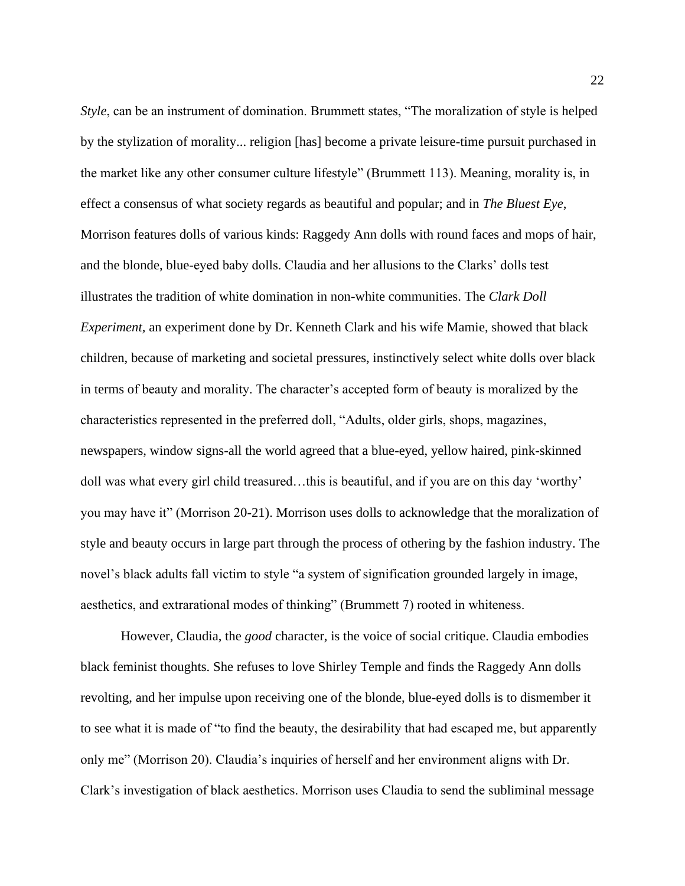*Style*, can be an instrument of domination. Brummett states, "The moralization of style is helped by the stylization of morality... religion [has] become a private leisure-time pursuit purchased in the market like any other consumer culture lifestyle" (Brummett 113). Meaning, morality is, in effect a consensus of what society regards as beautiful and popular; and in *The Bluest Eye*, Morrison features dolls of various kinds: Raggedy Ann dolls with round faces and mops of hair, and the blonde, blue-eyed baby dolls. Claudia and her allusions to the Clarks' dolls test illustrates the tradition of white domination in non-white communities. The *Clark Doll Experiment,* an experiment done by Dr. Kenneth Clark and his wife Mamie, showed that black children, because of marketing and societal pressures, instinctively select white dolls over black in terms of beauty and morality. The character's accepted form of beauty is moralized by the characteristics represented in the preferred doll, "Adults, older girls, shops, magazines, newspapers, window signs-all the world agreed that a blue-eyed, yellow haired, pink-skinned doll was what every girl child treasured…this is beautiful, and if you are on this day 'worthy' you may have it" (Morrison 20-21). Morrison uses dolls to acknowledge that the moralization of style and beauty occurs in large part through the process of othering by the fashion industry. The novel's black adults fall victim to style "a system of signification grounded largely in image, aesthetics, and extrarational modes of thinking" (Brummett 7) rooted in whiteness.

However, Claudia, the *good* character, is the voice of social critique. Claudia embodies black feminist thoughts. She refuses to love Shirley Temple and finds the Raggedy Ann dolls revolting, and her impulse upon receiving one of the blonde, blue-eyed dolls is to dismember it to see what it is made of "to find the beauty, the desirability that had escaped me, but apparently only me" (Morrison 20). Claudia's inquiries of herself and her environment aligns with Dr. Clark's investigation of black aesthetics. Morrison uses Claudia to send the subliminal message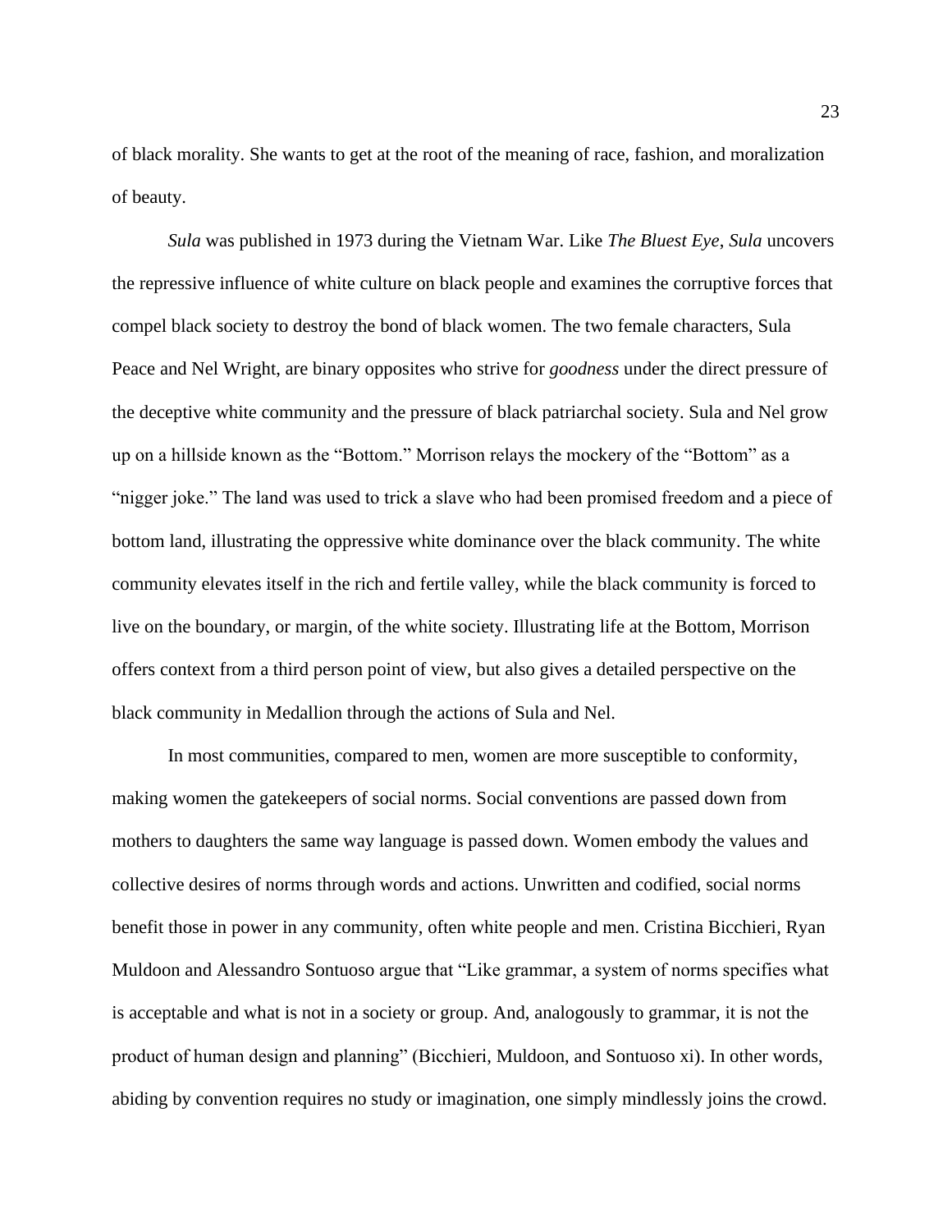of black morality. She wants to get at the root of the meaning of race, fashion, and moralization of beauty.

*Sula* was published in 1973 during the Vietnam War. Like *The Bluest Eye*, *Sula* uncovers the repressive influence of white culture on black people and examines the corruptive forces that compel black society to destroy the bond of black women. The two female characters, Sula Peace and Nel Wright, are binary opposites who strive for *goodness* under the direct pressure of the deceptive white community and the pressure of black patriarchal society. Sula and Nel grow up on a hillside known as the "Bottom." Morrison relays the mockery of the "Bottom" as a "nigger joke." The land was used to trick a slave who had been promised freedom and a piece of bottom land, illustrating the oppressive white dominance over the black community. The white community elevates itself in the rich and fertile valley, while the black community is forced to live on the boundary, or margin, of the white society. Illustrating life at the Bottom, Morrison offers context from a third person point of view, but also gives a detailed perspective on the black community in Medallion through the actions of Sula and Nel.

In most communities, compared to men, women are more susceptible to conformity, making women the gatekeepers of social norms. Social conventions are passed down from mothers to daughters the same way language is passed down. Women embody the values and collective desires of norms through words and actions. Unwritten and codified, social norms benefit those in power in any community, often white people and men. Cristina Bicchieri, Ryan Muldoon and Alessandro Sontuoso argue that "Like grammar, a system of norms specifies what is acceptable and what is not in a society or group. And, analogously to grammar, it is not the product of human design and planning" (Bicchieri, Muldoon, and Sontuoso xi). In other words, abiding by convention requires no study or imagination, one simply mindlessly joins the crowd.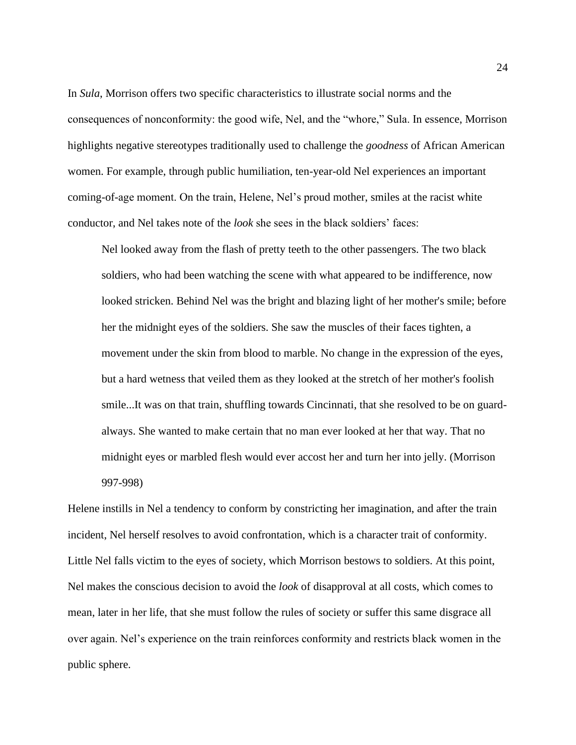In *Sula*, Morrison offers two specific characteristics to illustrate social norms and the consequences of nonconformity: the good wife, Nel, and the "whore," Sula. In essence, Morrison highlights negative stereotypes traditionally used to challenge the *goodness* of African American women. For example, through public humiliation, ten-year-old Nel experiences an important coming-of-age moment. On the train, Helene, Nel's proud mother, smiles at the racist white conductor, and Nel takes note of the *look* she sees in the black soldiers' faces:

> Nel looked away from the flash of pretty teeth to the other passengers. The two black soldiers, who had been watching the scene with what appeared to be indifference, now looked stricken. Behind Nel was the bright and blazing light of her mother's smile; before her the midnight eyes of the soldiers. She saw the muscles of their faces tighten, a movement under the skin from blood to marble. No change in the expression of the eyes, but a hard wetness that veiled them as they looked at the stretch of her mother's foolish smile...It was on that train, shuffling towards Cincinnati, that she resolved to be on guard- always. She wanted to make certain that no man ever looked at her that way. That no midnight eyes or marbled flesh would ever accost her and turn her into jelly. (Morrison 997-998)

Helene instills in Nel a tendency to conform by constricting her imagination, and after the train incident, Nel herself resolves to avoid confrontation, which is a character trait of conformity. Little Nel falls victim to the eyes of society, which Morrison bestows to soldiers. At this point, Nel makes the conscious decision to avoid the *look* of disapproval at all costs, which comes to mean, later in her life, that she must follow the rules of society or suffer this same disgrace all over again. Nel's experience on the train reinforces conformity and restricts black women in the public sphere.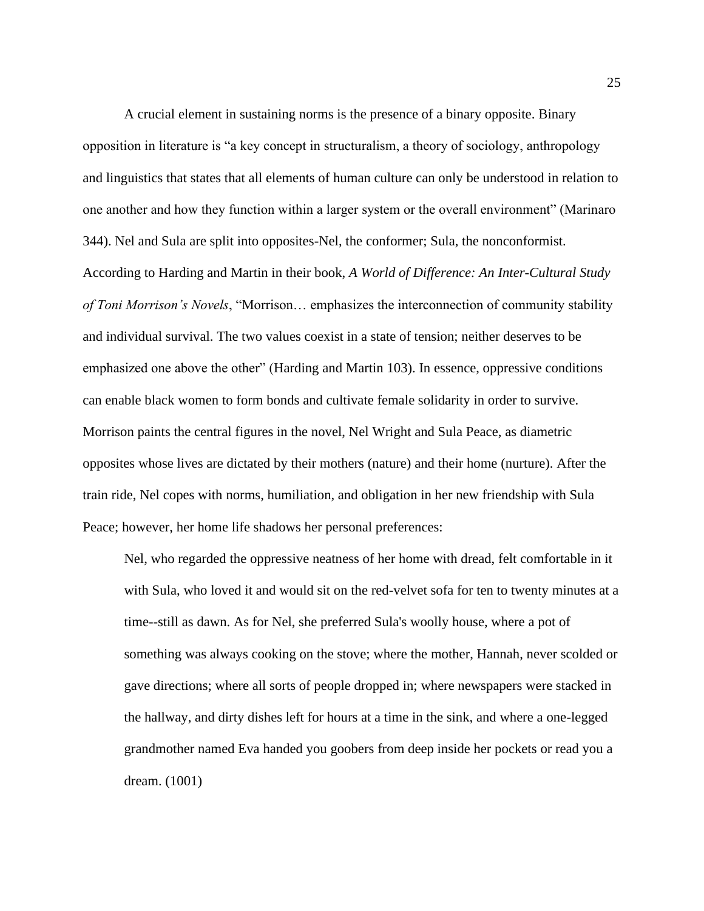A crucial element in sustaining norms is the presence of a binary opposite. Binary opposition in literature is "a key concept in structuralism, a theory of sociology, anthropology and linguistics that states that all elements of human culture can only be understood in relation to one another and how they function within a larger system or the overall environment" (Marinaro 344). Nel and Sula are split into opposites-Nel, the conformer; Sula, the nonconformist. According to Harding and Martin in their book, *A World of Difference: An Inter-Cultural Study of Toni Morrison's Novels*, "Morrison… emphasizes the interconnection of community stability and individual survival. The two values coexist in a state of tension; neither deserves to be emphasized one above the other" (Harding and Martin 103). In essence, oppressive conditions can enable black women to form bonds and cultivate female solidarity in order to survive. Morrison paints the central figures in the novel, Nel Wright and Sula Peace, as diametric opposites whose lives are dictated by their mothers (nature) and their home (nurture). After the train ride, Nel copes with norms, humiliation, and obligation in her new friendship with Sula Peace; however, her home life shadows her personal preferences:

> Nel, who regarded the oppressive neatness of her home with dread, felt comfortable in it with Sula, who loved it and would sit on the red-velvet sofa for ten to twenty minutes at a time--still as dawn. As for Nel, she preferred Sula's woolly house, where a pot of something was always cooking on the stove; where the mother, Hannah, never scolded or gave directions; where all sorts of people dropped in; where newspapers were stacked in the hallway, and dirty dishes left for hours at a time in the sink, and where a one-legged grandmother named Eva handed you goobers from deep inside her pockets or read you a dream. (1001)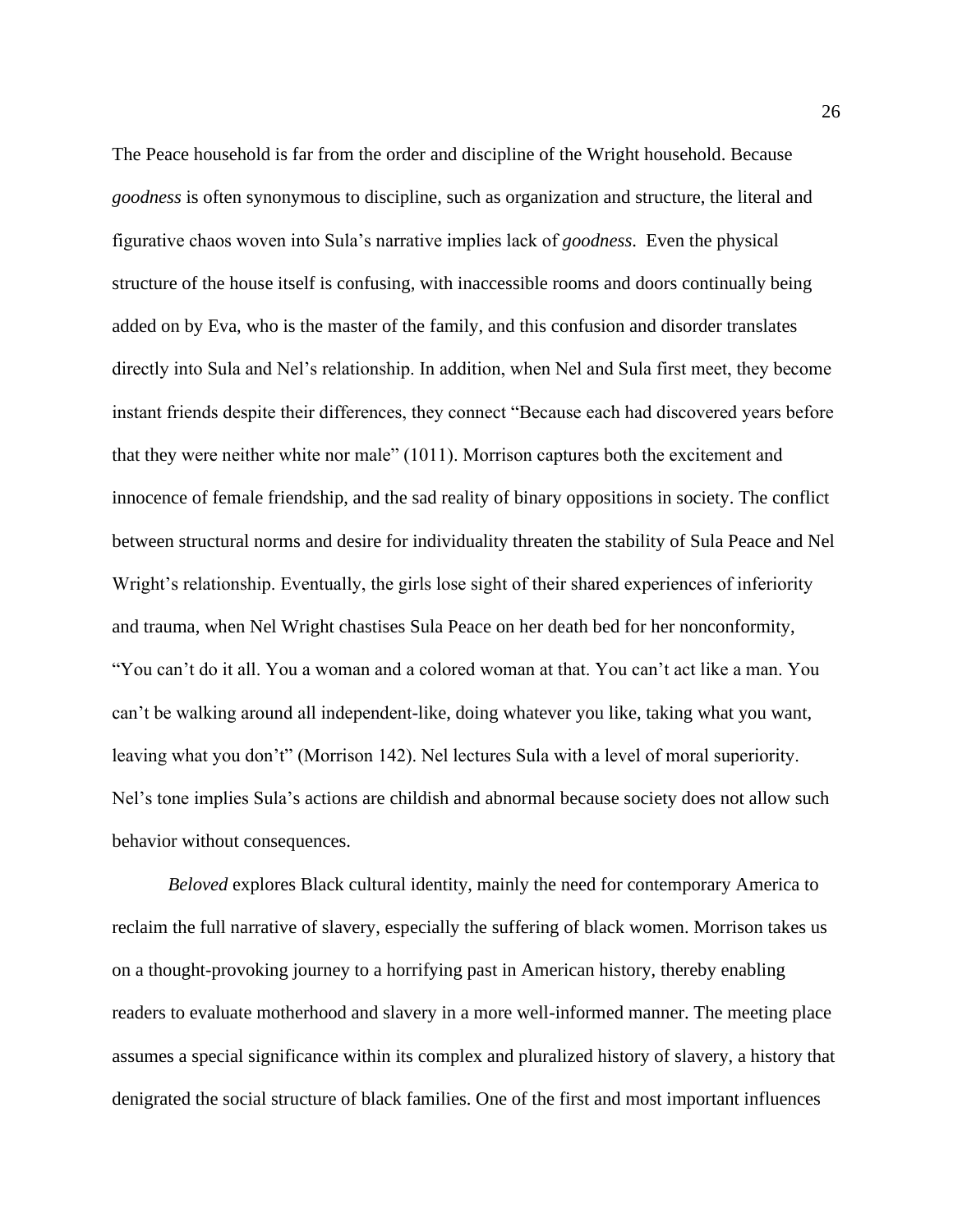The Peace household is far from the order and discipline of the Wright household. Because *goodness* is often synonymous to discipline, such as organization and structure, the literal and figurative chaos woven into Sula's narrative implies lack of *goodness*. Even the physical structure of the house itself is confusing, with inaccessible rooms and doors continually being added on by Eva, who is the master of the family, and this confusion and disorder translates directly into Sula and Nel's relationship. In addition, when Nel and Sula first meet, they become instant friends despite their differences, they connect "Because each had discovered years before that they were neither white nor male" (1011). Morrison captures both the excitement and innocence of female friendship, and the sad reality of binary oppositions in society. The conflict between structural norms and desire for individuality threaten the stability of Sula Peace and Nel Wright's relationship. Eventually, the girls lose sight of their shared experiences of inferiority and trauma, when Nel Wright chastises Sula Peace on her death bed for her nonconformity, "You can't do it all. You a woman and a colored woman at that. You can't act like a man. You can't be walking around all independent-like, doing whatever you like, taking what you want, leaving what you don't" (Morrison 142). Nel lectures Sula with a level of moral superiority. Nel's tone implies Sula's actions are childish and abnormal because society does not allow such behavior without consequences.

*Beloved* explores Black cultural identity, mainly the need for contemporary America to reclaim the full narrative of slavery, especially the suffering of black women. Morrison takes us on a thought-provoking journey to a horrifying past in American history, thereby enabling readers to evaluate motherhood and slavery in a more well-informed manner. The meeting place assumes a special significance within its complex and pluralized history of slavery, a history that denigrated the social structure of black families. One of the first and most important influences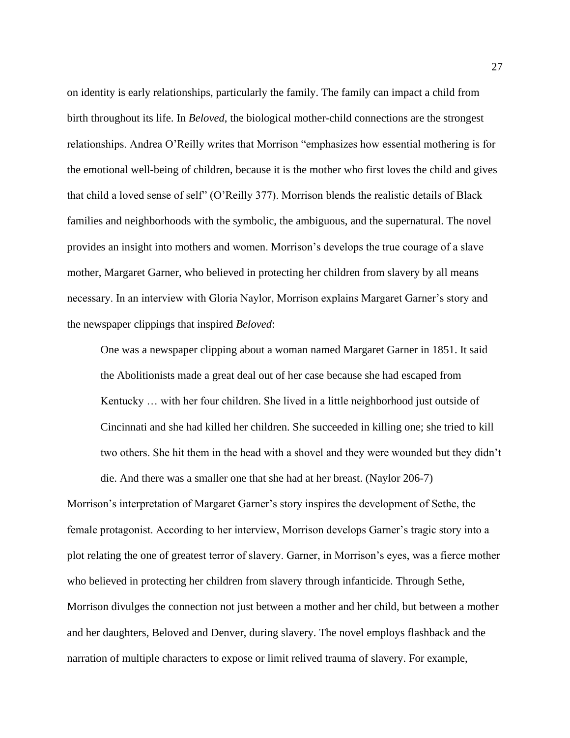on identity is early relationships, particularly the family. The family can impact a child from birth throughout its life. In *Beloved*, the biological mother-child connections are the strongest relationships. Andrea O'Reilly writes that Morrison "emphasizes how essential mothering is for the emotional well-being of children, because it is the mother who first loves the child and gives that child a loved sense of self" (O'Reilly 377). Morrison blends the realistic details of Black families and neighborhoods with the symbolic, the ambiguous, and the supernatural. The novel provides an insight into mothers and women. Morrison's develops the true courage of a slave mother, Margaret Garner, who believed in protecting her children from slavery by all means necessary. In an interview with Gloria Naylor, Morrison explains Margaret Garner's story and the newspaper clippings that inspired *Beloved*:

> One was a newspaper clipping about a woman named Margaret Garner in 1851. It said the Abolitionists made a great deal out of her case because she had escaped from Kentucky … with her four children. She lived in a little neighborhood just outside of Cincinnati and she had killed her children. She succeeded in killing one; she tried to kill two others. She hit them in the head with a shovel and they were wounded but they didn't die. And there was a smaller one that she had at her breast. (Naylor 206-7)

Morrison's interpretation of Margaret Garner's story inspires the development of Sethe, the female protagonist. According to her interview, Morrison develops Garner's tragic story into a plot relating the one of greatest terror of slavery. Garner, in Morrison's eyes, was a fierce mother who believed in protecting her children from slavery through infanticide. Through Sethe, Morrison divulges the connection not just between a mother and her child, but between a mother and her daughters, Beloved and Denver, during slavery. The novel employs flashback and the narration of multiple characters to expose or limit relived trauma of slavery. For example,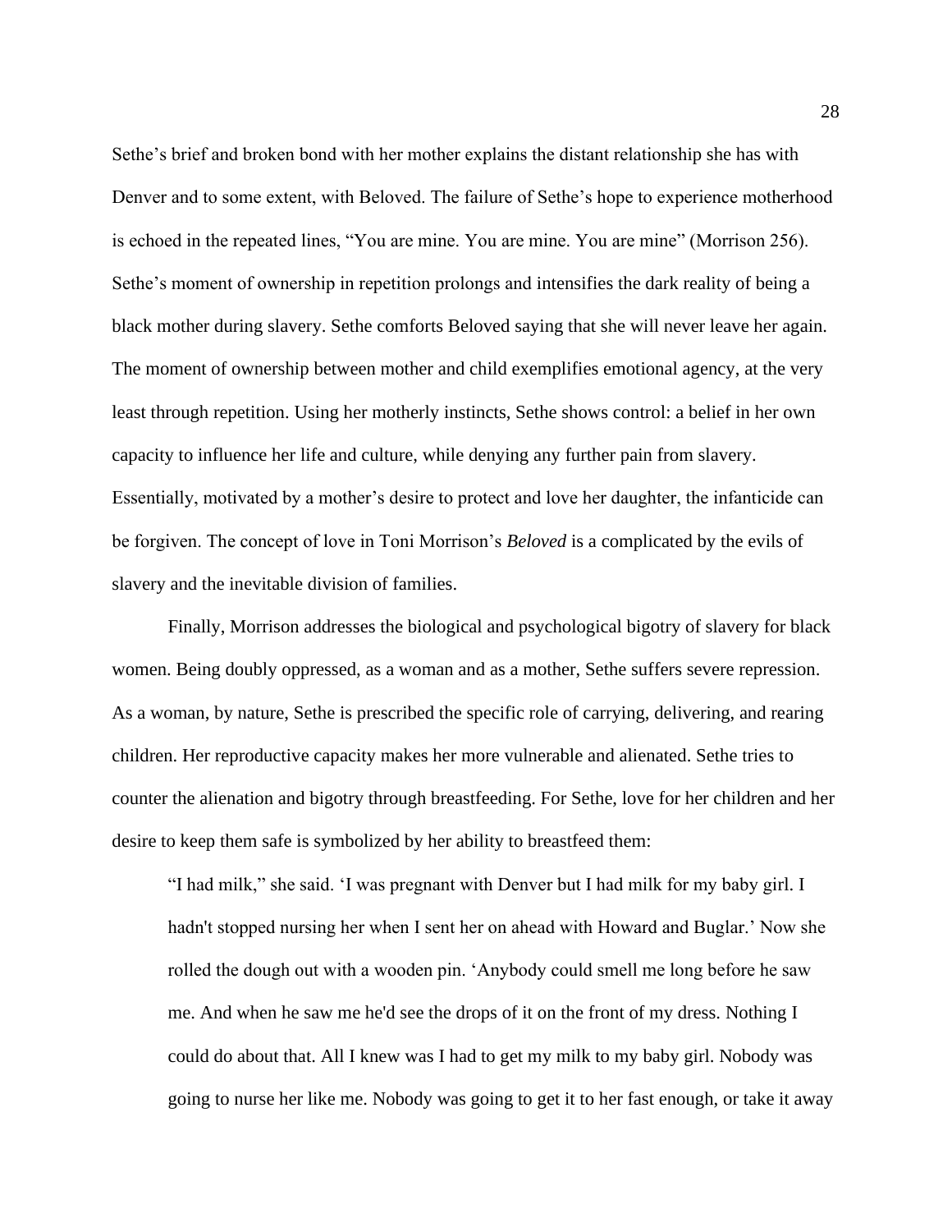Sethe's brief and broken bond with her mother explains the distant relationship she has with Denver and to some extent, with Beloved. The failure of Sethe's hope to experience motherhood is echoed in the repeated lines, "You are mine. You are mine. You are mine" (Morrison 256). Sethe's moment of ownership in repetition prolongs and intensifies the dark reality of being a black mother during slavery. Sethe comforts Beloved saying that she will never leave her again. The moment of ownership between mother and child exemplifies emotional agency, at the very least through repetition. Using her motherly instincts, Sethe shows control: a belief in her own capacity to influence her life and culture, while denying any further pain from slavery. Essentially, motivated by a mother's desire to protect and love her daughter, the infanticide can be forgiven. The concept of love in Toni Morrison's *Beloved* is a complicated by the evils of slavery and the inevitable division of families.

Finally, Morrison addresses the biological and psychological bigotry of slavery for black women. Being doubly oppressed, as a woman and as a mother, Sethe suffers severe repression. As a woman, by nature, Sethe is prescribed the specific role of carrying, delivering, and rearing children. Her reproductive capacity makes her more vulnerable and alienated. Sethe tries to counter the alienation and bigotry through breastfeeding. For Sethe, love for her children and her desire to keep them safe is symbolized by her ability to breastfeed them:

> "I had milk," she said. 'I was pregnant with Denver but I had milk for my baby girl. I hadn't stopped nursing her when I sent her on ahead with Howard and Buglar.' Now she rolled the dough out with a wooden pin. 'Anybody could smell me long before he saw me. And when he saw me he'd see the drops of it on the front of my dress. Nothing I could do about that. All I knew was I had to get my milk to my baby girl. Nobody was going to nurse her like me. Nobody was going to get it to her fast enough, or take it away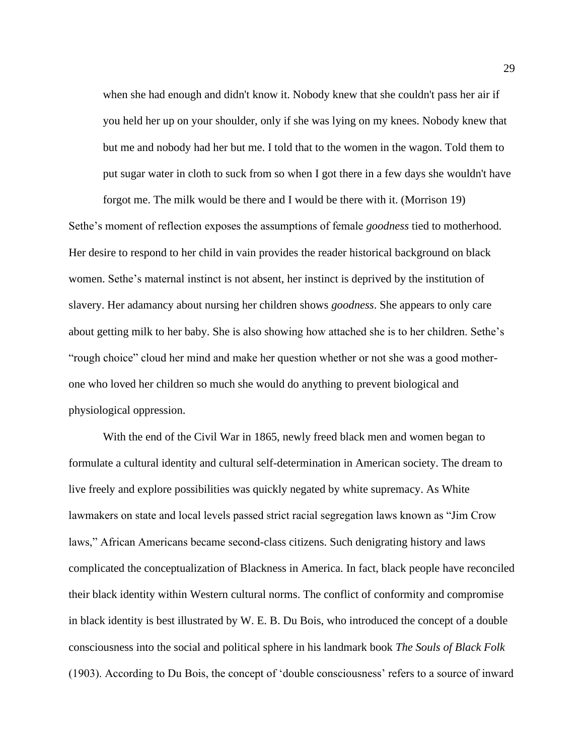> when she had enough and didn't know it. Nobody knew that she couldn't pass her air if you held her up on your shoulder, only if she was lying on my knees. Nobody knew that but me and nobody had her but me. I told that to the women in the wagon. Told them to put sugar water in cloth to suck from so when I got there in a few days she wouldn't have forgot me. The milk would be there and I would be there with it. (Morrison 19)

Sethe's moment of reflection exposes the assumptions of female *goodness* tied to motherhood. Her desire to respond to her child in vain provides the reader historical background on black women. Sethe's maternal instinct is not absent, her instinct is deprived by the institution of slavery. Her adamancy about nursing her children shows *goodness*. She appears to only care about getting milk to her baby. She is also showing how attached she is to her children. Sethe's "rough choice" cloud her mind and make her question whether or not she was a good mother-one who loved her children so much she would do anything to prevent biological and physiological oppression.

With the end of the Civil War in 1865, newly freed black men and women began to formulate a cultural identity and cultural self-determination in American society. The dream to live freely and explore possibilities was quickly negated by white supremacy. As White lawmakers on state and local levels passed strict racial segregation laws known as "Jim Crow laws," African Americans became second-class citizens. Such denigrating history and laws complicated the conceptualization of Blackness in America. In fact, black people have reconciled their black identity within Western cultural norms. The conflict of conformity and compromise in black identity is best illustrated by W. E. B. Du Bois, who introduced the concept of a double consciousness into the social and political sphere in his landmark book *The Souls of Black Folk* (1903). According to Du Bois, the concept of 'double consciousness' refers to a source of inward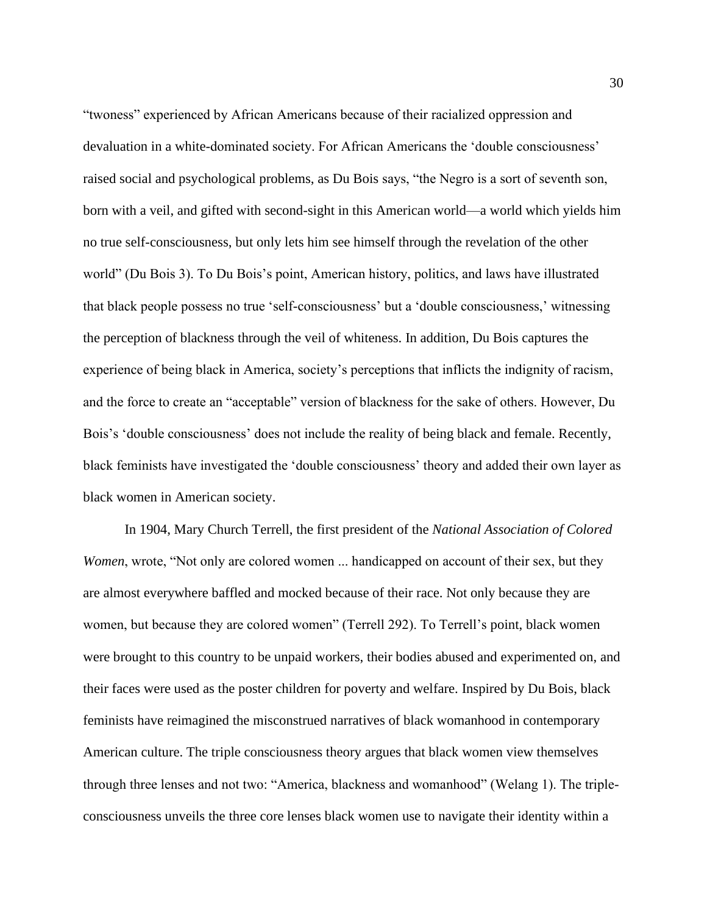"twoness" experienced by African Americans because of their racialized oppression and devaluation in a white-dominated society. For African Americans the 'double consciousness' raised social and psychological problems, as Du Bois says, "the Negro is a sort of seventh son, born with a veil, and gifted with second-sight in this American world—a world which yields him no true self-consciousness, but only lets him see himself through the revelation of the other world" (Du Bois 3). To Du Bois's point, American history, politics, and laws have illustrated that black people possess no true 'self-consciousness' but a 'double consciousness,' witnessing the perception of blackness through the veil of whiteness. In addition, Du Bois captures the experience of being black in America, society's perceptions that inflicts the indignity of racism, and the force to create an "acceptable" version of blackness for the sake of others. However, Du Bois's 'double consciousness' does not include the reality of being black and female. Recently, black feminists have investigated the 'double consciousness' theory and added their own layer as black women in American society.

In 1904, Mary Church Terrell, the first president of the *National Association of Colored Women*, wrote, "Not only are colored women ... handicapped on account of their sex, but they are almost everywhere baffled and mocked because of their race. Not only because they are women, but because they are colored women" (Terrell 292). To Terrell's point, black women were brought to this country to be unpaid workers, their bodies abused and experimented on, and their faces were used as the poster children for poverty and welfare. Inspired by Du Bois, black feminists have reimagined the misconstrued narratives of black womanhood in contemporary American culture. The triple consciousness theory argues that black women view themselves through three lenses and not two: "America, blackness and womanhood" (Welang 1). The triple-consciousness unveils the three core lenses black women use to navigate their identity within a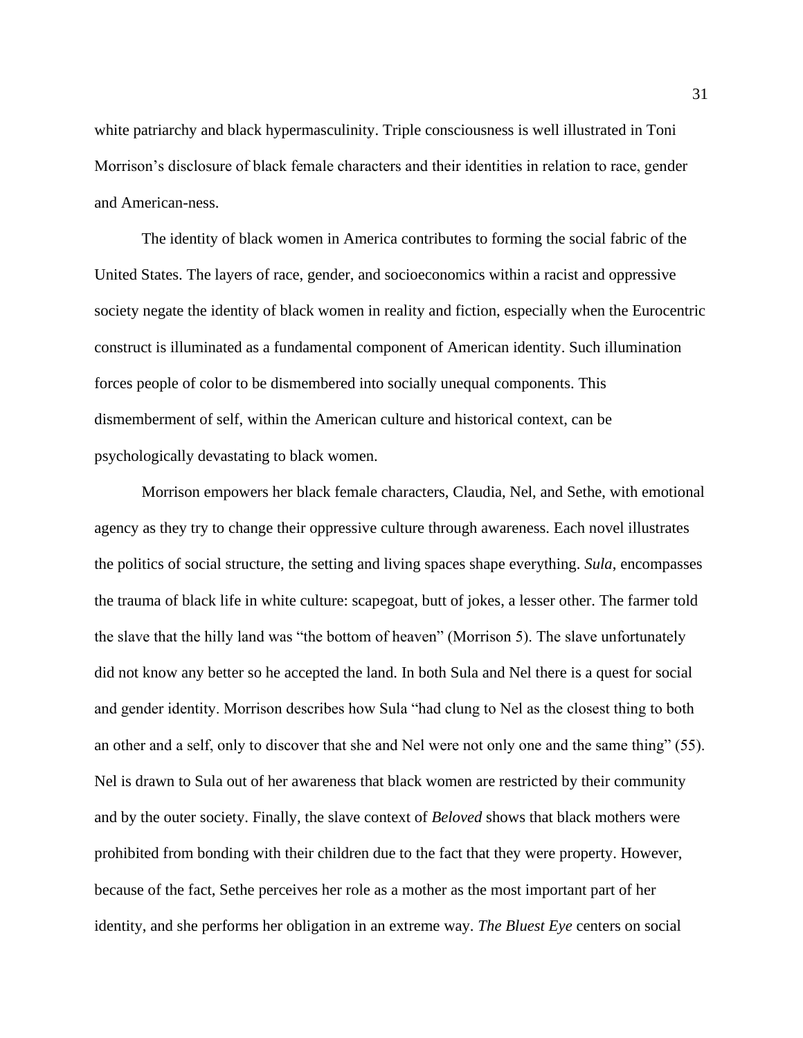white patriarchy and black hypermasculinity. Triple consciousness is well illustrated in Toni Morrison's disclosure of black female characters and their identities in relation to race, gender and American-ness.

The identity of black women in America contributes to forming the social fabric of the United States. The layers of race, gender, and socioeconomics within a racist and oppressive society negate the identity of black women in reality and fiction, especially when the Eurocentric construct is illuminated as a fundamental component of American identity. Such illumination forces people of color to be dismembered into socially unequal components. This dismemberment of self, within the American culture and historical context, can be psychologically devastating to black women.

Morrison empowers her black female characters, Claudia, Nel, and Sethe, with emotional agency as they try to change their oppressive culture through awareness. Each novel illustrates the politics of social structure, the setting and living spaces shape everything. *Sula*, encompasses the trauma of black life in white culture: scapegoat, butt of jokes, a lesser other. The farmer told the slave that the hilly land was "the bottom of heaven" (Morrison 5). The slave unfortunately did not know any better so he accepted the land. In both Sula and Nel there is a quest for social and gender identity. Morrison describes how Sula "had clung to Nel as the closest thing to both an other and a self, only to discover that she and Nel were not only one and the same thing" (55). Nel is drawn to Sula out of her awareness that black women are restricted by their community and by the outer society. Finally, the slave context of *Beloved* shows that black mothers were prohibited from bonding with their children due to the fact that they were property. However, because of the fact, Sethe perceives her role as a mother as the most important part of her identity, and she performs her obligation in an extreme way. *The Bluest Eye* centers on social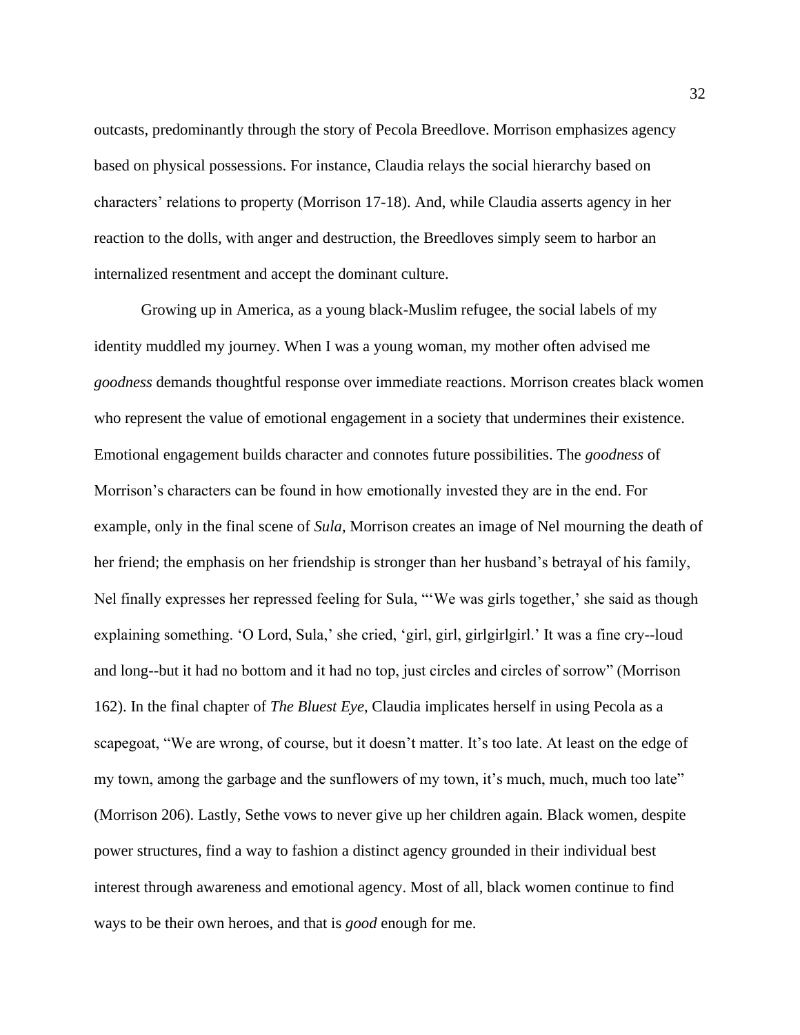outcasts, predominantly through the story of Pecola Breedlove. Morrison emphasizes agency based on physical possessions. For instance, Claudia relays the social hierarchy based on characters' relations to property (Morrison 17-18). And, while Claudia asserts agency in her reaction to the dolls, with anger and destruction, the Breedloves simply seem to harbor an internalized resentment and accept the dominant culture.

Growing up in America, as a young black-Muslim refugee, the social labels of my identity muddled my journey. When I was a young woman, my mother often advised me *goodness* demands thoughtful response over immediate reactions. Morrison creates black women who represent the value of emotional engagement in a society that undermines their existence. Emotional engagement builds character and connotes future possibilities. The *goodness* of Morrison's characters can be found in how emotionally invested they are in the end. For example, only in the final scene of *Sula*, Morrison creates an image of Nel mourning the death of her friend; the emphasis on her friendship is stronger than her husband's betrayal of his family, Nel finally expresses her repressed feeling for Sula, "'We was girls together,' she said as though explaining something. 'O Lord, Sula,' she cried, 'girl, girl, girlgirlgirl.' It was a fine cry--loud and long--but it had no bottom and it had no top, just circles and circles of sorrow" (Morrison 162). In the final chapter of *The Bluest Eye*, Claudia implicates herself in using Pecola as a scapegoat, "We are wrong, of course, but it doesn't matter. It's too late. At least on the edge of my town, among the garbage and the sunflowers of my town, it's much, much, much too late" (Morrison 206). Lastly, Sethe vows to never give up her children again. Black women, despite power structures, find a way to fashion a distinct agency grounded in their individual best interest through awareness and emotional agency. Most of all, black women continue to find ways to be their own heroes, and that is *good* enough for me.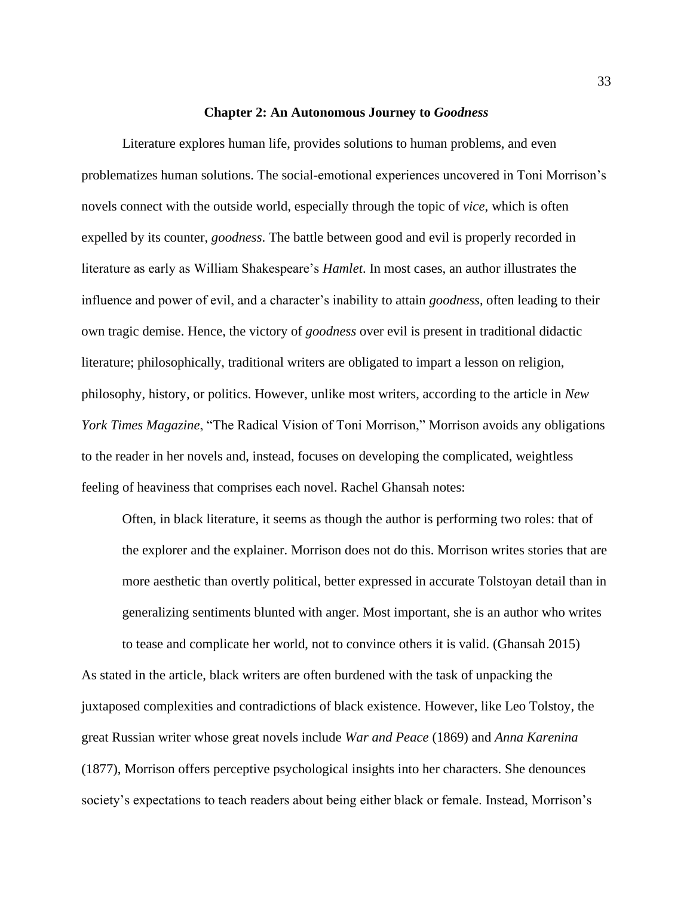## Chapter 2: An Autonomous Journey to *Goodness*

Literature explores human life, provides solutions to human problems, and even problematizes human solutions. The social-emotional experiences uncovered in Toni Morrison's novels connect with the outside world, especially through the topic of *vice*, which is often expelled by its counter, *goodness*. The battle between good and evil is properly recorded in literature as early as William Shakespeare's *Hamlet*. In most cases, an author illustrates the influence and power of evil, and a character's inability to attain *goodness*, often leading to their own tragic demise. Hence, the victory of *goodness* over evil is present in traditional didactic literature; philosophically, traditional writers are obligated to impart a lesson on religion, philosophy, history, or politics. However, unlike most writers, according to the article in *New York Times Magazine*, "The Radical Vision of Toni Morrison," Morrison avoids any obligations to the reader in her novels and, instead, focuses on developing the complicated, weightless feeling of heaviness that comprises each novel. Rachel Ghansah notes:

> Often, in black literature, it seems as though the author is performing two roles: that of the explorer and the explainer. Morrison does not do this. Morrison writes stories that are more aesthetic than overtly political, better expressed in accurate Tolstoyan detail than in generalizing sentiments blunted with anger. Most important, she is an author who writes to tease and complicate her world, not to convince others it is valid. (Ghansah 2015)

As stated in the article, black writers are often burdened with the task of unpacking the juxtaposed complexities and contradictions of black existence. However, like Leo Tolstoy, the great Russian writer whose great novels include *War and Peace* (1869) and *Anna Karenina* (1877), Morrison offers perceptive psychological insights into her characters. She denounces society's expectations to teach readers about being either black or female. Instead, Morrison's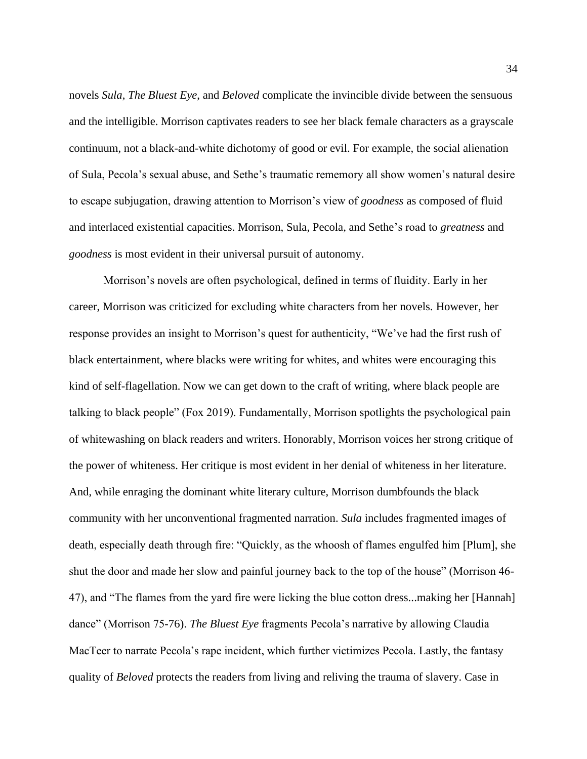novels *Sula*, *The Bluest Eye*, and *Beloved* complicate the invincible divide between the sensuous and the intelligible. Morrison captivates readers to see her black female characters as a grayscale continuum, not a black-and-white dichotomy of good or evil. For example, the social alienation of Sula, Pecola's sexual abuse, and Sethe's traumatic rememory all show women's natural desire to escape subjugation, drawing attention to Morrison's view of *goodness* as composed of fluid and interlaced existential capacities. Morrison, Sula, Pecola, and Sethe's road to *greatness* and *goodness* is most evident in their universal pursuit of autonomy.

Morrison's novels are often psychological, defined in terms of fluidity. Early in her career, Morrison was criticized for excluding white characters from her novels. However, her response provides an insight to Morrison's quest for authenticity, "We've had the first rush of black entertainment, where blacks were writing for whites, and whites were encouraging this kind of self-flagellation. Now we can get down to the craft of writing, where black people are talking to black people" (Fox 2019). Fundamentally, Morrison spotlights the psychological pain of whitewashing on black readers and writers. Honorably, Morrison voices her strong critique of the power of whiteness. Her critique is most evident in her denial of whiteness in her literature. And, while enraging the dominant white literary culture, Morrison dumbfounds the black community with her unconventional fragmented narration. *Sula* includes fragmented images of death, especially death through fire: "Quickly, as the whoosh of flames engulfed him [Plum], she shut the door and made her slow and painful journey back to the top of the house" (Morrison 46-47), and "The flames from the yard fire were licking the blue cotton dress...making her [Hannah] dance" (Morrison 75-76). *The Bluest Eye* fragments Pecola's narrative by allowing Claudia MacTeer to narrate Pecola's rape incident, which further victimizes Pecola. Lastly, the fantasy quality of *Beloved* protects the readers from living and reliving the trauma of slavery. Case in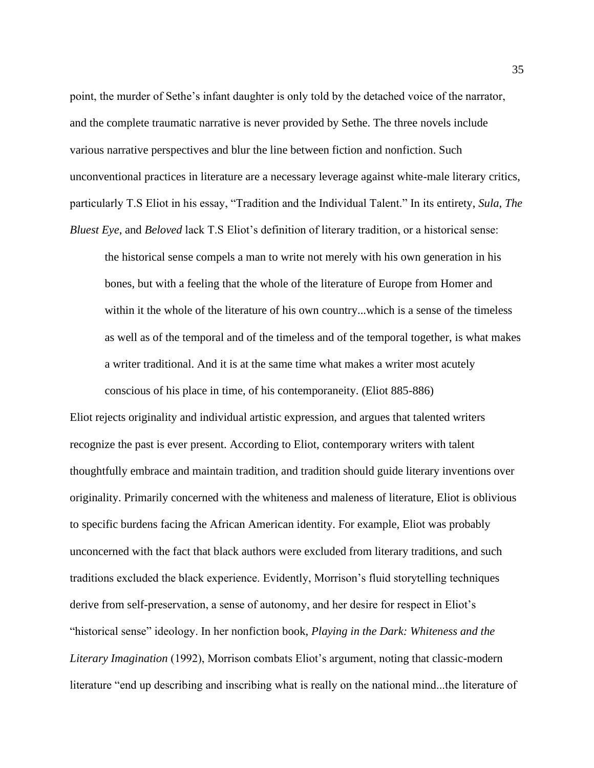point, the murder of Sethe's infant daughter is only told by the detached voice of the narrator, and the complete traumatic narrative is never provided by Sethe. The three novels include various narrative perspectives and blur the line between fiction and nonfiction. Such unconventional practices in literature are a necessary leverage against white-male literary critics, particularly T.S Eliot in his essay, "Tradition and the Individual Talent." In its entirety, *Sula*, *The Bluest Eye*, and *Beloved* lack T.S Eliot's definition of literary tradition, or a historical sense:

> the historical sense compels a man to write not merely with his own generation in his bones, but with a feeling that the whole of the literature of Europe from Homer and within it the whole of the literature of his own country...which is a sense of the timeless as well as of the temporal and of the timeless and of the temporal together, is what makes a writer traditional. And it is at the same time what makes a writer most acutely conscious of his place in time, of his contemporaneity. (Eliot 885-886)

Eliot rejects originality and individual artistic expression, and argues that talented writers recognize the past is ever present. According to Eliot, contemporary writers with talent thoughtfully embrace and maintain tradition, and tradition should guide literary inventions over originality. Primarily concerned with the whiteness and maleness of literature, Eliot is oblivious to specific burdens facing the African American identity. For example, Eliot was probably unconcerned with the fact that black authors were excluded from literary traditions, and such traditions excluded the black experience. Evidently, Morrison's fluid storytelling techniques derive from self-preservation, a sense of autonomy, and her desire for respect in Eliot's "historical sense" ideology. In her nonfiction book, *Playing in the Dark: Whiteness and the Literary Imagination* (1992), Morrison combats Eliot's argument, noting that classic-modern literature "end up describing and inscribing what is really on the national mind...the literature of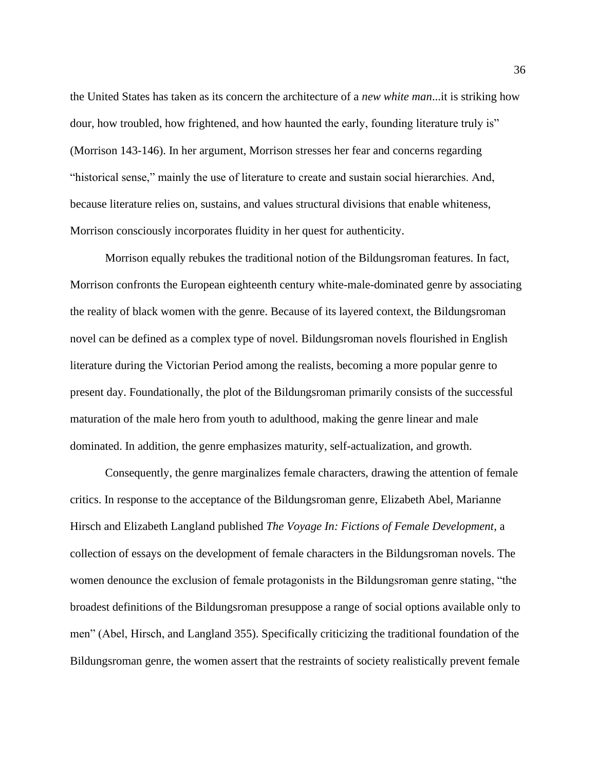the United States has taken as its concern the architecture of a *new white man*...it is striking how dour, how troubled, how frightened, and how haunted the early, founding literature truly is" (Morrison 143-146). In her argument, Morrison stresses her fear and concerns regarding "historical sense," mainly the use of literature to create and sustain social hierarchies. And, because literature relies on, sustains, and values structural divisions that enable whiteness, Morrison consciously incorporates fluidity in her quest for authenticity.

Morrison equally rebukes the traditional notion of the Bildungsroman features. In fact, Morrison confronts the European eighteenth century white-male-dominated genre by associating the reality of black women with the genre. Because of its layered context, the Bildungsroman novel can be defined as a complex type of novel. Bildungsroman novels flourished in English literature during the Victorian Period among the realists, becoming a more popular genre to present day. Foundationally, the plot of the Bildungsroman primarily consists of the successful maturation of the male hero from youth to adulthood, making the genre linear and male dominated. In addition, the genre emphasizes maturity, self-actualization, and growth.

Consequently, the genre marginalizes female characters, drawing the attention of female critics. In response to the acceptance of the Bildungsroman genre, Elizabeth Abel, Marianne Hirsch and Elizabeth Langland published *The Voyage In: Fictions of Female Development*, a collection of essays on the development of female characters in the Bildungsroman novels. The women denounce the exclusion of female protagonists in the Bildungsroman genre stating, "the broadest definitions of the Bildungsroman presuppose a range of social options available only to men" (Abel, Hirsch, and Langland 355). Specifically criticizing the traditional foundation of the Bildungsroman genre, the women assert that the restraints of society realistically prevent female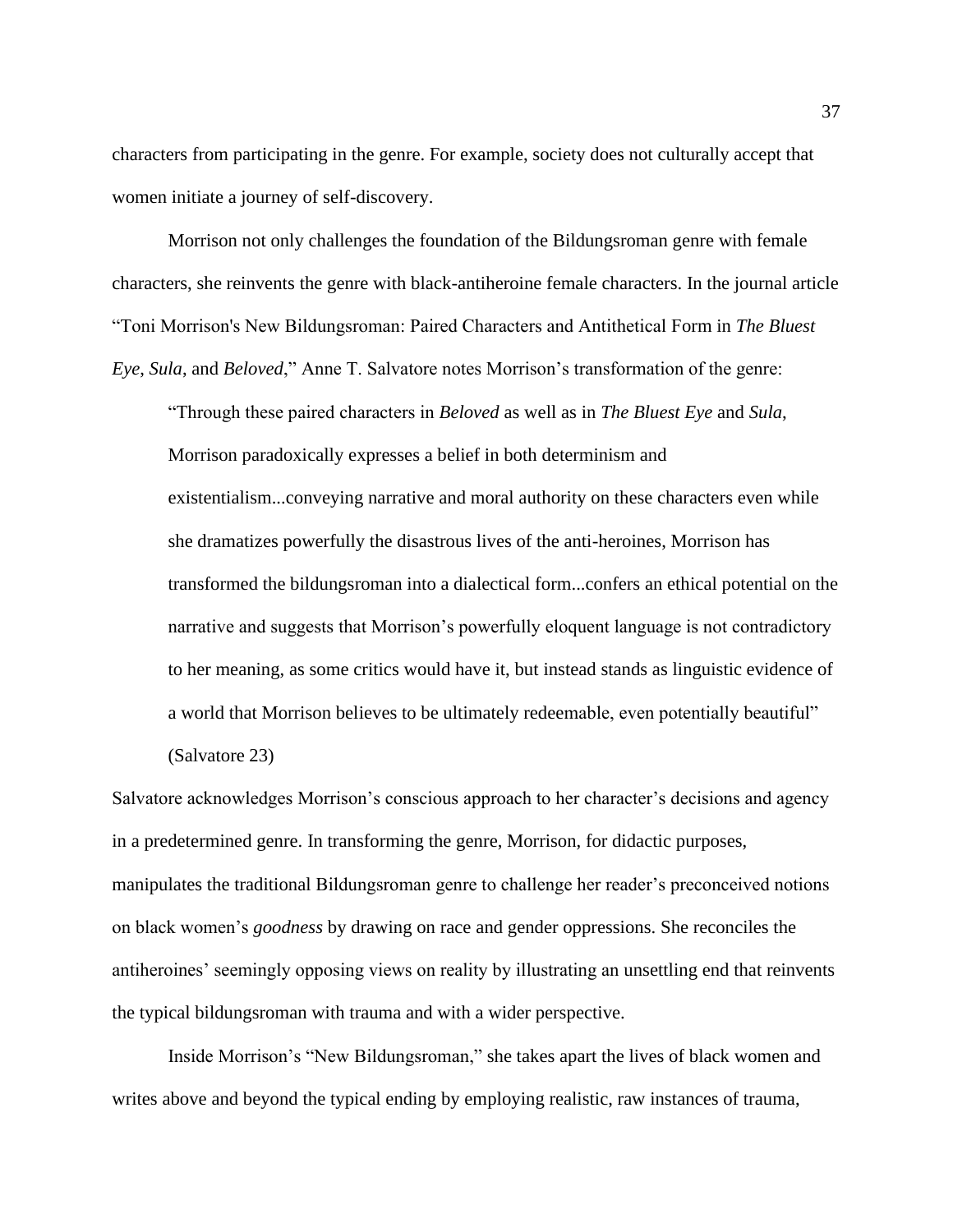characters from participating in the genre. For example, society does not culturally accept that women initiate a journey of self-discovery.

Morrison not only challenges the foundation of the Bildungsroman genre with female characters, she reinvents the genre with black-antiheroine female characters. In the journal article "Toni Morrison's New Bildungsroman: Paired Characters and Antithetical Form in *The Bluest Eye*, *Sula*, and *Beloved*," Anne T. Salvatore notes Morrison's transformation of the genre:

> "Through these paired characters in *Beloved* as well as in *The Bluest Eye* and *Sula*, Morrison paradoxically expresses a belief in both determinism and existentialism...conveying narrative and moral authority on these characters even while she dramatizes powerfully the disastrous lives of the anti-heroines, Morrison has transformed the bildungsroman into a dialectical form...confers an ethical potential on the narrative and suggests that Morrison's powerfully eloquent language is not contradictory to her meaning, as some critics would have it, but instead stands as linguistic evidence of a world that Morrison believes to be ultimately redeemable, even potentially beautiful" (Salvatore 23)

Salvatore acknowledges Morrison's conscious approach to her character's decisions and agency in a predetermined genre. In transforming the genre, Morrison, for didactic purposes, manipulates the traditional Bildungsroman genre to challenge her reader's preconceived notions on black women's *goodness* by drawing on race and gender oppressions. She reconciles the antiheroines' seemingly opposing views on reality by illustrating an unsettling end that reinvents the typical bildungsroman with trauma and with a wider perspective.

Inside Morrison's "New Bildungsroman," she takes apart the lives of black women and writes above and beyond the typical ending by employing realistic, raw instances of trauma,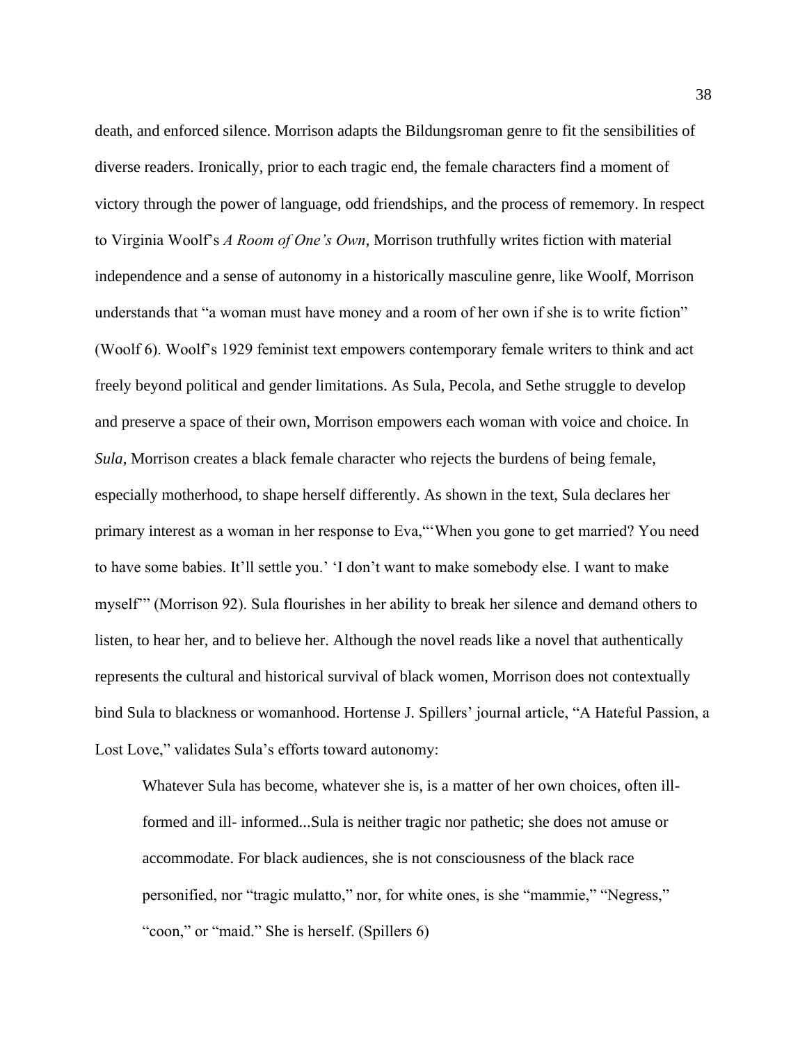death, and enforced silence. Morrison adapts the Bildungsroman genre to fit the sensibilities of diverse readers. Ironically, prior to each tragic end, the female characters find a moment of victory through the power of language, odd friendships, and the process of rememory. In respect to Virginia Woolf's *A Room of One's Own*, Morrison truthfully writes fiction with material independence and a sense of autonomy in a historically masculine genre, like Woolf, Morrison understands that "a woman must have money and a room of her own if she is to write fiction" (Woolf 6). Woolf's 1929 feminist text empowers contemporary female writers to think and act freely beyond political and gender limitations. As Sula, Pecola, and Sethe struggle to develop and preserve a space of their own, Morrison empowers each woman with voice and choice. In *Sula*, Morrison creates a black female character who rejects the burdens of being female, especially motherhood, to shape herself differently. As shown in the text, Sula declares her primary interest as a woman in her response to Eva,"'When you gone to get married? You need to have some babies. It'll settle you.' 'I don't want to make somebody else. I want to make myself'" (Morrison 92). Sula flourishes in her ability to break her silence and demand others to listen, to hear her, and to believe her. Although the novel reads like a novel that authentically represents the cultural and historical survival of black women, Morrison does not contextually bind Sula to blackness or womanhood. Hortense J. Spillers' journal article, "A Hateful Passion, a Lost Love," validates Sula's efforts toward autonomy:

> Whatever Sula has become, whatever she is, is a matter of her own choices, often ill-formed and ill- informed...Sula is neither tragic nor pathetic; she does not amuse or accommodate. For black audiences, she is not consciousness of the black race personified, nor "tragic mulatto," nor, for white ones, is she "mammie," "Negress," "coon," or "maid." She is herself. (Spillers 6)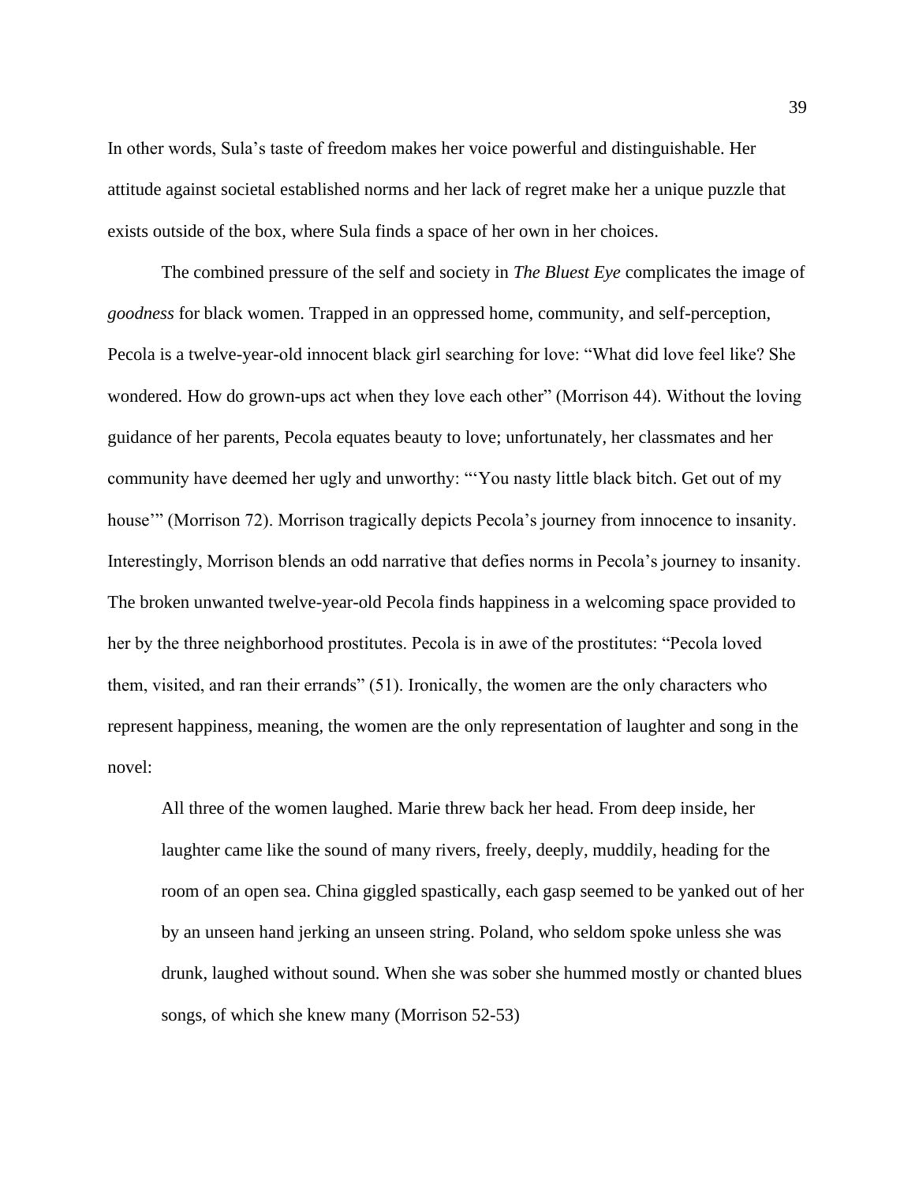In other words, Sula's taste of freedom makes her voice powerful and distinguishable. Her attitude against societal established norms and her lack of regret make her a unique puzzle that exists outside of the box, where Sula finds a space of her own in her choices.

The combined pressure of the self and society in *The Bluest Eye* complicates the image of *goodness* for black women. Trapped in an oppressed home, community, and self-perception, Pecola is a twelve-year-old innocent black girl searching for love: "What did love feel like? She wondered. How do grown-ups act when they love each other" (Morrison 44). Without the loving guidance of her parents, Pecola equates beauty to love; unfortunately, her classmates and her community have deemed her ugly and unworthy: "'You nasty little black bitch. Get out of my house'" (Morrison 72). Morrison tragically depicts Pecola's journey from innocence to insanity. Interestingly, Morrison blends an odd narrative that defies norms in Pecola's journey to insanity. The broken unwanted twelve-year-old Pecola finds happiness in a welcoming space provided to her by the three neighborhood prostitutes. Pecola is in awe of the prostitutes: "Pecola loved them, visited, and ran their errands" (51). Ironically, the women are the only characters who represent happiness, meaning, the women are the only representation of laughter and song in the novel:

> All three of the women laughed. Marie threw back her head. From deep inside, her laughter came like the sound of many rivers, freely, deeply, muddily, heading for the room of an open sea. China giggled spastically, each gasp seemed to be yanked out of her by an unseen hand jerking an unseen string. Poland, who seldom spoke unless she was drunk, laughed without sound. When she was sober she hummed mostly or chanted blues songs, of which she knew many (Morrison 52-53)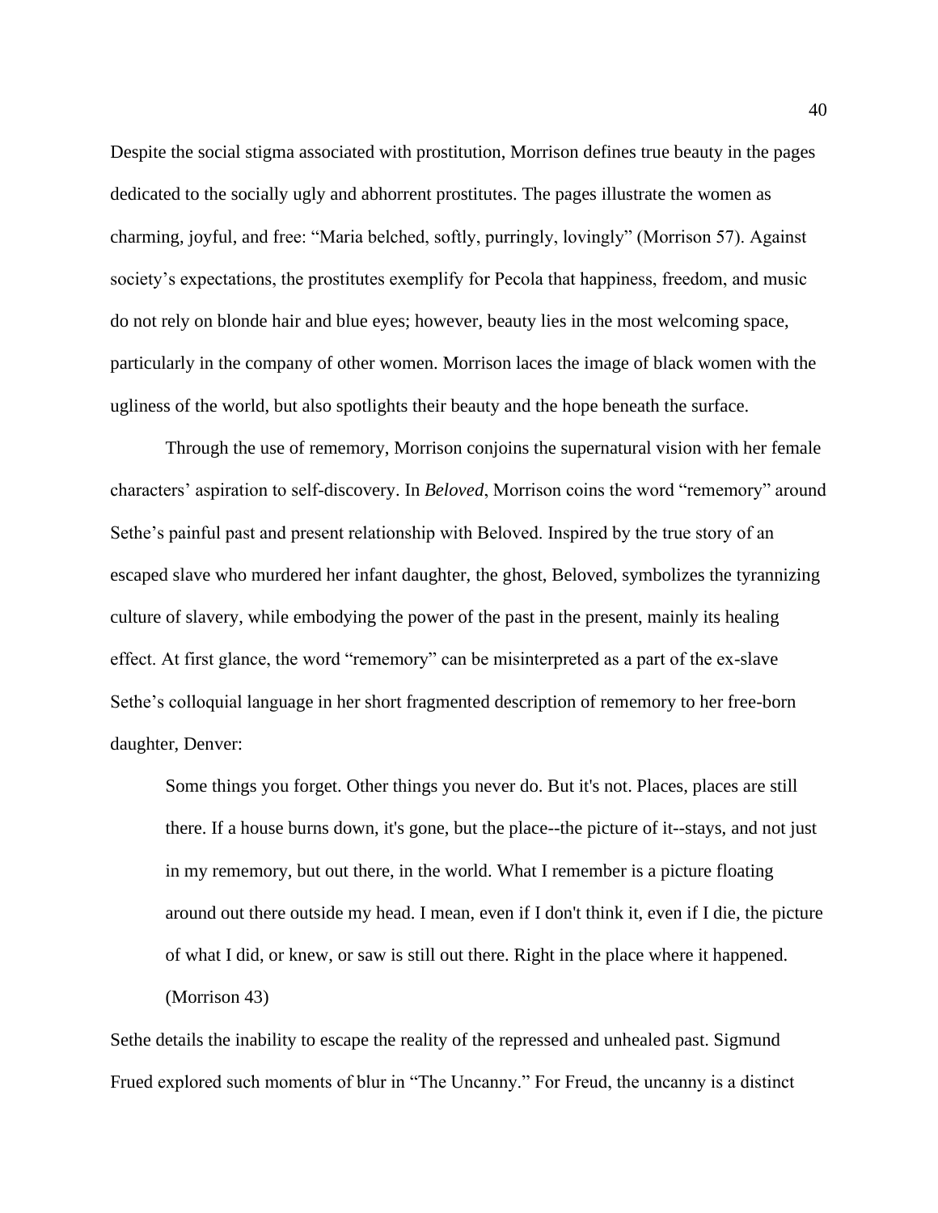Despite the social stigma associated with prostitution, Morrison defines true beauty in the pages dedicated to the socially ugly and abhorrent prostitutes. The pages illustrate the women as charming, joyful, and free: “Maria belched, softly, purringly, lovingly” (Morrison 57). Against society’s expectations, the prostitutes exemplify for Pecola that happiness, freedom, and music do not rely on blonde hair and blue eyes; however, beauty lies in the most welcoming space, particularly in the company of other women. Morrison laces the image of black women with the ugliness of the world, but also spotlights their beauty and the hope beneath the surface.

Through the use of rememory, Morrison conjoins the supernatural vision with her female characters’ aspiration to self-discovery. In *Beloved*, Morrison coins the word “rememory” around Sethe’s painful past and present relationship with Beloved. Inspired by the true story of an escaped slave who murdered her infant daughter, the ghost, Beloved, symbolizes the tyrannizing culture of slavery, while embodying the power of the past in the present, mainly its healing effect. At first glance, the word “rememory” can be misinterpreted as a part of the ex-slave Sethe’s colloquial language in her short fragmented description of rememory to her free-born daughter, Denver:

> Some things you forget. Other things you never do. But it's not. Places, places are still there. If a house burns down, it's gone, but the place--the picture of it--stays, and not just in my rememory, but out there, in the world. What I remember is a picture floating around out there outside my head. I mean, even if I don't think it, even if I die, the picture of what I did, or knew, or saw is still out there. Right in the place where it happened. (Morrison 43)

Sethe details the inability to escape the reality of the repressed and unhealed past. Sigmund Frued explored such moments of blur in “The Uncanny.” For Freud, the uncanny is a distinct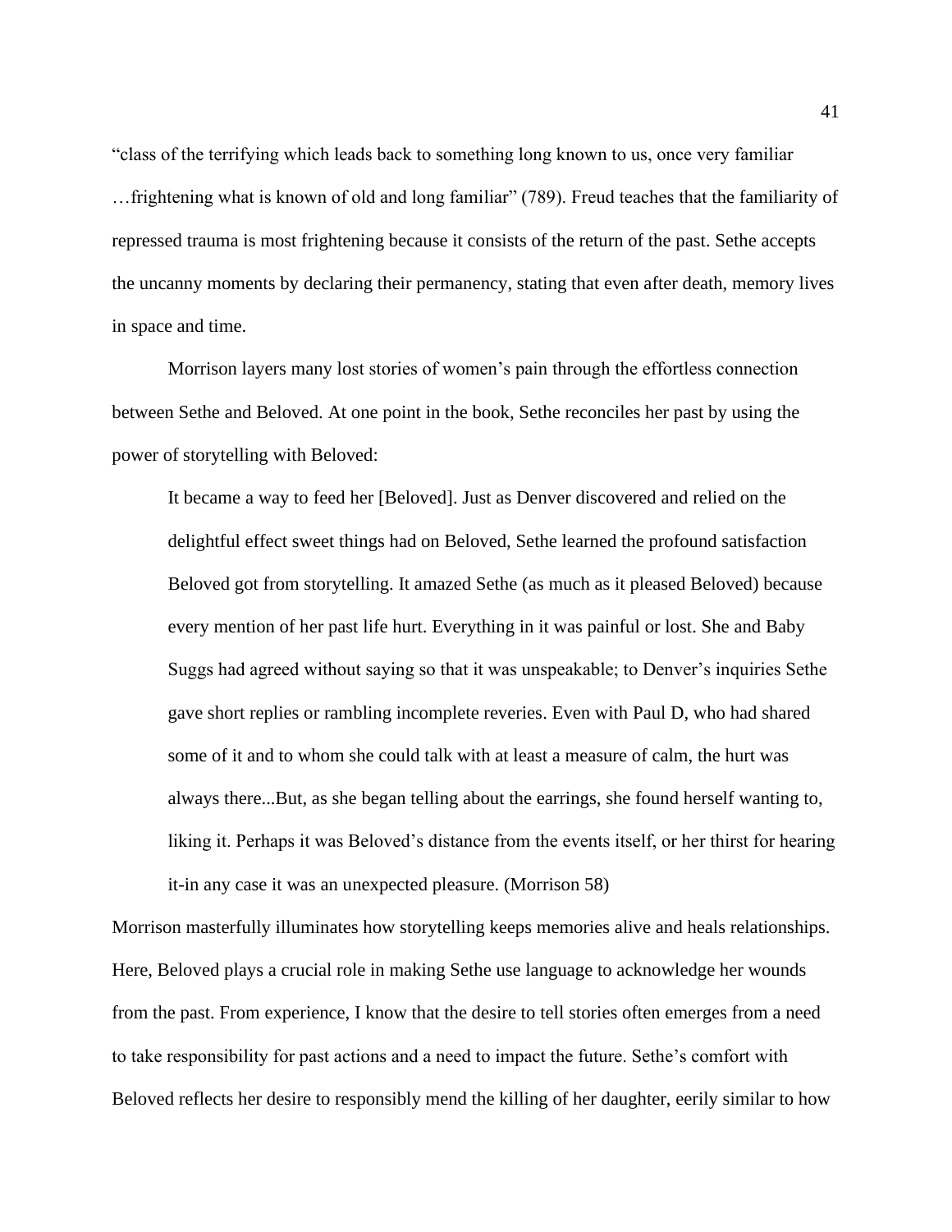"class of the terrifying which leads back to something long known to us, once very familiar …frightening what is known of old and long familiar" (789). Freud teaches that the familiarity of repressed trauma is most frightening because it consists of the return of the past. Sethe accepts the uncanny moments by declaring their permanency, stating that even after death, memory lives in space and time.

Morrison layers many lost stories of women's pain through the effortless connection between Sethe and Beloved. At one point in the book, Sethe reconciles her past by using the power of storytelling with Beloved:

> It became a way to feed her [Beloved]. Just as Denver discovered and relied on the delightful effect sweet things had on Beloved, Sethe learned the profound satisfaction Beloved got from storytelling. It amazed Sethe (as much as it pleased Beloved) because every mention of her past life hurt. Everything in it was painful or lost. She and Baby Suggs had agreed without saying so that it was unspeakable; to Denver's inquiries Sethe gave short replies or rambling incomplete reveries. Even with Paul D, who had shared some of it and to whom she could talk with at least a measure of calm, the hurt was always there...But, as she began telling about the earrings, she found herself wanting to, liking it. Perhaps it was Beloved's distance from the events itself, or her thirst for hearing it-in any case it was an unexpected pleasure. (Morrison 58)

Morrison masterfully illuminates how storytelling keeps memories alive and heals relationships. Here, Beloved plays a crucial role in making Sethe use language to acknowledge her wounds from the past. From experience, I know that the desire to tell stories often emerges from a need to take responsibility for past actions and a need to impact the future. Sethe's comfort with Beloved reflects her desire to responsibly mend the killing of her daughter, eerily similar to how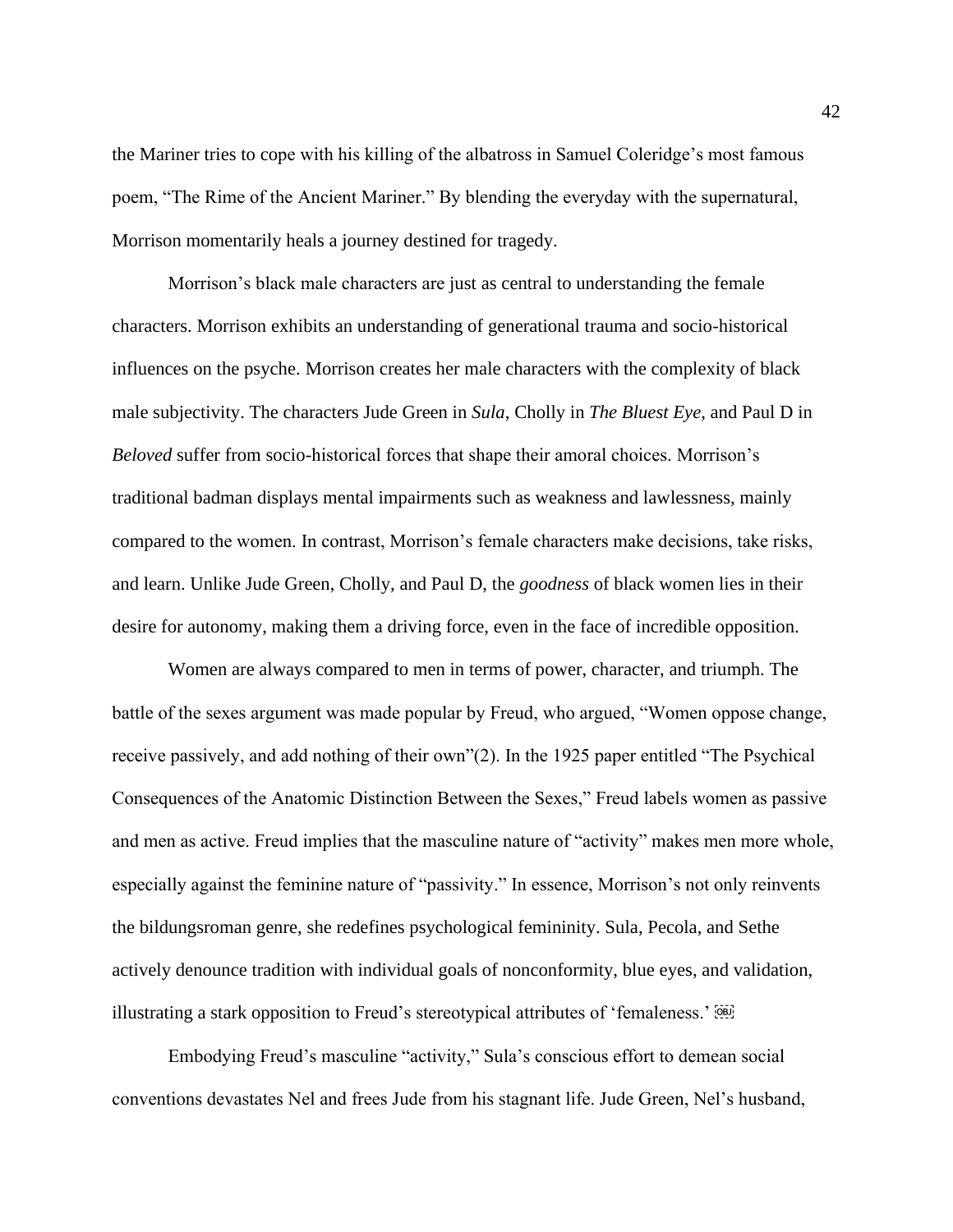the Mariner tries to cope with his killing of the albatross in Samuel Coleridge's most famous poem, "The Rime of the Ancient Mariner." By blending the everyday with the supernatural, Morrison momentarily heals a journey destined for tragedy.

Morrison's black male characters are just as central to understanding the female characters. Morrison exhibits an understanding of generational trauma and socio-historical influences on the psyche. Morrison creates her male characters with the complexity of black male subjectivity. The characters Jude Green in *Sula*, Cholly in *The Bluest Eye*, and Paul D in *Beloved* suffer from socio-historical forces that shape their amoral choices. Morrison's traditional badman displays mental impairments such as weakness and lawlessness, mainly compared to the women. In contrast, Morrison's female characters make decisions, take risks, and learn. Unlike Jude Green, Cholly, and Paul D, the *goodness* of black women lies in their desire for autonomy, making them a driving force, even in the face of incredible opposition.

Women are always compared to men in terms of power, character, and triumph. The battle of the sexes argument was made popular by Freud, who argued, "Women oppose change, receive passively, and add nothing of their own"(2). In the 1925 paper entitled "The Psychical Consequences of the Anatomic Distinction Between the Sexes," Freud labels women as passive and men as active. Freud implies that the masculine nature of "activity" makes men more whole, especially against the feminine nature of "passivity." In essence, Morrison's not only reinvents the bildungsroman genre, she redefines psychological femininity. Sula, Pecola, and Sethe actively denounce tradition with individual goals of nonconformity, blue eyes, and validation, illustrating a stark opposition to Freud's stereotypical attributes of 'femaleness.'

Embodying Freud's masculine "activity," Sula's conscious effort to demean social conventions devastates Nel and frees Jude from his stagnant life. Jude Green, Nel's husband,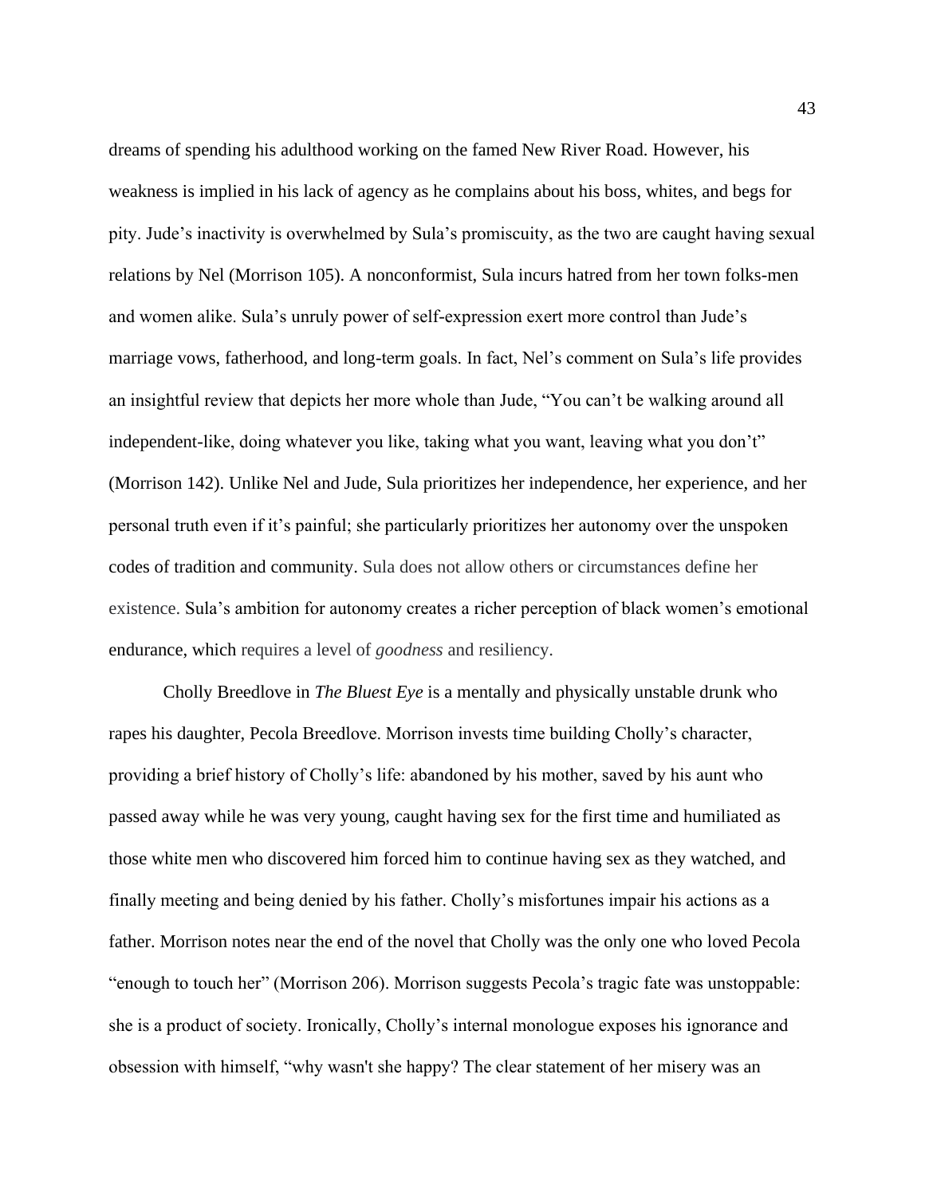dreams of spending his adulthood working on the famed New River Road. However, his weakness is implied in his lack of agency as he complains about his boss, whites, and begs for pity. Jude's inactivity is overwhelmed by Sula's promiscuity, as the two are caught having sexual relations by Nel (Morrison 105). A nonconformist, Sula incurs hatred from her town folks-men and women alike. Sula's unruly power of self-expression exert more control than Jude's marriage vows, fatherhood, and long-term goals. In fact, Nel's comment on Sula's life provides an insightful review that depicts her more whole than Jude, "You can't be walking around all independent-like, doing whatever you like, taking what you want, leaving what you don't" (Morrison 142). Unlike Nel and Jude, Sula prioritizes her independence, her experience, and her personal truth even if it's painful; she particularly prioritizes her autonomy over the unspoken codes of tradition and community. Sula does not allow others or circumstances define her existence. Sula's ambition for autonomy creates a richer perception of black women's emotional endurance, which requires a level of *goodness* and resiliency.

Cholly Breedlove in *The Bluest Eye* is a mentally and physically unstable drunk who rapes his daughter, Pecola Breedlove. Morrison invests time building Cholly's character, providing a brief history of Cholly's life: abandoned by his mother, saved by his aunt who passed away while he was very young, caught having sex for the first time and humiliated as those white men who discovered him forced him to continue having sex as they watched, and finally meeting and being denied by his father. Cholly's misfortunes impair his actions as a father. Morrison notes near the end of the novel that Cholly was the only one who loved Pecola "enough to touch her" (Morrison 206). Morrison suggests Pecola's tragic fate was unstoppable: she is a product of society. Ironically, Cholly's internal monologue exposes his ignorance and obsession with himself, "why wasn't she happy? The clear statement of her misery was an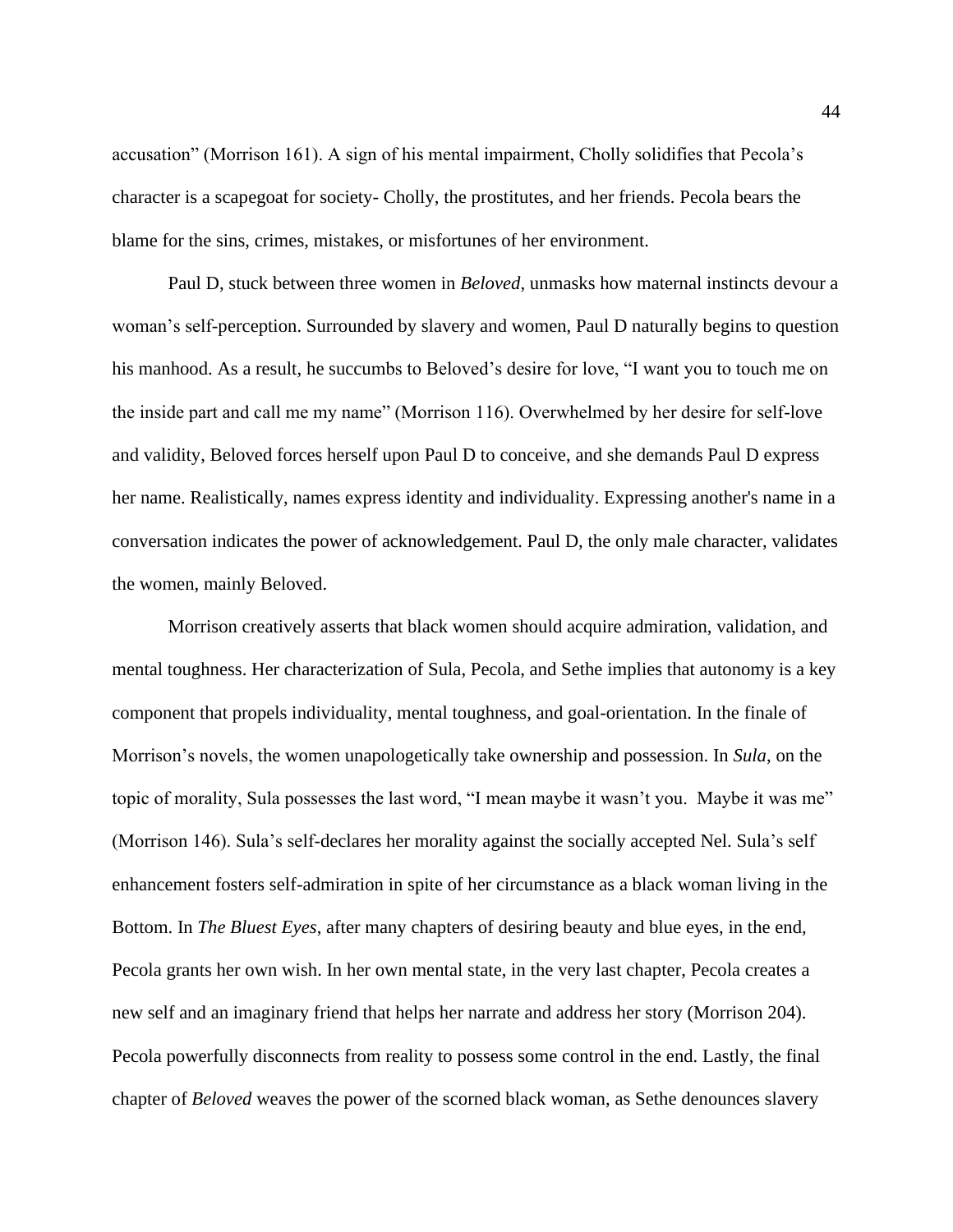accusation" (Morrison 161). A sign of his mental impairment, Cholly solidifies that Pecola's character is a scapegoat for society- Cholly, the prostitutes, and her friends. Pecola bears the blame for the sins, crimes, mistakes, or misfortunes of her environment.

Paul D, stuck between three women in *Beloved*, unmasks how maternal instincts devour a woman's self-perception. Surrounded by slavery and women, Paul D naturally begins to question his manhood. As a result, he succumbs to Beloved's desire for love, "I want you to touch me on the inside part and call me my name" (Morrison 116). Overwhelmed by her desire for self-love and validity, Beloved forces herself upon Paul D to conceive, and she demands Paul D express her name. Realistically, names express identity and individuality. Expressing another's name in a conversation indicates the power of acknowledgement. Paul D, the only male character, validates the women, mainly Beloved.

Morrison creatively asserts that black women should acquire admiration, validation, and mental toughness. Her characterization of Sula, Pecola, and Sethe implies that autonomy is a key component that propels individuality, mental toughness, and goal-orientation. In the finale of Morrison's novels, the women unapologetically take ownership and possession. In *Sula*, on the topic of morality, Sula possesses the last word, "I mean maybe it wasn't you. Maybe it was me" (Morrison 146). Sula's self-declares her morality against the socially accepted Nel. Sula's self enhancement fosters self-admiration in spite of her circumstance as a black woman living in the Bottom. In *The Bluest Eyes*, after many chapters of desiring beauty and blue eyes, in the end, Pecola grants her own wish. In her own mental state, in the very last chapter, Pecola creates a new self and an imaginary friend that helps her narrate and address her story (Morrison 204). Pecola powerfully disconnects from reality to possess some control in the end. Lastly, the final chapter of *Beloved* weaves the power of the scorned black woman, as Sethe denounces slavery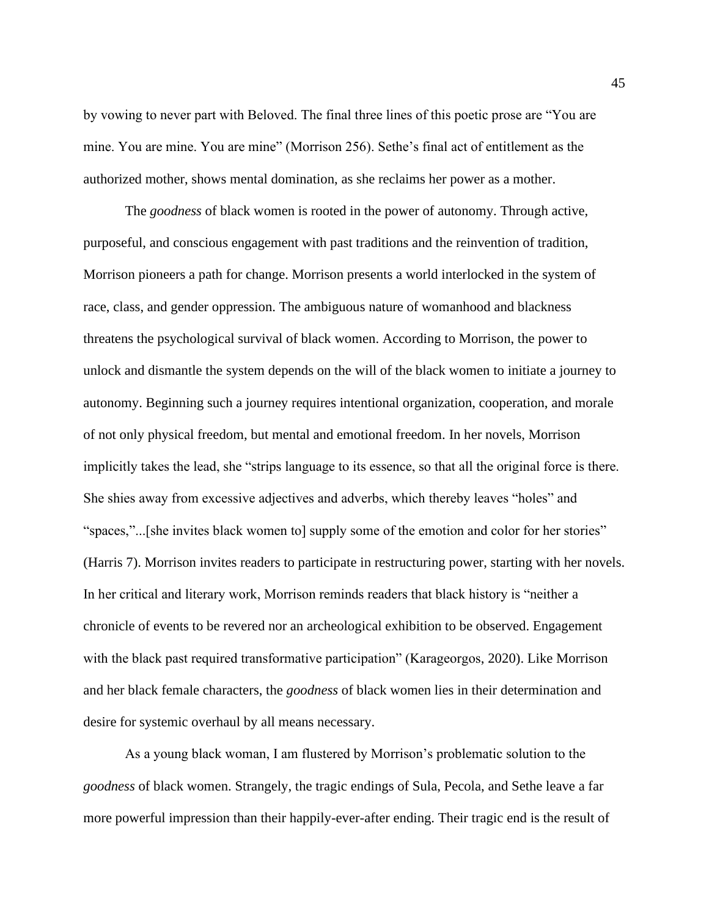by vowing to never part with Beloved. The final three lines of this poetic prose are "You are mine. You are mine. You are mine" (Morrison 256). Sethe's final act of entitlement as the authorized mother, shows mental domination, as she reclaims her power as a mother.

The *goodness* of black women is rooted in the power of autonomy. Through active, purposeful, and conscious engagement with past traditions and the reinvention of tradition, Morrison pioneers a path for change. Morrison presents a world interlocked in the system of race, class, and gender oppression. The ambiguous nature of womanhood and blackness threatens the psychological survival of black women. According to Morrison, the power to unlock and dismantle the system depends on the will of the black women to initiate a journey to autonomy. Beginning such a journey requires intentional organization, cooperation, and morale of not only physical freedom, but mental and emotional freedom. In her novels, Morrison implicitly takes the lead, she "strips language to its essence, so that all the original force is there. She shies away from excessive adjectives and adverbs, which thereby leaves "holes" and "spaces,"...[she invites black women to] supply some of the emotion and color for her stories" (Harris 7). Morrison invites readers to participate in restructuring power, starting with her novels. In her critical and literary work, Morrison reminds readers that black history is "neither a chronicle of events to be revered nor an archeological exhibition to be observed. Engagement with the black past required transformative participation" (Karageorgos, 2020). Like Morrison and her black female characters, the *goodness* of black women lies in their determination and desire for systemic overhaul by all means necessary.

As a young black woman, I am flustered by Morrison's problematic solution to the *goodness* of black women. Strangely, the tragic endings of Sula, Pecola, and Sethe leave a far more powerful impression than their happily-ever-after ending. Their tragic end is the result of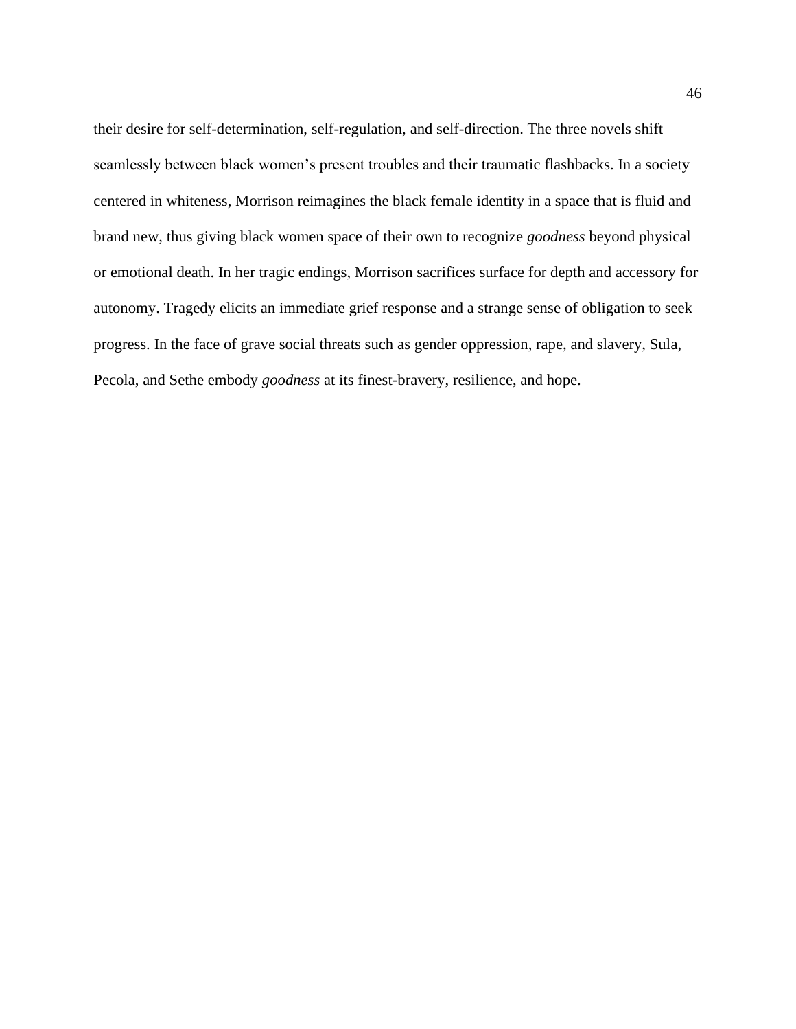their desire for self-determination, self-regulation, and self-direction. The three novels shift seamlessly between black women's present troubles and their traumatic flashbacks. In a society centered in whiteness, Morrison reimagines the black female identity in a space that is fluid and brand new, thus giving black women space of their own to recognize *goodness* beyond physical or emotional death. In her tragic endings, Morrison sacrifices surface for depth and accessory for autonomy. Tragedy elicits an immediate grief response and a strange sense of obligation to seek progress. In the face of grave social threats such as gender oppression, rape, and slavery, Sula, Pecola, and Sethe embody *goodness* at its finest-bravery, resilience, and hope.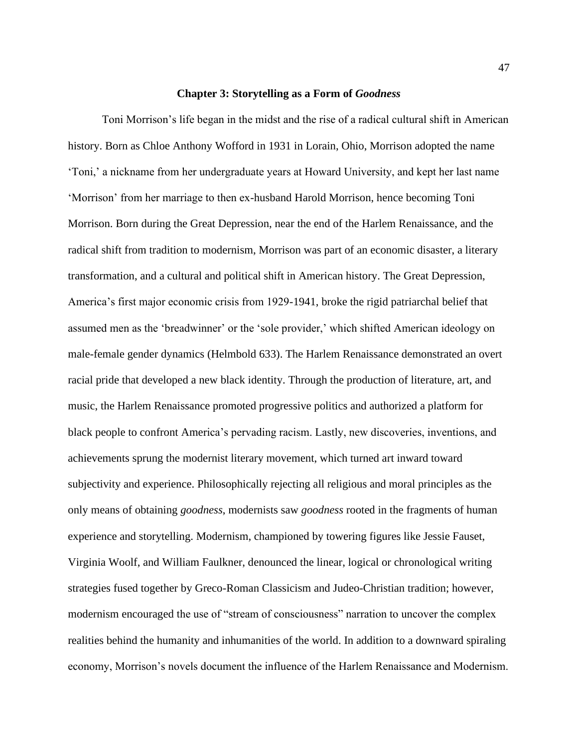## Chapter 3: Storytelling as a Form of *Goodness*

Toni Morrison's life began in the midst and the rise of a radical cultural shift in American history. Born as Chloe Anthony Wofford in 1931 in Lorain, Ohio, Morrison adopted the name 'Toni,' a nickname from her undergraduate years at Howard University, and kept her last name 'Morrison' from her marriage to then ex-husband Harold Morrison, hence becoming Toni Morrison. Born during the Great Depression, near the end of the Harlem Renaissance, and the radical shift from tradition to modernism, Morrison was part of an economic disaster, a literary transformation, and a cultural and political shift in American history. The Great Depression, America's first major economic crisis from 1929-1941, broke the rigid patriarchal belief that assumed men as the 'breadwinner' or the 'sole provider,' which shifted American ideology on male-female gender dynamics (Helmbold 633). The Harlem Renaissance demonstrated an overt racial pride that developed a new black identity. Through the production of literature, art, and music, the Harlem Renaissance promoted progressive politics and authorized a platform for black people to confront America's pervading racism. Lastly, new discoveries, inventions, and achievements sprung the modernist literary movement, which turned art inward toward subjectivity and experience. Philosophically rejecting all religious and moral principles as the only means of obtaining *goodness*, modernists saw *goodness* rooted in the fragments of human experience and storytelling. Modernism, championed by towering figures like Jessie Fauset, Virginia Woolf, and William Faulkner, denounced the linear, logical or chronological writing strategies fused together by Greco-Roman Classicism and Judeo-Christian tradition; however, modernism encouraged the use of "stream of consciousness" narration to uncover the complex realities behind the humanity and inhumanities of the world. In addition to a downward spiraling economy, Morrison's novels document the influence of the Harlem Renaissance and Modernism.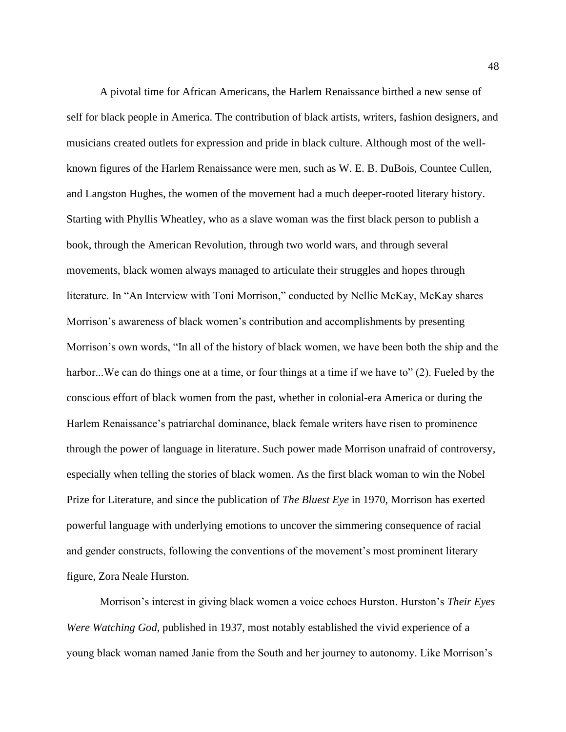A pivotal time for African Americans, the Harlem Renaissance birthed a new sense of self for black people in America. The contribution of black artists, writers, fashion designers, and musicians created outlets for expression and pride in black culture. Although most of the well-known figures of the Harlem Renaissance were men, such as W. E. B. DuBois, Countee Cullen, and Langston Hughes, the women of the movement had a much deeper-rooted literary history. Starting with Phyllis Wheatley, who as a slave woman was the first black person to publish a book, through the American Revolution, through two world wars, and through several movements, black women always managed to articulate their struggles and hopes through literature. In "An Interview with Toni Morrison," conducted by Nellie McKay, McKay shares Morrison's awareness of black women's contribution and accomplishments by presenting Morrison's own words, "In all of the history of black women, we have been both the ship and the harbor...We can do things one at a time, or four things at a time if we have to" (2). Fueled by the conscious effort of black women from the past, whether in colonial-era America or during the Harlem Renaissance's patriarchal dominance, black female writers have risen to prominence through the power of language in literature. Such power made Morrison unafraid of controversy, especially when telling the stories of black women. As the first black woman to win the Nobel Prize for Literature, and since the publication of *The Bluest Eye* in 1970, Morrison has exerted powerful language with underlying emotions to uncover the simmering consequence of racial and gender constructs, following the conventions of the movement's most prominent literary figure, Zora Neale Hurston.

Morrison's interest in giving black women a voice echoes Hurston. Hurston's *Their Eyes Were Watching God*, published in 1937, most notably established the vivid experience of a young black woman named Janie from the South and her journey to autonomy. Like Morrison's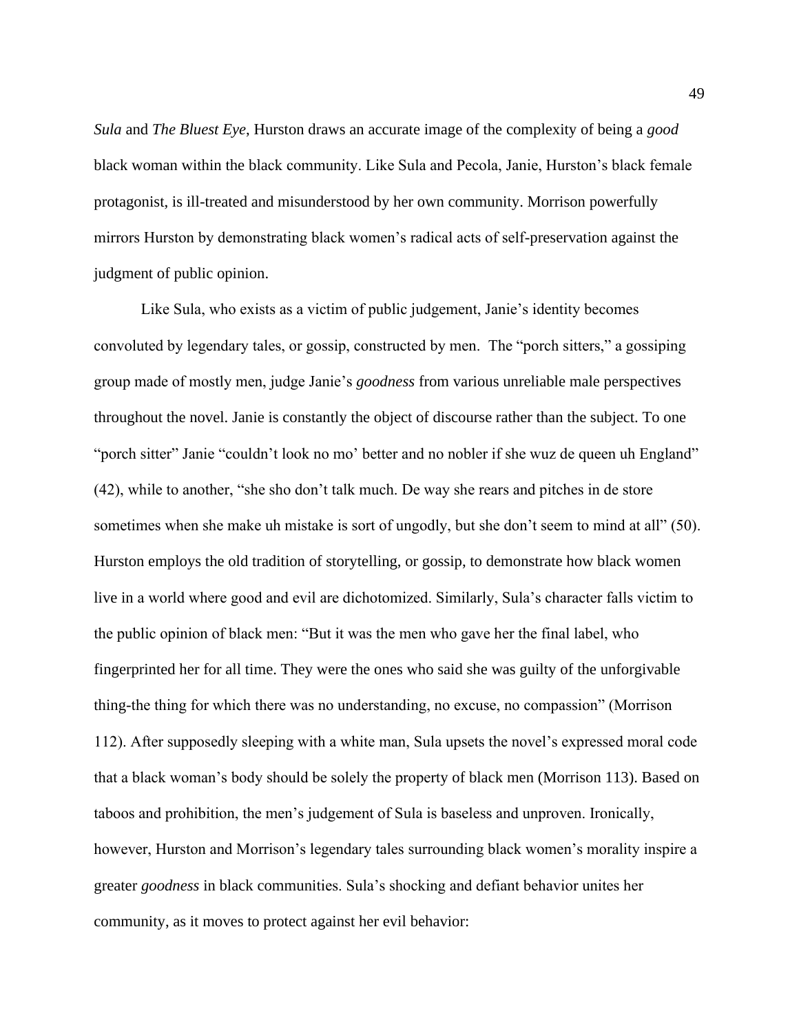*Sula* and *The Bluest Eye*, Hurston draws an accurate image of the complexity of being a *good* black woman within the black community. Like Sula and Pecola, Janie, Hurston's black female protagonist, is ill-treated and misunderstood by her own community. Morrison powerfully mirrors Hurston by demonstrating black women's radical acts of self-preservation against the judgment of public opinion.

Like Sula, who exists as a victim of public judgement, Janie's identity becomes convoluted by legendary tales, or gossip, constructed by men. The "porch sitters," a gossiping group made of mostly men, judge Janie's *goodness* from various unreliable male perspectives throughout the novel. Janie is constantly the object of discourse rather than the subject. To one "porch sitter" Janie "couldn't look no mo' better and no nobler if she wuz de queen uh England" (42), while to another, "she sho don't talk much. De way she rears and pitches in de store sometimes when she make uh mistake is sort of ungodly, but she don't seem to mind at all" (50). Hurston employs the old tradition of storytelling, or gossip, to demonstrate how black women live in a world where good and evil are dichotomized. Similarly, Sula's character falls victim to the public opinion of black men: "But it was the men who gave her the final label, who fingerprinted her for all time. They were the ones who said she was guilty of the unforgivable thing-the thing for which there was no understanding, no excuse, no compassion" (Morrison 112). After supposedly sleeping with a white man, Sula upsets the novel's expressed moral code that a black woman's body should be solely the property of black men (Morrison 113). Based on taboos and prohibition, the men's judgement of Sula is baseless and unproven. Ironically, however, Hurston and Morrison's legendary tales surrounding black women's morality inspire a greater *goodness* in black communities. Sula's shocking and defiant behavior unites her community, as it moves to protect against her evil behavior: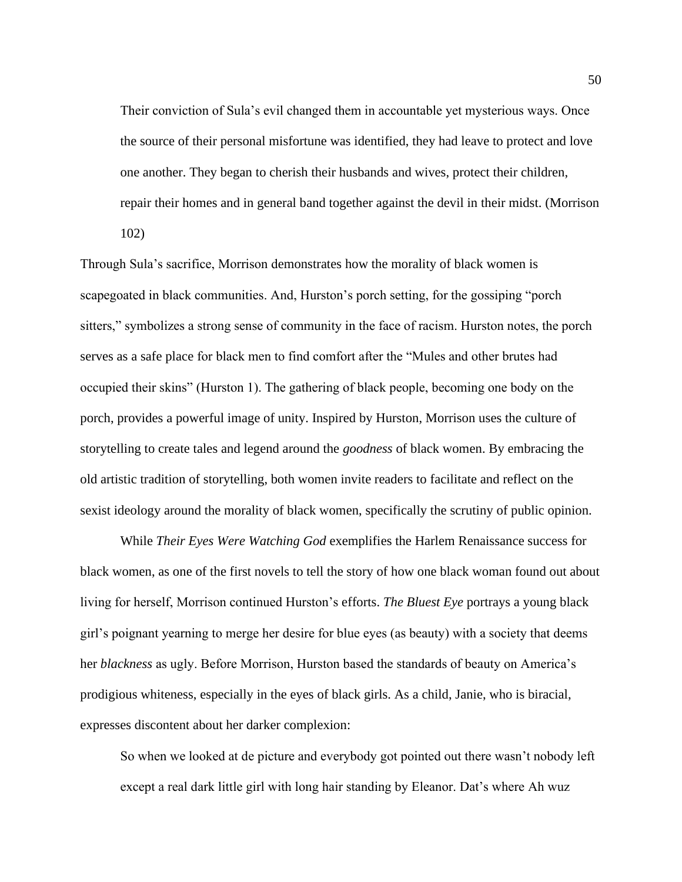> Their conviction of Sula's evil changed them in accountable yet mysterious ways. Once the source of their personal misfortune was identified, they had leave to protect and love one another. They began to cherish their husbands and wives, protect their children, repair their homes and in general band together against the devil in their midst. (Morrison 102)

Through Sula's sacrifice, Morrison demonstrates how the morality of black women is scapegoated in black communities. And, Hurston's porch setting, for the gossiping "porch sitters," symbolizes a strong sense of community in the face of racism. Hurston notes, the porch serves as a safe place for black men to find comfort after the "Mules and other brutes had occupied their skins" (Hurston 1). The gathering of black people, becoming one body on the porch, provides a powerful image of unity. Inspired by Hurston, Morrison uses the culture of storytelling to create tales and legend around the *goodness* of black women. By embracing the old artistic tradition of storytelling, both women invite readers to facilitate and reflect on the sexist ideology around the morality of black women, specifically the scrutiny of public opinion.

While *Their Eyes Were Watching God* exemplifies the Harlem Renaissance success for black women, as one of the first novels to tell the story of how one black woman found out about living for herself, Morrison continued Hurston's efforts. *The Bluest Eye* portrays a young black girl's poignant yearning to merge her desire for blue eyes (as beauty) with a society that deems her *blackness* as ugly. Before Morrison, Hurston based the standards of beauty on America's prodigious whiteness, especially in the eyes of black girls. As a child, Janie, who is biracial, expresses discontent about her darker complexion:

> So when we looked at de picture and everybody got pointed out there wasn't nobody left except a real dark little girl with long hair standing by Eleanor. Dat's where Ah wuz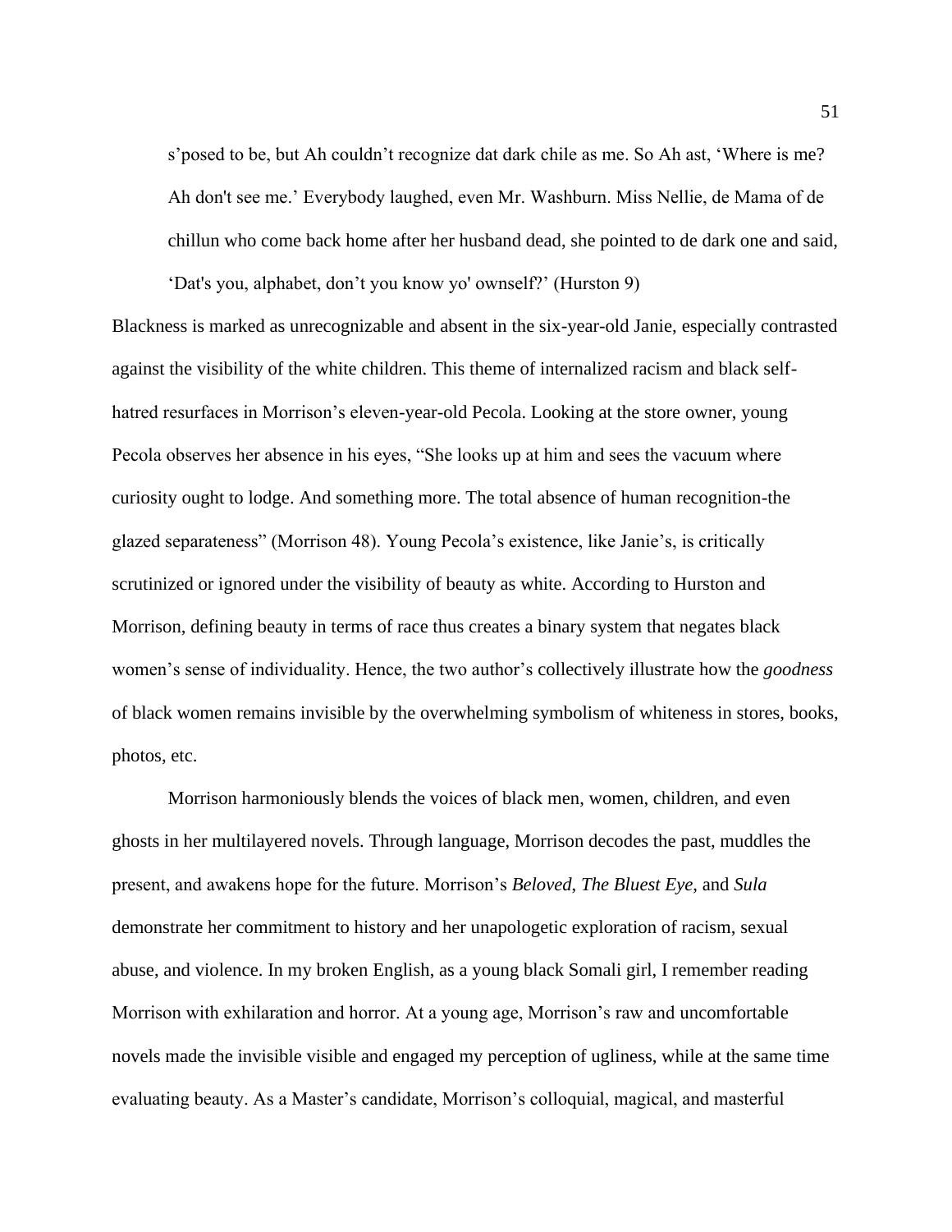> s'posed to be, but Ah couldn't recognize dat dark chile as me. So Ah ast, 'Where is me? Ah don't see me.' Everybody laughed, even Mr. Washburn. Miss Nellie, de Mama of de chillun who come back home after her husband dead, she pointed to de dark one and said, 'Dat's you, alphabet, don't you know yo' ownself?' (Hurston 9)

Blackness is marked as unrecognizable and absent in the six-year-old Janie, especially contrasted against the visibility of the white children. This theme of internalized racism and black self-hatred resurfaces in Morrison's eleven-year-old Pecola. Looking at the store owner, young Pecola observes her absence in his eyes, "She looks up at him and sees the vacuum where curiosity ought to lodge. And something more. The total absence of human recognition-the glazed separateness" (Morrison 48). Young Pecola's existence, like Janie's, is critically scrutinized or ignored under the visibility of beauty as white. According to Hurston and Morrison, defining beauty in terms of race thus creates a binary system that negates black women's sense of individuality. Hence, the two author's collectively illustrate how the *goodness* of black women remains invisible by the overwhelming symbolism of whiteness in stores, books, photos, etc.

Morrison harmoniously blends the voices of black men, women, children, and even ghosts in her multilayered novels. Through language, Morrison decodes the past, muddles the present, and awakens hope for the future. Morrison's *Beloved*, *The Bluest Eye*, and *Sula* demonstrate her commitment to history and her unapologetic exploration of racism, sexual abuse, and violence. In my broken English, as a young black Somali girl, I remember reading Morrison with exhilaration and horror. At a young age, Morrison's raw and uncomfortable novels made the invisible visible and engaged my perception of ugliness, while at the same time evaluating beauty. As a Master's candidate, Morrison's colloquial, magical, and masterful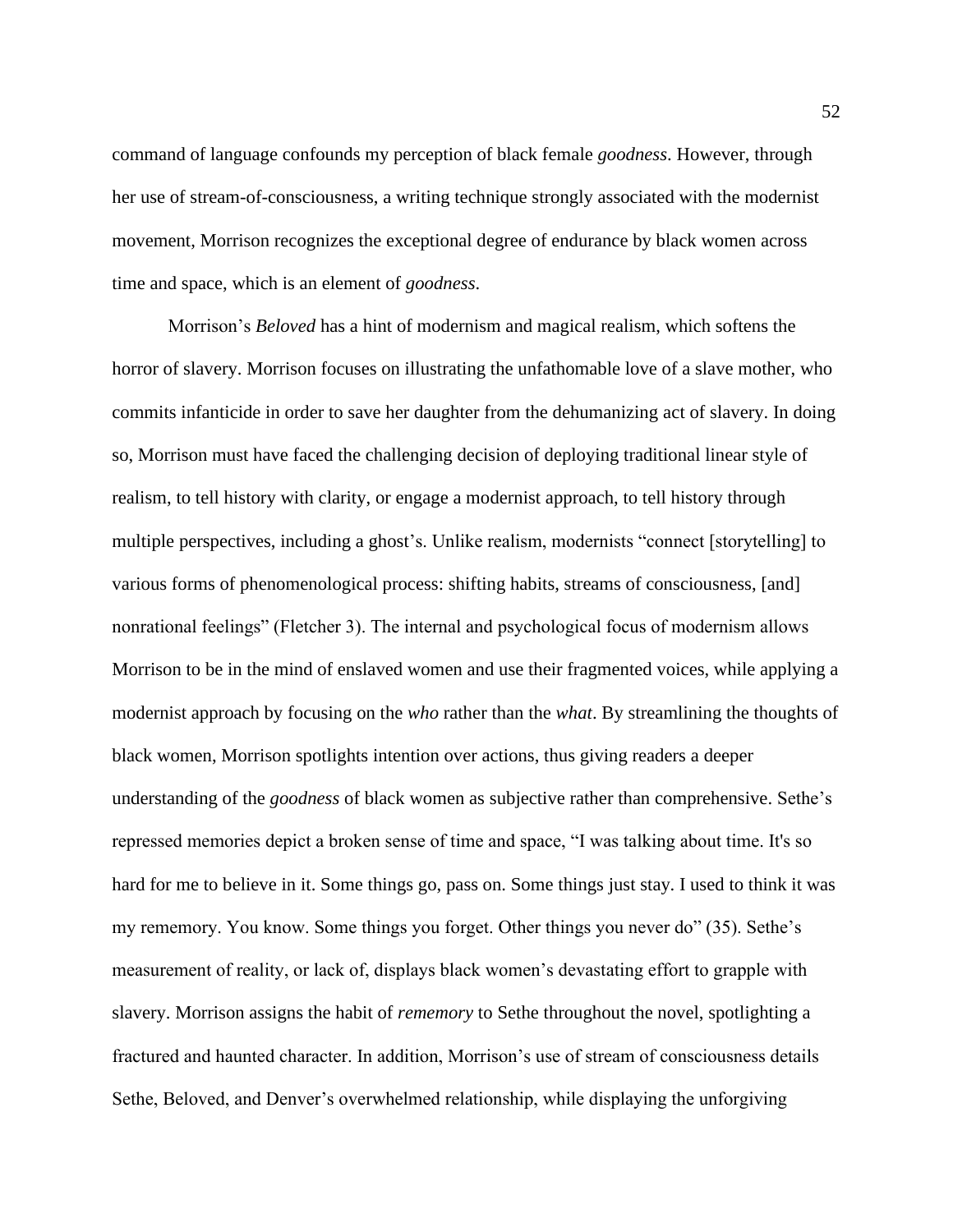command of language confounds my perception of black female *goodness*. However, through her use of stream-of-consciousness, a writing technique strongly associated with the modernist movement, Morrison recognizes the exceptional degree of endurance by black women across time and space, which is an element of *goodness*.

Morrison's *Beloved* has a hint of modernism and magical realism, which softens the horror of slavery. Morrison focuses on illustrating the unfathomable love of a slave mother, who commits infanticide in order to save her daughter from the dehumanizing act of slavery. In doing so, Morrison must have faced the challenging decision of deploying traditional linear style of realism, to tell history with clarity, or engage a modernist approach, to tell history through multiple perspectives, including a ghost's. Unlike realism, modernists "connect [storytelling] to various forms of phenomenological process: shifting habits, streams of consciousness, [and] nonrational feelings" (Fletcher 3). The internal and psychological focus of modernism allows Morrison to be in the mind of enslaved women and use their fragmented voices, while applying a modernist approach by focusing on the *who* rather than the *what*. By streamlining the thoughts of black women, Morrison spotlights intention over actions, thus giving readers a deeper understanding of the *goodness* of black women as subjective rather than comprehensive. Sethe's repressed memories depict a broken sense of time and space, "I was talking about time. It's so hard for me to believe in it. Some things go, pass on. Some things just stay. I used to think it was my rememory. You know. Some things you forget. Other things you never do" (35). Sethe's measurement of reality, or lack of, displays black women's devastating effort to grapple with slavery. Morrison assigns the habit of *rememory* to Sethe throughout the novel, spotlighting a fractured and haunted character. In addition, Morrison's use of stream of consciousness details Sethe, Beloved, and Denver's overwhelmed relationship, while displaying the unforgiving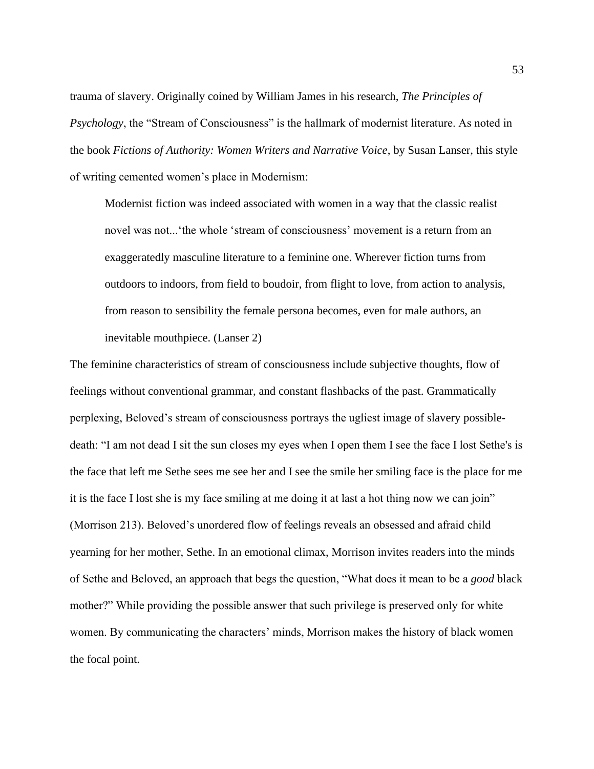trauma of slavery. Originally coined by William James in his research, *The Principles of Psychology*, the "Stream of Consciousness" is the hallmark of modernist literature. As noted in the book *Fictions of Authority: Women Writers and Narrative Voice*, by Susan Lanser, this style of writing cemented women's place in Modernism:

> Modernist fiction was indeed associated with women in a way that the classic realist novel was not...'the whole 'stream of consciousness' movement is a return from an exaggeratedly masculine literature to a feminine one. Wherever fiction turns from outdoors to indoors, from field to boudoir, from flight to love, from action to analysis, from reason to sensibility the female persona becomes, even for male authors, an inevitable mouthpiece. (Lanser 2)

The feminine characteristics of stream of consciousness include subjective thoughts, flow of feelings without conventional grammar, and constant flashbacks of the past. Grammatically perplexing, Beloved's stream of consciousness portrays the ugliest image of slavery possible- death: "I am not dead I sit the sun closes my eyes when I open them I see the face I lost Sethe's is the face that left me Sethe sees me see her and I see the smile her smiling face is the place for me it is the face I lost she is my face smiling at me doing it at last a hot thing now we can join" (Morrison 213). Beloved's unordered flow of feelings reveals an obsessed and afraid child yearning for her mother, Sethe. In an emotional climax, Morrison invites readers into the minds of Sethe and Beloved, an approach that begs the question, "What does it mean to be a *good* black mother?" While providing the possible answer that such privilege is preserved only for white women. By communicating the characters' minds, Morrison makes the history of black women the focal point.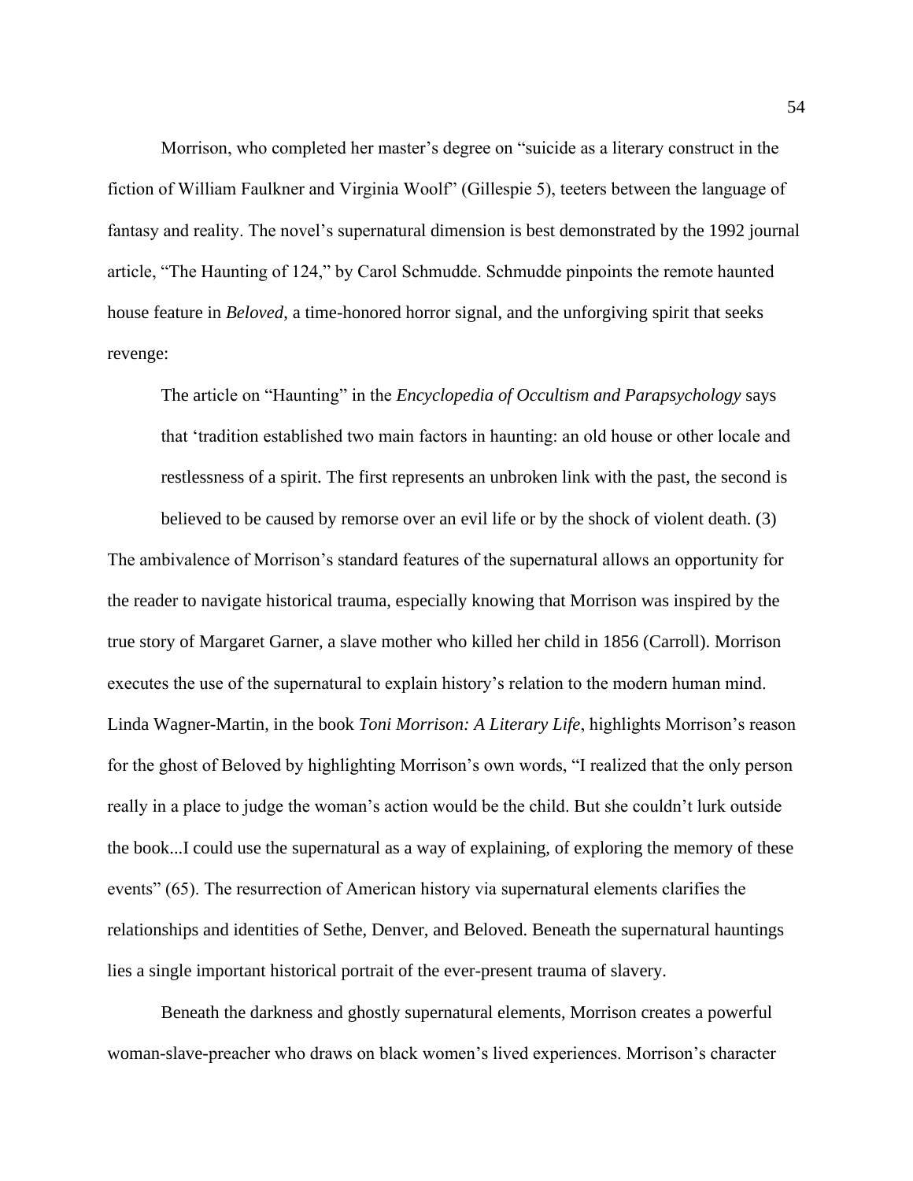Morrison, who completed her master's degree on "suicide as a literary construct in the fiction of William Faulkner and Virginia Woolf" (Gillespie 5), teeters between the language of fantasy and reality. The novel's supernatural dimension is best demonstrated by the 1992 journal article, "The Haunting of 124," by Carol Schmudde. Schmudde pinpoints the remote haunted house feature in *Beloved*, a time-honored horror signal, and the unforgiving spirit that seeks revenge:

> The article on "Haunting" in the *Encyclopedia of Occultism and Parapsychology* says that 'tradition established two main factors in haunting: an old house or other locale and restlessness of a spirit. The first represents an unbroken link with the past, the second is believed to be caused by remorse over an evil life or by the shock of violent death. (3)

The ambivalence of Morrison's standard features of the supernatural allows an opportunity for the reader to navigate historical trauma, especially knowing that Morrison was inspired by the true story of Margaret Garner, a slave mother who killed her child in 1856 (Carroll). Morrison executes the use of the supernatural to explain history's relation to the modern human mind. Linda Wagner-Martin, in the book *Toni Morrison: A Literary Life*, highlights Morrison's reason for the ghost of Beloved by highlighting Morrison's own words, "I realized that the only person really in a place to judge the woman's action would be the child. But she couldn't lurk outside the book...I could use the supernatural as a way of explaining, of exploring the memory of these events" (65). The resurrection of American history via supernatural elements clarifies the relationships and identities of Sethe, Denver, and Beloved. Beneath the supernatural hauntings lies a single important historical portrait of the ever-present trauma of slavery.

Beneath the darkness and ghostly supernatural elements, Morrison creates a powerful woman-slave-preacher who draws on black women's lived experiences. Morrison's character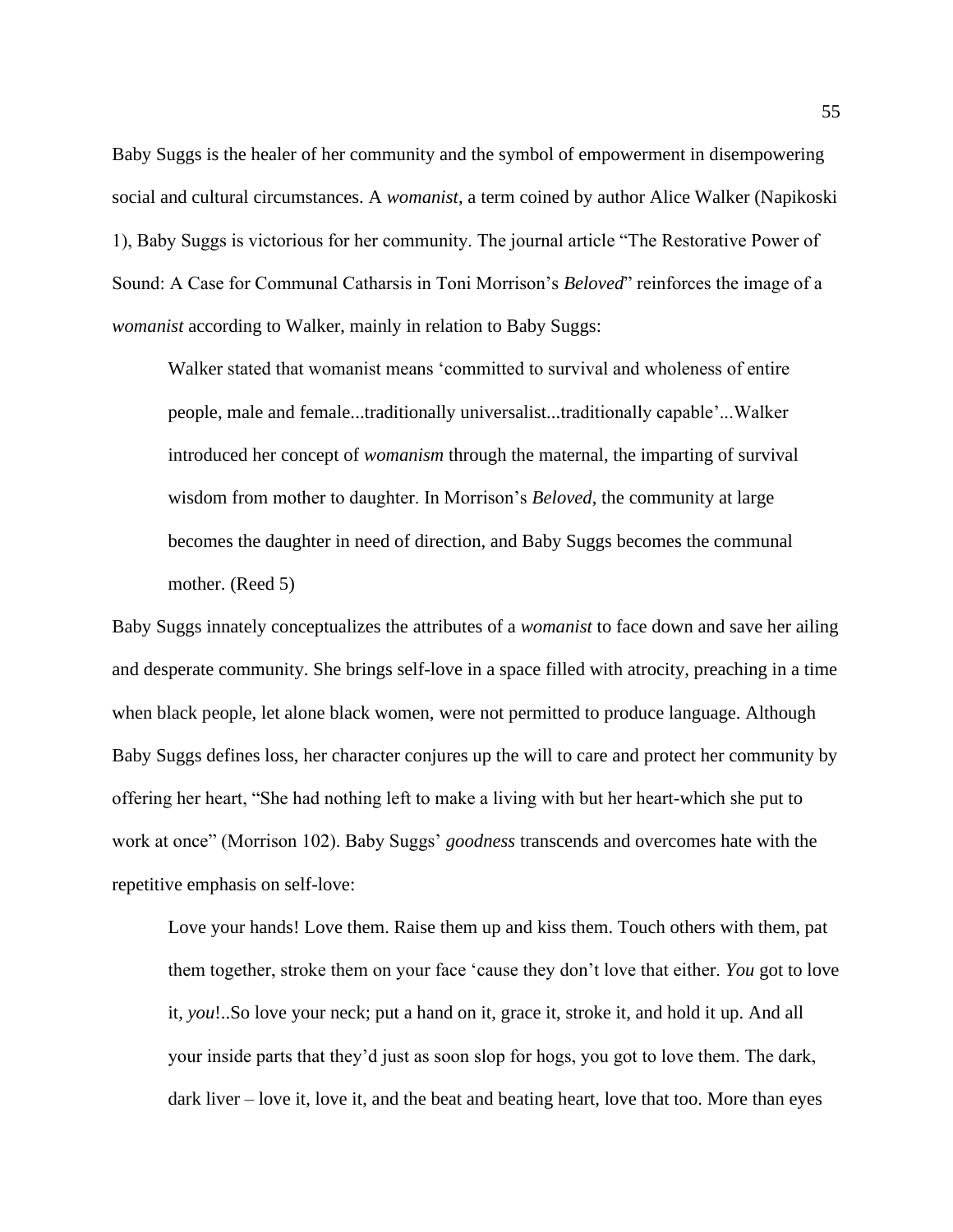Baby Suggs is the healer of her community and the symbol of empowerment in disempowering social and cultural circumstances. A *womanist*, a term coined by author Alice Walker (Napikoski 1), Baby Suggs is victorious for her community. The journal article "The Restorative Power of Sound: A Case for Communal Catharsis in Toni Morrison's *Beloved*" reinforces the image of a *womanist* according to Walker, mainly in relation to Baby Suggs:

> Walker stated that womanist means 'committed to survival and wholeness of entire people, male and female...traditionally universalist...traditionally capable'...Walker introduced her concept of *womanism* through the maternal, the imparting of survival wisdom from mother to daughter. In Morrison's *Beloved*, the community at large becomes the daughter in need of direction, and Baby Suggs becomes the communal mother. (Reed 5)

Baby Suggs innately conceptualizes the attributes of a *womanist* to face down and save her ailing and desperate community. She brings self-love in a space filled with atrocity, preaching in a time when black people, let alone black women, were not permitted to produce language. Although Baby Suggs defines loss, her character conjures up the will to care and protect her community by offering her heart, "She had nothing left to make a living with but her heart-which she put to work at once" (Morrison 102). Baby Suggs' *goodness* transcends and overcomes hate with the repetitive emphasis on self-love:

> Love your hands! Love them. Raise them up and kiss them. Touch others with them, pat them together, stroke them on your face 'cause they don't love that either. *You* got to love it, *you*!..So love your neck; put a hand on it, grace it, stroke it, and hold it up. And all your inside parts that they'd just as soon slop for hogs, you got to love them. The dark, dark liver – love it, love it, and the beat and beating heart, love that too. More than eyes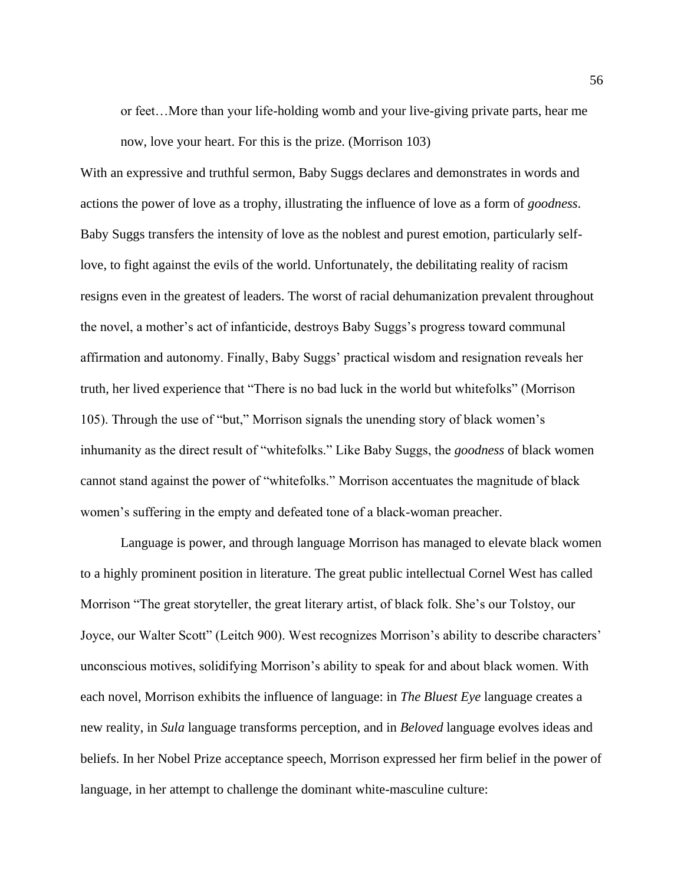> or feet…More than your life-holding womb and your live-giving private parts, hear me now, love your heart. For this is the prize. (Morrison 103)

With an expressive and truthful sermon, Baby Suggs declares and demonstrates in words and actions the power of love as a trophy, illustrating the influence of love as a form of *goodness*. Baby Suggs transfers the intensity of love as the noblest and purest emotion, particularly self-love, to fight against the evils of the world. Unfortunately, the debilitating reality of racism resigns even in the greatest of leaders. The worst of racial dehumanization prevalent throughout the novel, a mother's act of infanticide, destroys Baby Suggs's progress toward communal affirmation and autonomy. Finally, Baby Suggs' practical wisdom and resignation reveals her truth, her lived experience that "There is no bad luck in the world but whitefolks" (Morrison 105). Through the use of "but," Morrison signals the unending story of black women's inhumanity as the direct result of "whitefolks." Like Baby Suggs, the *goodness* of black women cannot stand against the power of "whitefolks." Morrison accentuates the magnitude of black women's suffering in the empty and defeated tone of a black-woman preacher.

Language is power, and through language Morrison has managed to elevate black women to a highly prominent position in literature. The great public intellectual Cornel West has called Morrison "The great storyteller, the great literary artist, of black folk. She's our Tolstoy, our Joyce, our Walter Scott" (Leitch 900). West recognizes Morrison's ability to describe characters' unconscious motives, solidifying Morrison's ability to speak for and about black women. With each novel, Morrison exhibits the influence of language: in *The Bluest Eye* language creates a new reality, in *Sula* language transforms perception, and in *Beloved* language evolves ideas and beliefs. In her Nobel Prize acceptance speech, Morrison expressed her firm belief in the power of language, in her attempt to challenge the dominant white-masculine culture: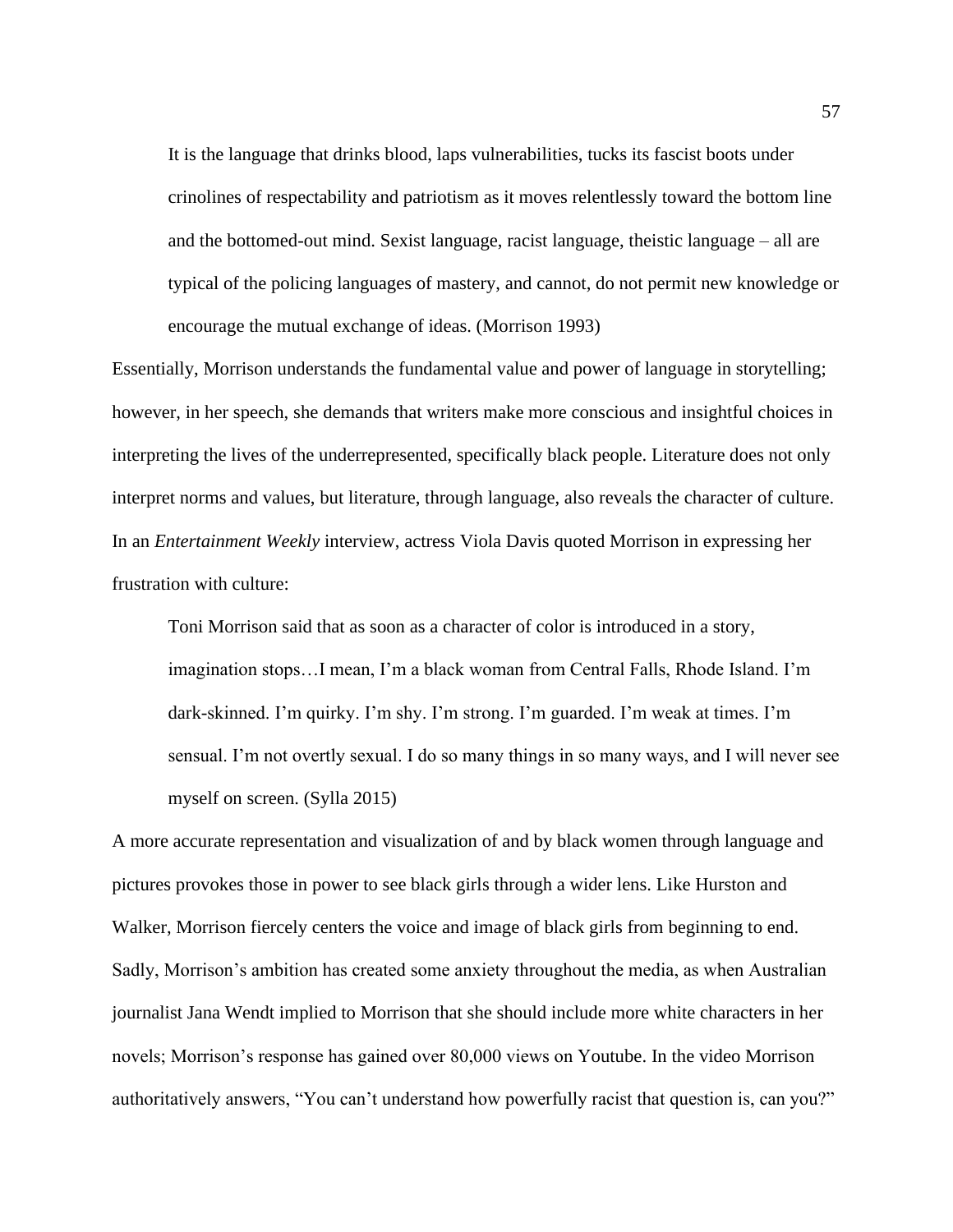> It is the language that drinks blood, laps vulnerabilities, tucks its fascist boots under crinolines of respectability and patriotism as it moves relentlessly toward the bottom line and the bottomed-out mind. Sexist language, racist language, theistic language – all are typical of the policing languages of mastery, and cannot, do not permit new knowledge or encourage the mutual exchange of ideas. (Morrison 1993)

Essentially, Morrison understands the fundamental value and power of language in storytelling; however, in her speech, she demands that writers make more conscious and insightful choices in interpreting the lives of the underrepresented, specifically black people. Literature does not only interpret norms and values, but literature, through language, also reveals the character of culture. In an *Entertainment Weekly* interview, actress Viola Davis quoted Morrison in expressing her frustration with culture:

> Toni Morrison said that as soon as a character of color is introduced in a story, imagination stops…I mean, I'm a black woman from Central Falls, Rhode Island. I'm dark-skinned. I'm quirky. I'm shy. I'm strong. I'm guarded. I'm weak at times. I'm sensual. I'm not overtly sexual. I do so many things in so many ways, and I will never see myself on screen. (Sylla 2015)

A more accurate representation and visualization of and by black women through language and pictures provokes those in power to see black girls through a wider lens. Like Hurston and Walker, Morrison fiercely centers the voice and image of black girls from beginning to end. Sadly, Morrison's ambition has created some anxiety throughout the media, as when Australian journalist Jana Wendt implied to Morrison that she should include more white characters in her novels; Morrison's response has gained over 80,000 views on Youtube. In the video Morrison authoritatively answers, "You can't understand how powerfully racist that question is, can you?"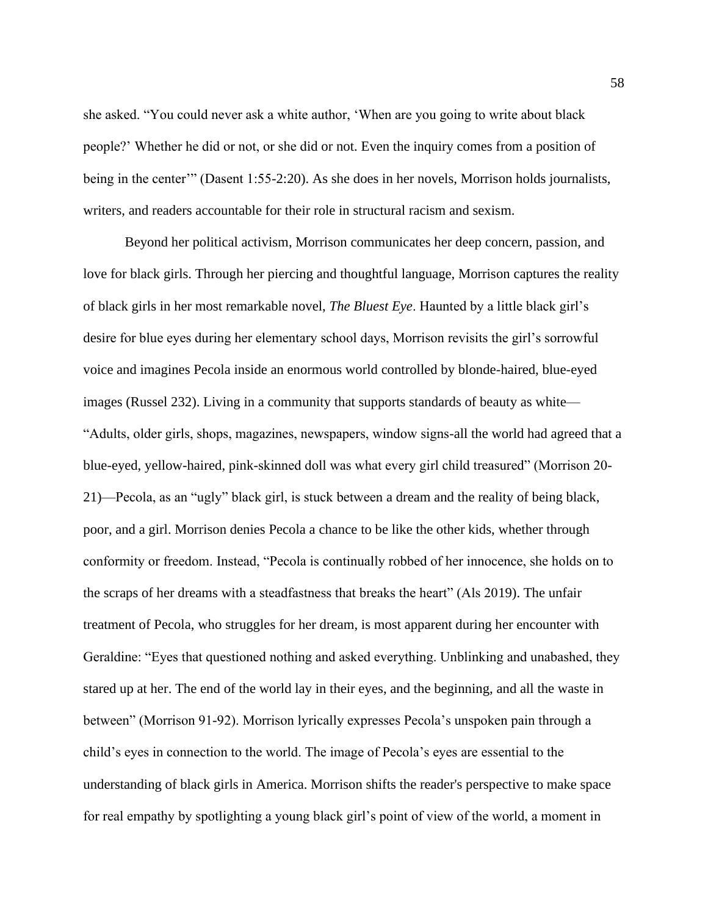she asked. “You could never ask a white author, ‘When are you going to write about black people?’ Whether he did or not, or she did or not. Even the inquiry comes from a position of being in the center’” (Dasent 1:55-2:20). As she does in her novels, Morrison holds journalists, writers, and readers accountable for their role in structural racism and sexism.

Beyond her political activism, Morrison communicates her deep concern, passion, and love for black girls. Through her piercing and thoughtful language, Morrison captures the reality of black girls in her most remarkable novel, *The Bluest Eye*. Haunted by a little black girl’s desire for blue eyes during her elementary school days, Morrison revisits the girl’s sorrowful voice and imagines Pecola inside an enormous world controlled by blonde-haired, blue-eyed images (Russel 232). Living in a community that supports standards of beauty as white—“Adults, older girls, shops, magazines, newspapers, window signs-all the world had agreed that a blue-eyed, yellow-haired, pink-skinned doll was what every girl child treasured” (Morrison 20-21)—Pecola, as an “ugly” black girl, is stuck between a dream and the reality of being black, poor, and a girl. Morrison denies Pecola a chance to be like the other kids, whether through conformity or freedom. Instead, “Pecola is continually robbed of her innocence, she holds on to the scraps of her dreams with a steadfastness that breaks the heart” (Als 2019). The unfair treatment of Pecola, who struggles for her dream, is most apparent during her encounter with Geraldine: “Eyes that questioned nothing and asked everything. Unblinking and unabashed, they stared up at her. The end of the world lay in their eyes, and the beginning, and all the waste in between” (Morrison 91-92). Morrison lyrically expresses Pecola’s unspoken pain through a child’s eyes in connection to the world. The image of Pecola’s eyes are essential to the understanding of black girls in America. Morrison shifts the reader's perspective to make space for real empathy by spotlighting a young black girl’s point of view of the world, a moment in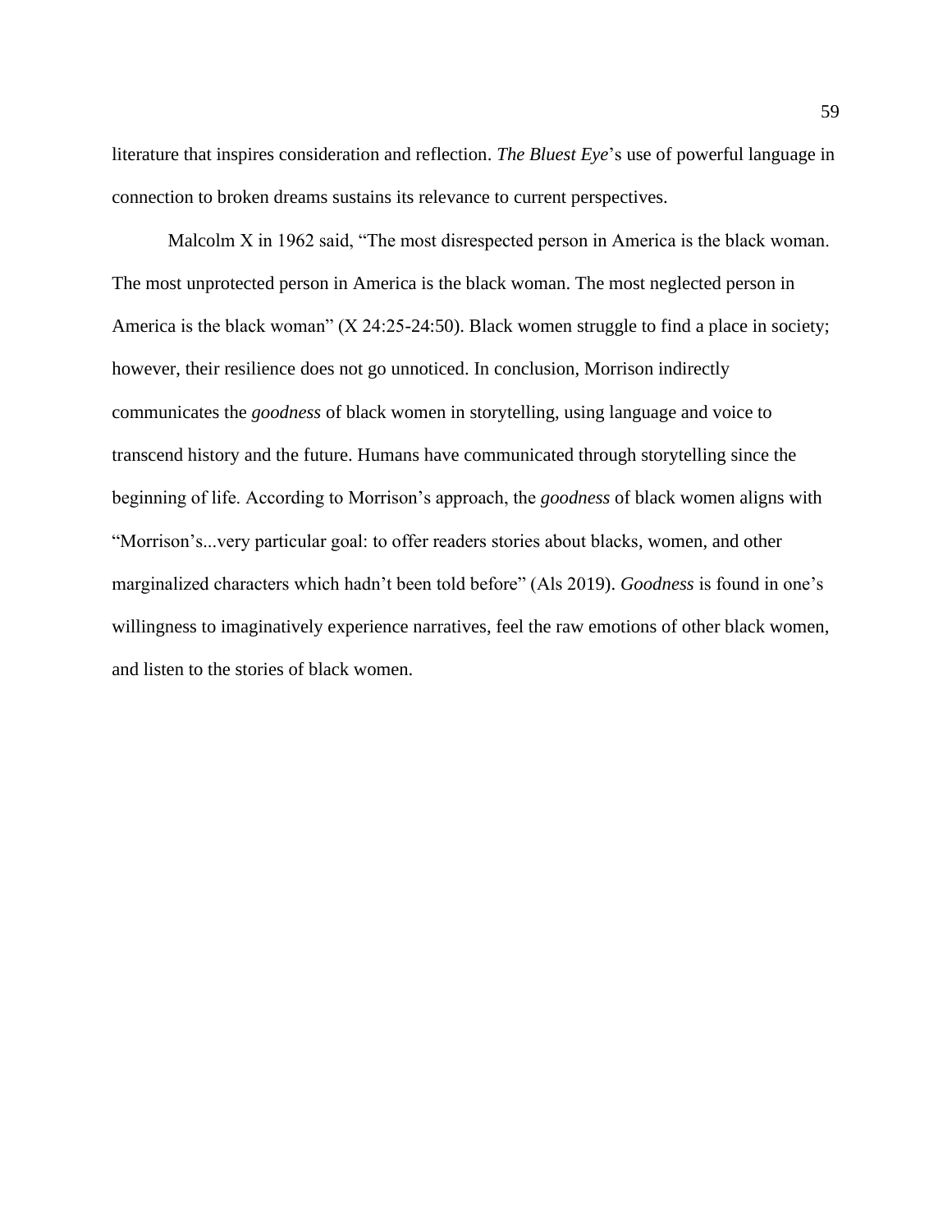literature that inspires consideration and reflection. *The Bluest Eye*'s use of powerful language in connection to broken dreams sustains its relevance to current perspectives.

Malcolm X in 1962 said, "The most disrespected person in America is the black woman. The most unprotected person in America is the black woman. The most neglected person in America is the black woman" (X 24:25-24:50). Black women struggle to find a place in society; however, their resilience does not go unnoticed. In conclusion, Morrison indirectly communicates the *goodness* of black women in storytelling, using language and voice to transcend history and the future. Humans have communicated through storytelling since the beginning of life. According to Morrison's approach, the *goodness* of black women aligns with "Morrison's...very particular goal: to offer readers stories about blacks, women, and other marginalized characters which hadn't been told before" (Als 2019). *Goodness* is found in one's willingness to imaginatively experience narratives, feel the raw emotions of other black women, and listen to the stories of black women.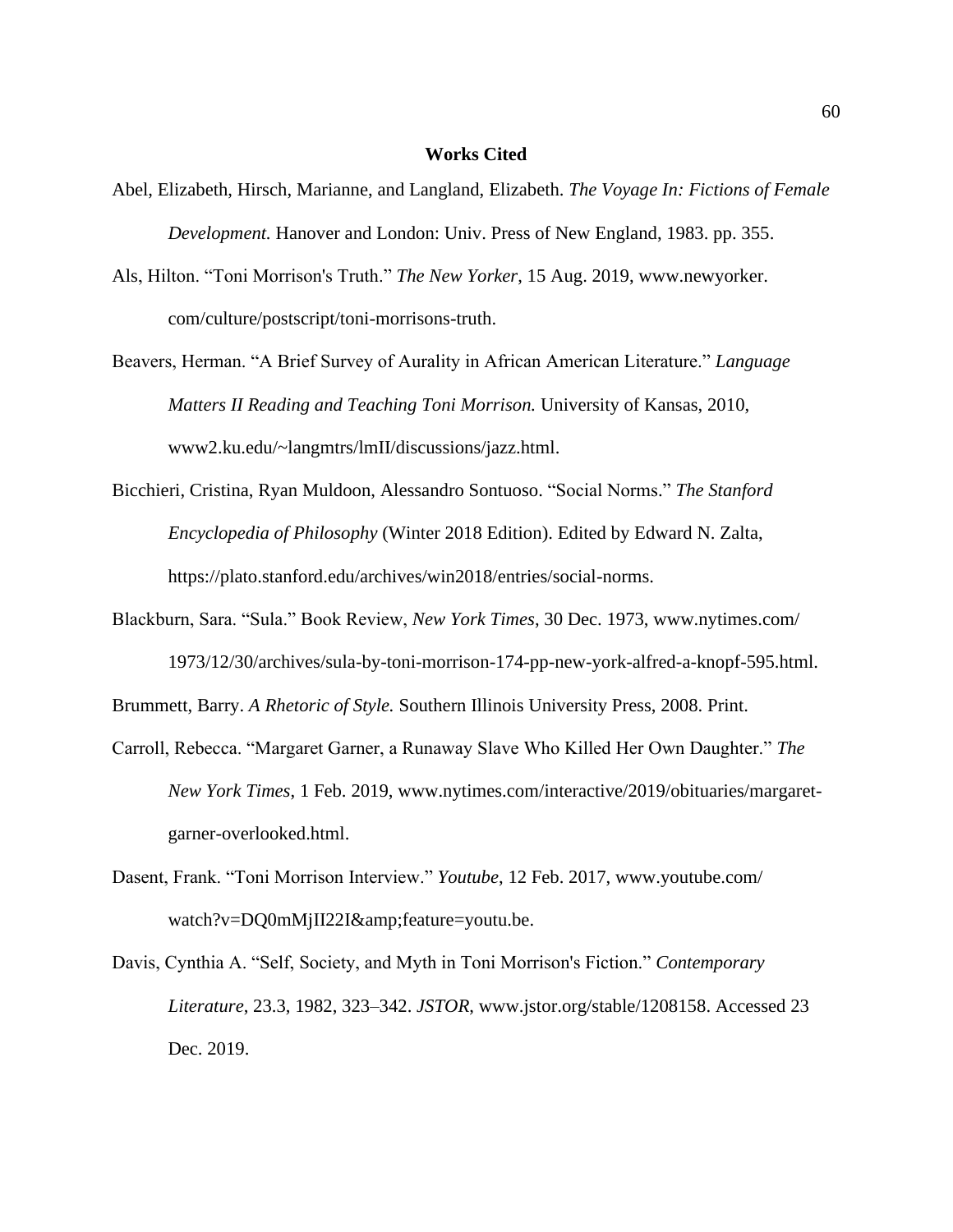## Works Cited

Abel, Elizabeth, Hirsch, Marianne, and Langland, Elizabeth. *The Voyage In: Fictions of Female Development.* Hanover and London: Univ. Press of New England, 1983. pp. 355.

Als, Hilton. "Toni Morrison's Truth." *The New Yorker*, 15 Aug. 2019, www.newyorker.com/culture/postscript/toni-morrisons-truth.

Beavers, Herman. "A Brief Survey of Aurality in African American Literature." *Language Matters II Reading and Teaching Toni Morrison.* University of Kansas, 2010, www2.ku.edu/~langmtrs/lmII/discussions/jazz.html.

Bicchieri, Cristina, Ryan Muldoon, Alessandro Sontuoso. "Social Norms." *The Stanford Encyclopedia of Philosophy* (Winter 2018 Edition). Edited by Edward N. Zalta, https://plato.stanford.edu/archives/win2018/entries/social-norms.

Blackburn, Sara. "Sula." Book Review, *New York Times*, 30 Dec. 1973, www.nytimes.com/1973/12/30/archives/sula-by-toni-morrison-174-pp-new-york-alfred-a-knopf-595.html.

Brummett, Barry. *A Rhetoric of Style.* Southern Illinois University Press, 2008. Print.

Carroll, Rebecca. "Margaret Garner, a Runaway Slave Who Killed Her Own Daughter." *The New York Times*, 1 Feb. 2019, www.nytimes.com/interactive/2019/obituaries/margaret-garner-overlooked.html.

Dasent, Frank. "Toni Morrison Interview." *Youtube*, 12 Feb. 2017, www.youtube.com/watch?v=DQ0mMjII22I&amp;feature=youtu.be.

Davis, Cynthia A. "Self, Society, and Myth in Toni Morrison's Fiction." *Contemporary Literature*, 23.3, 1982, 323–342. *JSTOR*, www.jstor.org/stable/1208158. Accessed 23 Dec. 2019.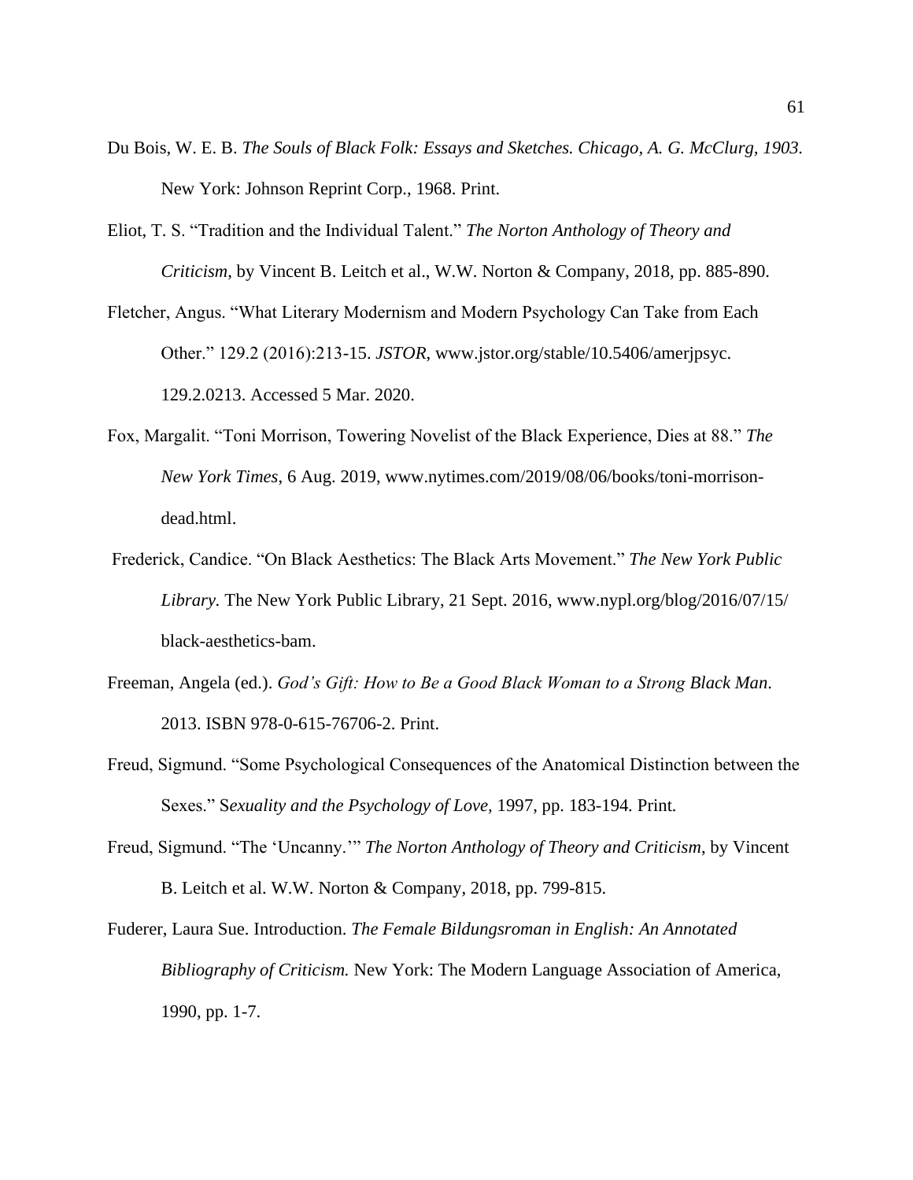Du Bois, W. E. B. *The Souls of Black Folk: Essays and Sketches. Chicago, A. G. McClurg, 1903.* New York: Johnson Reprint Corp., 1968. Print.

Eliot, T. S. "Tradition and the Individual Talent." *The Norton Anthology of Theory and Criticism*, by Vincent B. Leitch et al., W.W. Norton & Company, 2018, pp. 885-890.

Fletcher, Angus. "What Literary Modernism and Modern Psychology Can Take from Each Other." 129.2 (2016):213-15. *JSTOR*, www.jstor.org/stable/10.5406/amerjpsyc. 129.2.0213. Accessed 5 Mar. 2020.

Fox, Margalit. "Toni Morrison, Towering Novelist of the Black Experience, Dies at 88." *The New York Times*, 6 Aug. 2019, www.nytimes.com/2019/08/06/books/toni-morrison-dead.html.

Frederick, Candice. "On Black Aesthetics: The Black Arts Movement." *The New York Public Library*. The New York Public Library, 21 Sept. 2016, www.nypl.org/blog/2016/07/15/ black-aesthetics-bam.

Freeman, Angela (ed.). *God's Gift: How to Be a Good Black Woman to a Strong Black Man*. 2013. ISBN 978-0-615-76706-2. Print.

Freud, Sigmund. "Some Psychological Consequences of the Anatomical Distinction between the Sexes." S*exuality and the Psychology of Love,* 1997, pp. 183-194*.* Print.

Freud, Sigmund. "The 'Uncanny.'" *The Norton Anthology of Theory and Criticism*, by Vincent B. Leitch et al. W.W. Norton & Company, 2018, pp. 799-815.

Fuderer, Laura Sue. Introduction. *The Female Bildungsroman in English: An Annotated Bibliography of Criticism.* New York: The Modern Language Association of America, 1990, pp. 1-7.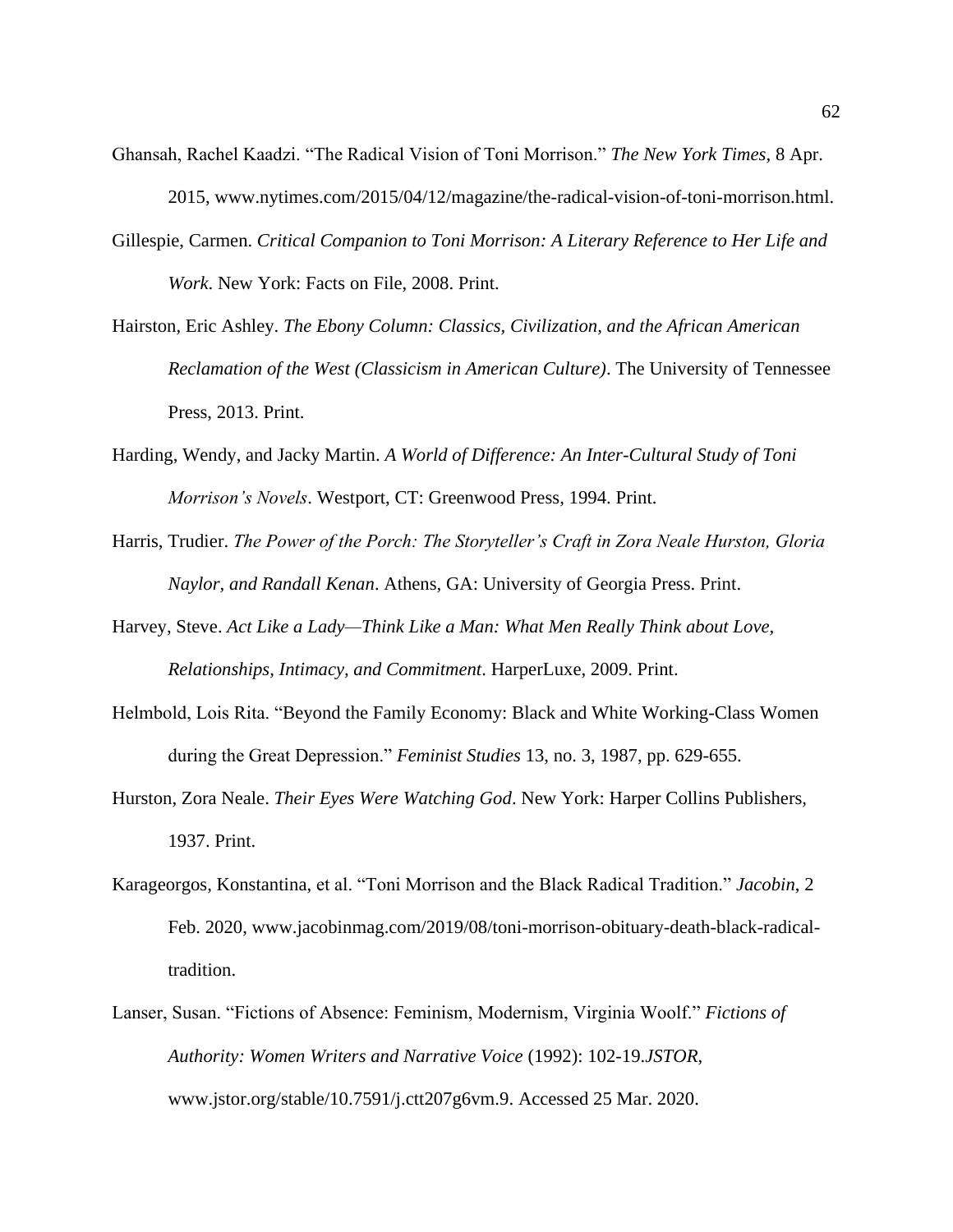Ghansah, Rachel Kaadzi. "The Radical Vision of Toni Morrison." *The New York Times*, 8 Apr. 2015, www.nytimes.com/2015/04/12/magazine/the-radical-vision-of-toni-morrison.html.

Gillespie, Carmen. *Critical Companion to Toni Morrison: A Literary Reference to Her Life and Work*. New York: Facts on File, 2008. Print.

Hairston, Eric Ashley. *The Ebony Column: Classics, Civilization, and the African American Reclamation of the West (Classicism in American Culture)*. The University of Tennessee Press, 2013. Print.

Harding, Wendy, and Jacky Martin. *A World of Difference: An Inter-Cultural Study of Toni Morrison's Novels*. Westport, CT: Greenwood Press, 1994. Print.

Harris, Trudier. *The Power of the Porch: The Storyteller's Craft in Zora Neale Hurston, Gloria Naylor, and Randall Kenan*. Athens, GA: University of Georgia Press. Print.

Harvey, Steve. *Act Like a Lady—Think Like a Man: What Men Really Think about Love, Relationships, Intimacy, and Commitment*. HarperLuxe, 2009. Print.

Helmbold, Lois Rita. "Beyond the Family Economy: Black and White Working-Class Women during the Great Depression." *Feminist Studies* 13, no. 3, 1987, pp. 629-655.

Hurston, Zora Neale. *Their Eyes Were Watching God*. New York: Harper Collins Publishers, 1937. Print.

Karageorgos, Konstantina, et al. "Toni Morrison and the Black Radical Tradition." *Jacobin*, 2 Feb. 2020, www.jacobinmag.com/2019/08/toni-morrison-obituary-death-black-radical-tradition.

Lanser, Susan. "Fictions of Absence: Feminism, Modernism, Virginia Woolf." *Fictions of Authority: Women Writers and Narrative Voice* (1992): 102-19.*JSTOR*, www.jstor.org/stable/10.7591/j.ctt207g6vm.9. Accessed 25 Mar. 2020.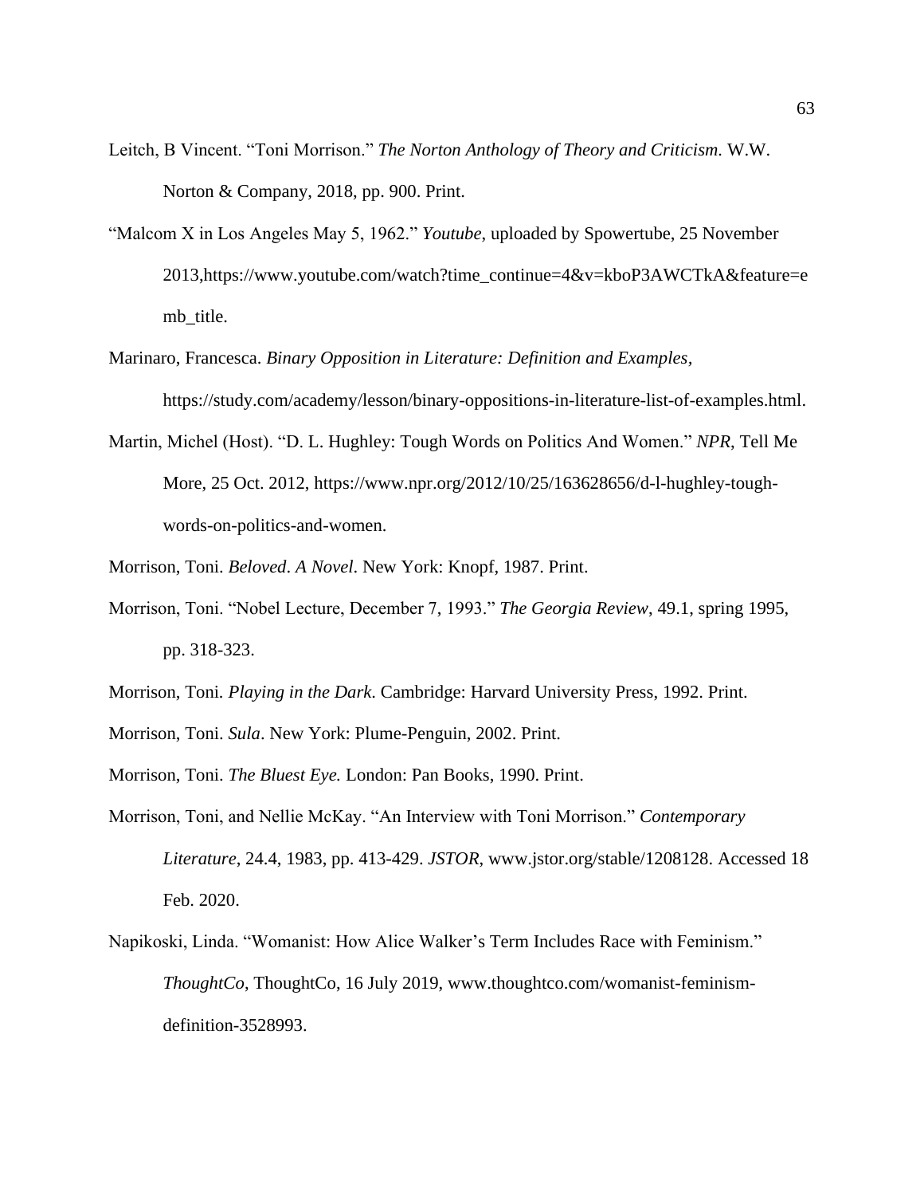Leitch, B Vincent. "Toni Morrison." *The Norton Anthology of Theory and Criticism*. W.W. Norton & Company, 2018, pp. 900. Print.

"Malcom X in Los Angeles May 5, 1962." *Youtube*, uploaded by Spowertube, 25 November 2013,https://www.youtube.com/watch?time_continue=4&v=kboP3AWCTkA&feature=emb_title.

Marinaro, Francesca. *Binary Opposition in Literature: Definition and Examples*, https://study.com/academy/lesson/binary-oppositions-in-literature-list-of-examples.html.

Martin, Michel (Host). "D. L. Hughley: Tough Words on Politics And Women." *NPR*, Tell Me More, 25 Oct. 2012, https://www.npr.org/2012/10/25/163628656/d-l-hughley-tough-words-on-politics-and-women.

Morrison, Toni. *Beloved*. *A Novel*. New York: Knopf, 1987. Print.

Morrison, Toni. "Nobel Lecture, December 7, 1993." *The Georgia Review*, 49.1, spring 1995, pp. 318-323.

Morrison, Toni. *Playing in the Dark*. Cambridge: Harvard University Press, 1992. Print.

Morrison, Toni. *Sula*. New York: Plume-Penguin, 2002. Print.

Morrison, Toni. *The Bluest Eye.* London: Pan Books, 1990. Print.

Morrison, Toni, and Nellie McKay. "An Interview with Toni Morrison." *Contemporary Literature*, 24.4, 1983, pp. 413-429. *JSTOR*, www.jstor.org/stable/1208128. Accessed 18 Feb. 2020.

Napikoski, Linda. "Womanist: How Alice Walker's Term Includes Race with Feminism." *ThoughtCo*, ThoughtCo, 16 July 2019, www.thoughtco.com/womanist-feminism-definition-3528993.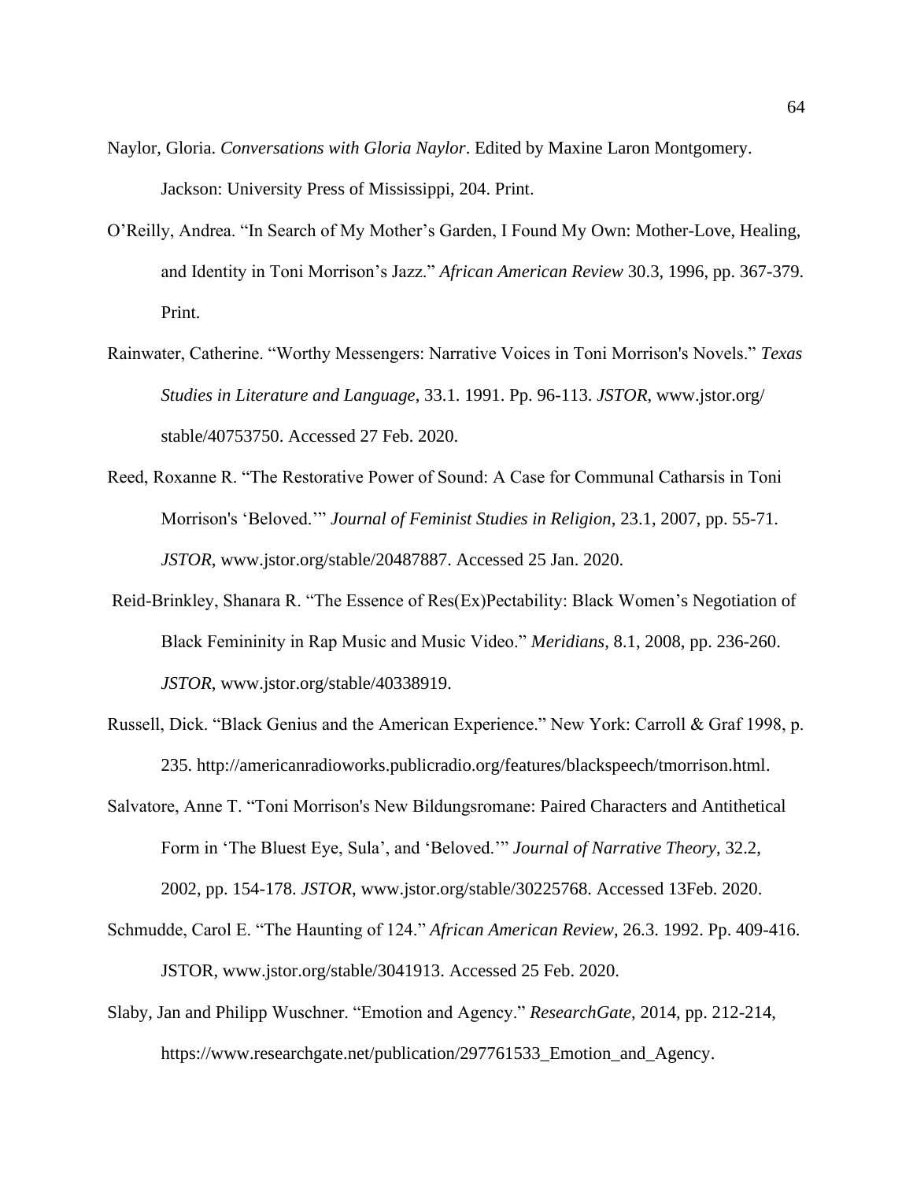Naylor, Gloria. *Conversations with Gloria Naylor*. Edited by Maxine Laron Montgomery. Jackson: University Press of Mississippi, 204. Print.

O'Reilly, Andrea. "In Search of My Mother's Garden, I Found My Own: Mother-Love, Healing, and Identity in Toni Morrison's Jazz." *African American Review* 30.3, 1996, pp. 367-379. Print.

Rainwater, Catherine. "Worthy Messengers: Narrative Voices in Toni Morrison's Novels." *Texas Studies in Literature and Language*, 33.1. 1991. Pp. 96-113. *JSTOR*, www.jstor.org/ stable/40753750. Accessed 27 Feb. 2020.

Reed, Roxanne R. "The Restorative Power of Sound: A Case for Communal Catharsis in Toni Morrison's 'Beloved.'" *Journal of Feminist Studies in Religion*, 23.1, 2007, pp. 55-71. *JSTOR*, www.jstor.org/stable/20487887. Accessed 25 Jan. 2020.

Reid-Brinkley, Shanara R. "The Essence of Res(Ex)Pectability: Black Women's Negotiation of Black Femininity in Rap Music and Music Video." *Meridians*, 8.1, 2008, pp. 236-260. *JSTOR*, www.jstor.org/stable/40338919.

Russell, Dick. "Black Genius and the American Experience." New York: Carroll & Graf 1998, p. 235. http://americanradioworks.publicradio.org/features/blackspeech/tmorrison.html.

Salvatore, Anne T. "Toni Morrison's New Bildungsromane: Paired Characters and Antithetical Form in 'The Bluest Eye, Sula', and 'Beloved.'" *Journal of Narrative Theory*, 32.2, 2002, pp. 154-178. *JSTOR*, www.jstor.org/stable/30225768. Accessed 13Feb. 2020.

Schmudde, Carol E. "The Haunting of 124." *African American Review*, 26.3. 1992. Pp. 409-416. JSTOR, www.jstor.org/stable/3041913. Accessed 25 Feb. 2020.

Slaby, Jan and Philipp Wuschner. "Emotion and Agency." *ResearchGate*, 2014, pp. 212-214, https://www.researchgate.net/publication/297761533_Emotion_and_Agency.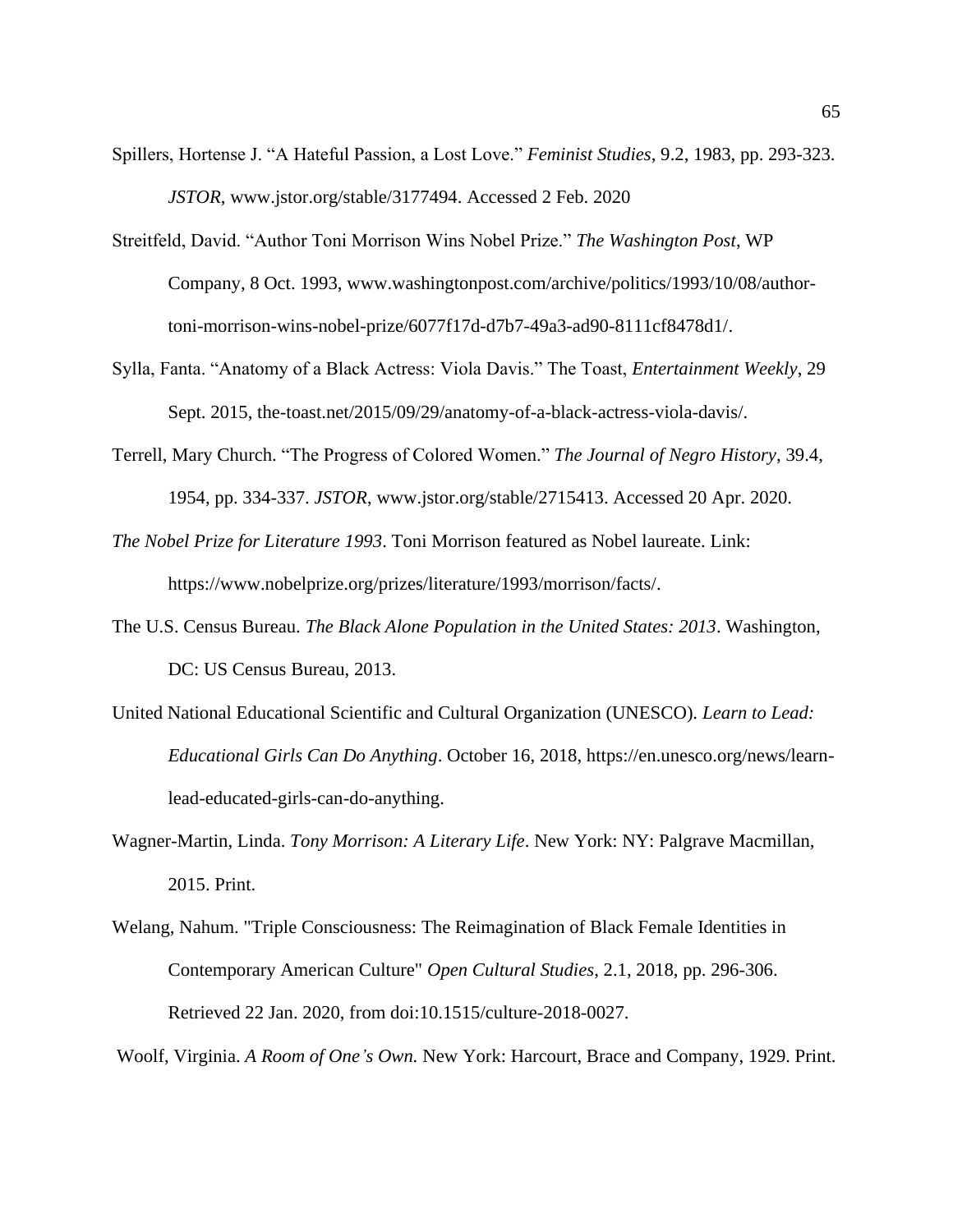Spillers, Hortense J. "A Hateful Passion, a Lost Love." *Feminist Studies*, 9.2, 1983, pp. 293-323. *JSTOR*, www.jstor.org/stable/3177494. Accessed 2 Feb. 2020

Streitfeld, David. "Author Toni Morrison Wins Nobel Prize." *The Washington Post*, WP Company, 8 Oct. 1993, www.washingtonpost.com/archive/politics/1993/10/08/author-toni-morrison-wins-nobel-prize/6077f17d-d7b7-49a3-ad90-8111cf8478d1/.

Sylla, Fanta. "Anatomy of a Black Actress: Viola Davis." The Toast, *Entertainment Weekly*, 29 Sept. 2015, the-toast.net/2015/09/29/anatomy-of-a-black-actress-viola-davis/.

Terrell, Mary Church. "The Progress of Colored Women." *The Journal of Negro History*, 39.4, 1954, pp. 334-337. *JSTOR*, www.jstor.org/stable/2715413. Accessed 20 Apr. 2020.

*The Nobel Prize for Literature 1993*. Toni Morrison featured as Nobel laureate. Link: https://www.nobelprize.org/prizes/literature/1993/morrison/facts/.

The U.S. Census Bureau. *The Black Alone Population in the United States: 2013*. Washington, DC: US Census Bureau, 2013.

United National Educational Scientific and Cultural Organization (UNESCO). *Learn to Lead: Educational Girls Can Do Anything*. October 16, 2018, https://en.unesco.org/news/learn-lead-educated-girls-can-do-anything.

Wagner-Martin, Linda. *Tony Morrison: A Literary Life*. New York: NY: Palgrave Macmillan, 2015. Print.

Welang, Nahum. "Triple Consciousness: The Reimagination of Black Female Identities in Contemporary American Culture" *Open Cultural Studies*, 2.1, 2018, pp. 296-306. Retrieved 22 Jan. 2020, from doi:10.1515/culture-2018-0027.

Woolf, Virginia. *A Room of One's Own.* New York: Harcourt, Brace and Company, 1929. Print.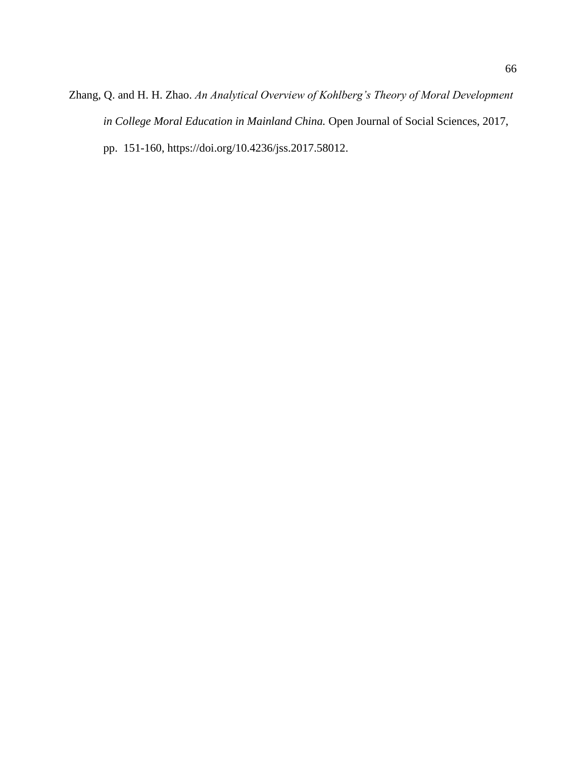Zhang, Q. and H. H. Zhao. *An Analytical Overview of Kohlberg's Theory of Moral Development in College Moral Education in Mainland China.* Open Journal of Social Sciences, 2017, pp. 151-160, https://doi.org/10.4236/jss.2017.58012.